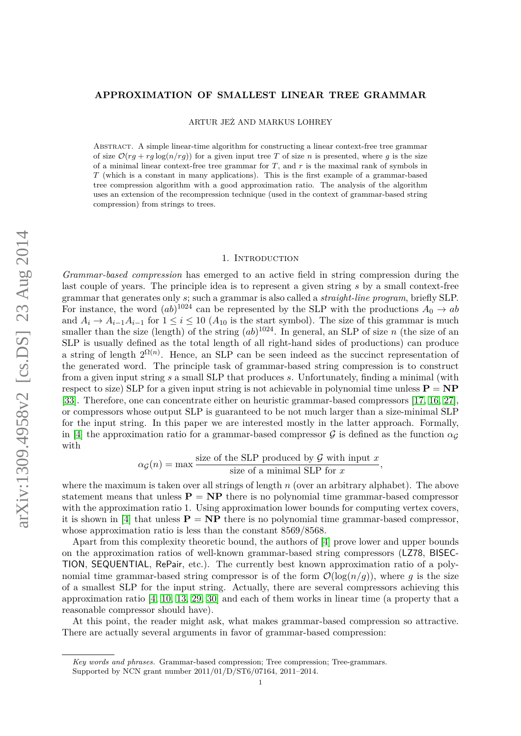# APPROXIMATION OF SMALLEST LINEAR TREE GRAMMAR

ARTUR JEŻ AND MARKUS LOHREY

ABSTRACT. A simple linear-time algorithm for constructing a linear context-free tree grammar of size $\mathcal{O}(rg + rg\log(n/rg))$ for a given input tree $T$ of size $n$ is presented, where $g$ is the size of a minimal linear context-free tree grammar for $T$, and $r$ is the maximal rank of symbols in $T$ (which is a constant in many applications). This is the first example of a grammar-based tree compression algorithm with a good approximation ratio. The analysis of the algorithm uses an extension of the recompression technique (used in the context of grammar-based string compression) from strings to trees.

## 1. INTRODUCTION

*Grammar-based compression* has emerged to an active field in string compression during the last couple of years. The principle idea is to represent a given string $s$ by a small context-free grammar that generates only $s$; such a grammar is also called a *straight-line program*, briefly SLP. For instance, the word $(ab)^{1024}$ can be represented by the SLP with the productions $A_0 \to ab$ and $A_i \to A_{i-1}A_{i-1}$ for $1 \le i \le 10$ ($A_{10}$ is the start symbol). The size of this grammar is much smaller than the size (length) of the string $(ab)^{1024}$. In general, an SLP of size $n$ (the size of an SLP is usually defined as the total length of all right-hand sides of productions) can produce a string of length $2^{\Omega(n)}$. Hence, an SLP can be seen indeed as the succinct representation of the generated word. The principle task of grammar-based string compression is to construct from a given input string $s$ a small SLP that produces $s$. Unfortunately, finding a minimal (with respect to size) SLP for a given input string is not achievable in polynomial time unless $\mathbf{P} = \mathbf{NP}$ [33]. Therefore, one can concentrate either on heuristic grammar-based compressors [17, 16, 27], or compressors whose output SLP is guaranteed to be not much larger than a size-minimal SLP for the input string. In this paper we are interested mostly in the latter approach. Formally, in [4] the approximation ratio for a grammar-based compressor $\mathcal{G}$ is defined as the function $\alpha_{\mathcal{G}}$ with

$$\alpha_{\mathcal{G}}(n) = \max \frac{\text{size of the SLP produced by } \mathcal{G} \text{ with input } x}{\text{size of a minimal SLP for } x},$$

where the maximum is taken over all strings of length $n$ (over an arbitrary alphabet). The above statement means that unless $\mathbf{P} = \mathbf{NP}$ there is no polynomial time grammar-based compressor with the approximation ratio 1. Using approximation lower bounds for computing vertex covers, it is shown in [4] that unless $\mathbf{P} = \mathbf{NP}$ there is no polynomial time grammar-based compressor, whose approximation ratio is less than the constant 8569/8568.

Apart from this complexity theoretic bound, the authors of [4] prove lower and upper bounds on the approximation ratios of well-known grammar-based string compressors (LZ78, BISECTION, SEQUENTIAL, RePair, etc.). The currently best known approximation ratio of a polynomial time grammar-based string compressor is of the form $\mathcal{O}(\log(n/g))$, where $g$ is the size of a smallest SLP for the input string. Actually, there are several compressors achieving this approximation ratio [4, 10, 13, 29, 30] and each of them works in linear time (a property that a reasonable compressor should have).

At this point, the reader might ask, what makes grammar-based compression so attractive. There are actually several arguments in favor of grammar-based compression:

---

*Key words and phrases.* Grammar-based compression; Tree compression; Tree-grammars.

Supported by NCN grant number 2011/01/D/ST6/07164, 2011–2014.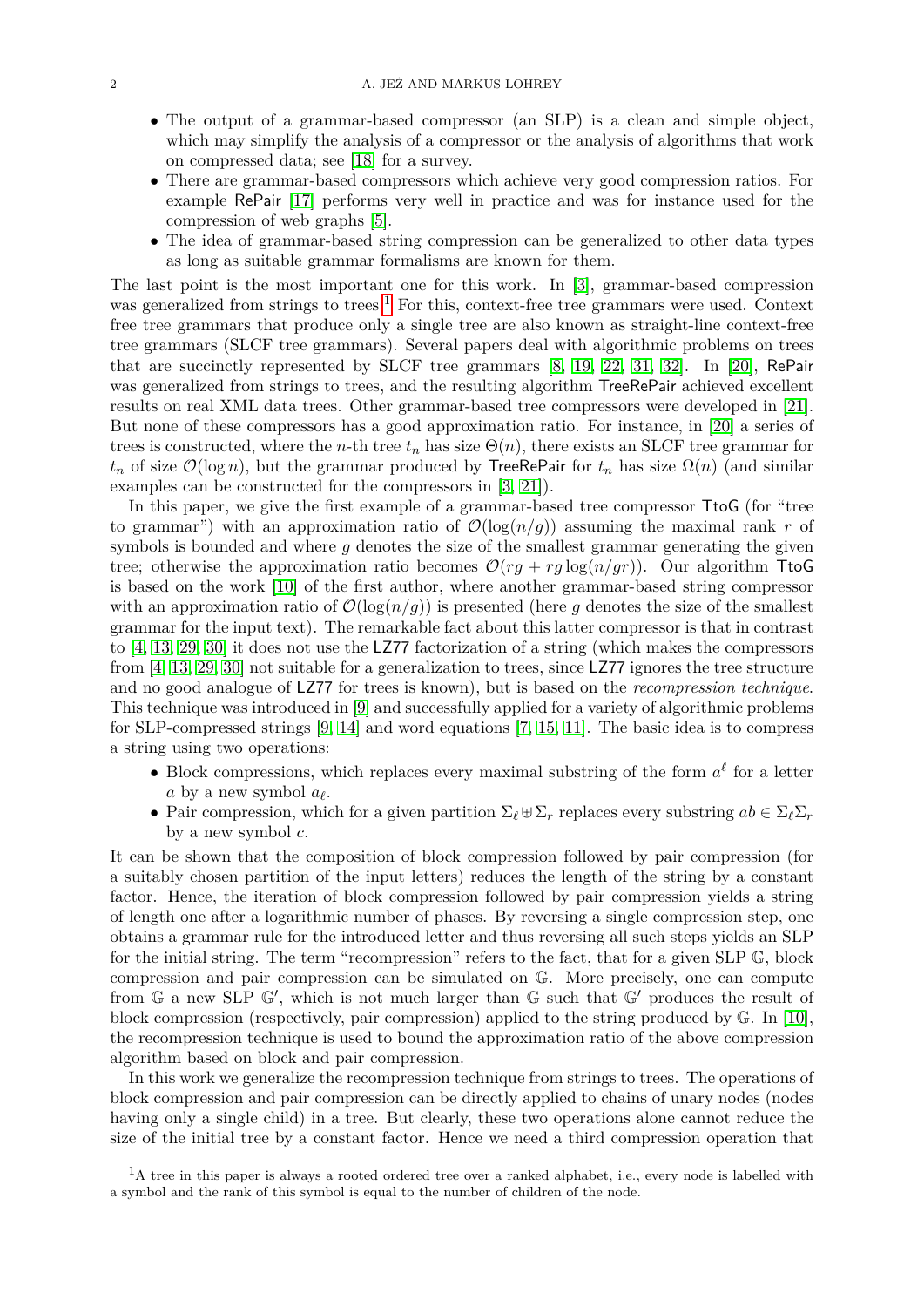- The output of a grammar-based compressor (an SLP) is a clean and simple object, which may simplify the analysis of a compressor or the analysis of algorithms that work on compressed data; see [18] for a survey.
- There are grammar-based compressors which achieve very good compression ratios. For example RePair [17] performs very well in practice and was for instance used for the compression of web graphs [5].
- The idea of grammar-based string compression can be generalized to other data types as long as suitable grammar formalisms are known for them.

The last point is the most important one for this work. In [3], grammar-based compression was generalized from strings to trees.[1] For this, context-free tree grammars were used. Context free tree grammars that produce only a single tree are also known as straight-line context-free tree grammars (SLCF tree grammars). Several papers deal with algorithmic problems on trees that are succinctly represented by SLCF tree grammars [8, 19, 22, 31, 32]. In [20], RePair was generalized from strings to trees, and the resulting algorithm TreeRePair achieved excellent results on real XML data trees. Other grammar-based tree compressors were developed in [21]. But none of these compressors has a good approximation ratio. For instance, in [20] a series of trees is constructed, where the $n$-th tree $t_n$ has size $\Theta(n)$, there exists an SLCF tree grammar for $t_n$ of size $\mathcal{O}(\log n)$, but the grammar produced by TreeRePair for $t_n$ has size $\Omega(n)$ (and similar examples can be constructed for the compressors in [3, 21]).

In this paper, we give the first example of a grammar-based tree compressor TtoG (for "tree to grammar") with an approximation ratio of $\mathcal{O}(\log(n/g))$ assuming the maximal rank $r$ of symbols is bounded and where $g$ denotes the size of the smallest grammar generating the given tree; otherwise the approximation ratio becomes $\mathcal{O}(rg + rg\log(n/gr))$. Our algorithm TtoG is based on the work [10] of the first author, where another grammar-based string compressor with an approximation ratio of $\mathcal{O}(\log(n/g))$ is presented (here $g$ denotes the size of the smallest grammar for the input text). The remarkable fact about this latter compressor is that in contrast to [4, 13, 29, 30] it does not use the LZ77 factorization of a string (which makes the compressors from [4, 13, 29, 30] not suitable for a generalization to trees, since LZ77 ignores the tree structure and no good analogue of LZ77 for trees is known), but is based on the *recompression technique*. This technique was introduced in [9] and successfully applied for a variety of algorithmic problems for SLP-compressed strings [9, 14] and word equations [7, 15, 11]. The basic idea is to compress a string using two operations:

- Block compressions, which replaces every maximal substring of the form $a^\ell$ for a letter $a$ by a new symbol $a_\ell$.
- Pair compression, which for a given partition $\Sigma_\ell \uplus \Sigma_r$ replaces every substring $ab \in \Sigma_\ell\Sigma_r$ by a new symbol $c$.

It can be shown that the composition of block compression followed by pair compression (for a suitably chosen partition of the input letters) reduces the length of the string by a constant factor. Hence, the iteration of block compression followed by pair compression yields a string of length one after a logarithmic number of phases. By reversing a single compression step, one obtains a grammar rule for the introduced letter and thus reversing all such steps yields an SLP for the initial string. The term "recompression" refers to the fact, that for a given SLP $\mathbb{G}$, block compression and pair compression can be simulated on $\mathbb{G}$. More precisely, one can compute from $\mathbb{G}$ a new SLP $\mathbb{G}'$, which is not much larger than $\mathbb{G}$ such that $\mathbb{G}'$ produces the result of block compression (respectively, pair compression) applied to the string produced by $\mathbb{G}$. In [10], the recompression technique is used to bound the approximation ratio of the above compression algorithm based on block and pair compression.

In this work we generalize the recompression technique from strings to trees. The operations of block compression and pair compression can be directly applied to chains of unary nodes (nodes having only a single child) in a tree. But clearly, these two operations alone cannot reduce the size of the initial tree by a constant factor. Hence we need a third compression operation that

[1] A tree in this paper is always a rooted ordered tree over a ranked alphabet, i.e., every node is labelled with a symbol and the rank of this symbol is equal to the number of children of the node.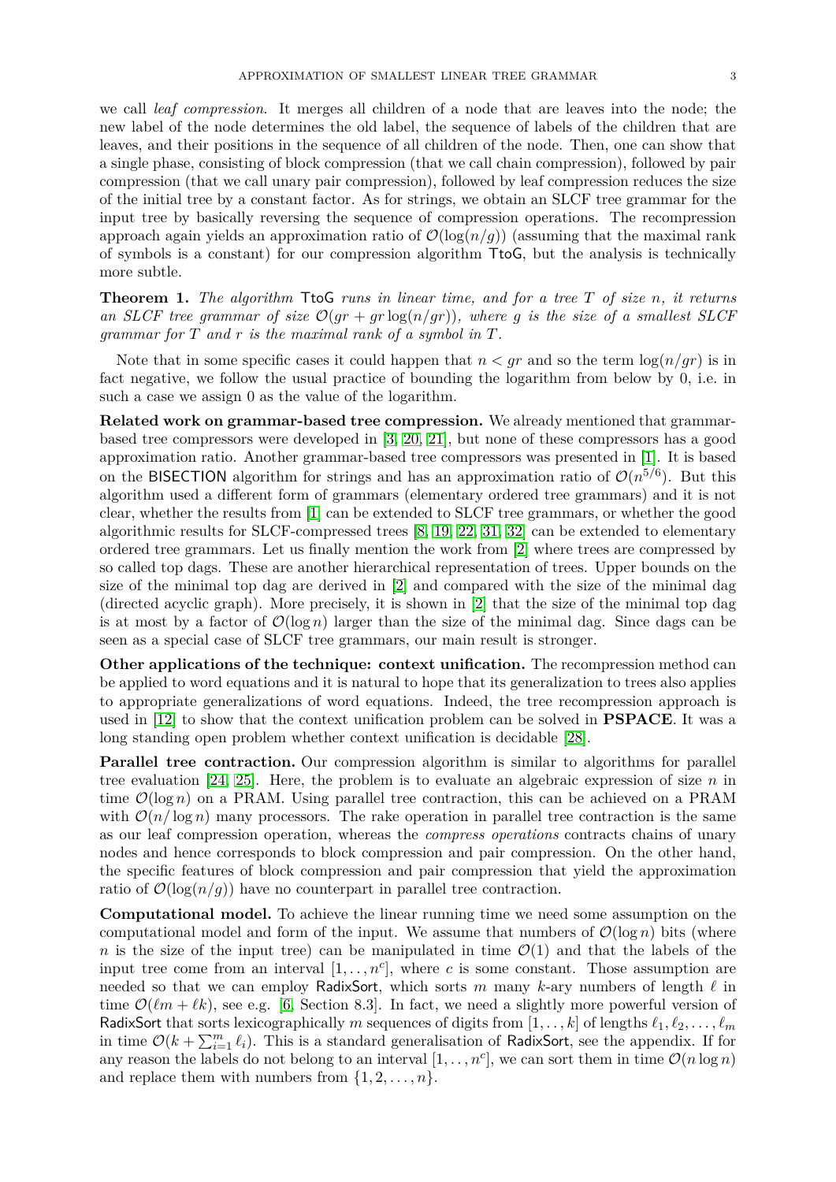we call *leaf compression*. It merges all children of a node that are leaves into the node; the new label of the node determines the old label, the sequence of labels of the children that are leaves, and their positions in the sequence of all children of the node. Then, one can show that a single phase, consisting of block compression (that we call chain compression), followed by pair compression (that we call unary pair compression), followed by leaf compression reduces the size of the initial tree by a constant factor. As for strings, we obtain an SLCF tree grammar for the input tree by basically reversing the sequence of compression operations. The recompression approach again yields an approximation ratio of $\mathcal{O}(\log(n/g))$ (assuming that the maximal rank of symbols is a constant) for our compression algorithm TtoG, but the analysis is technically more subtle.

**Theorem 1.** *The algorithm* TtoG *runs in linear time, and for a tree $T$ of size $n$, it returns an SLCF tree grammar of size $\mathcal{O}(gr + gr\log(n/gr))$, where $g$ is the size of a smallest SLCF grammar for $T$ and $r$ is the maximal rank of a symbol in $T$.*

Note that in some specific cases it could happen that $n < gr$ and so the term $\log(n/gr)$ is in fact negative, we follow the usual practice of bounding the logarithm from below by 0, i.e. in such a case we assign 0 as the value of the logarithm.

**Related work on grammar-based tree compression.** We already mentioned that grammar-based tree compressors were developed in [3, 20, 21], but none of these compressors has a good approximation ratio. Another grammar-based tree compressors was presented in [1]. It is based on the BISECTION algorithm for strings and has an approximation ratio of $\mathcal{O}(n^{5/6})$. But this algorithm used a different form of grammars (elementary ordered tree grammars) and it is not clear, whether the results from [1] can be extended to SLCF tree grammars, or whether the good algorithmic results for SLCF-compressed trees [8, 19, 22, 31, 32] can be extended to elementary ordered tree grammars. Let us finally mention the work from [2] where trees are compressed by so called top dags. These are another hierarchical representation of trees. Upper bounds on the size of the minimal top dag are derived in [2] and compared with the size of the minimal dag (directed acyclic graph). More precisely, it is shown in [2] that the size of the minimal top dag is at most by a factor of $\mathcal{O}(\log n)$ larger than the size of the minimal dag. Since dags can be seen as a special case of SLCF tree grammars, our main result is stronger.

**Other applications of the technique: context unification.** The recompression method can be applied to word equations and it is natural to hope that its generalization to trees also applies to appropriate generalizations of word equations. Indeed, the tree recompression approach is used in [12] to show that the context unification problem can be solved in **PSPACE**. It was a long standing open problem whether context unification is decidable [28].

**Parallel tree contraction.** Our compression algorithm is similar to algorithms for parallel tree evaluation [24, 25]. Here, the problem is to evaluate an algebraic expression of size $n$ in time $\mathcal{O}(\log n)$ on a PRAM. Using parallel tree contraction, this can be achieved on a PRAM with $\mathcal{O}(n/\log n)$ many processors. The rake operation in parallel tree contraction is the same as our leaf compression operation, whereas the *compress operations* contracts chains of unary nodes and hence corresponds to block compression and pair compression. On the other hand, the specific features of block compression and pair compression that yield the approximation ratio of $\mathcal{O}(\log(n/g))$ have no counterpart in parallel tree contraction.

**Computational model.** To achieve the linear running time we need some assumption on the computational model and form of the input. We assume that numbers of $\mathcal{O}(\log n)$ bits (where $n$ is the size of the input tree) can be manipulated in time $\mathcal{O}(1)$ and that the labels of the input tree come from an interval $[1,\ldots,n^c]$, where $c$ is some constant. Those assumption are needed so that we can employ RadixSort, which sorts $m$ many $k$-ary numbers of length $\ell$ in time $\mathcal{O}(\ell m + \ell k)$, see e.g. [6, Section 8.3]. In fact, we need a slightly more powerful version of RadixSort that sorts lexicographically $m$ sequences of digits from $[1,\ldots,k]$ of lengths $\ell_1, \ell_2, \ldots, \ell_m$ in time $\mathcal{O}(k + \sum_{i=1}^{m} \ell_i)$. This is a standard generalisation of RadixSort, see the appendix. If for any reason the labels do not belong to an interval $[1,\ldots,n^c]$, we can sort them in time $\mathcal{O}(n\log n)$ and replace them with numbers from $\{1, 2, \ldots, n\}$.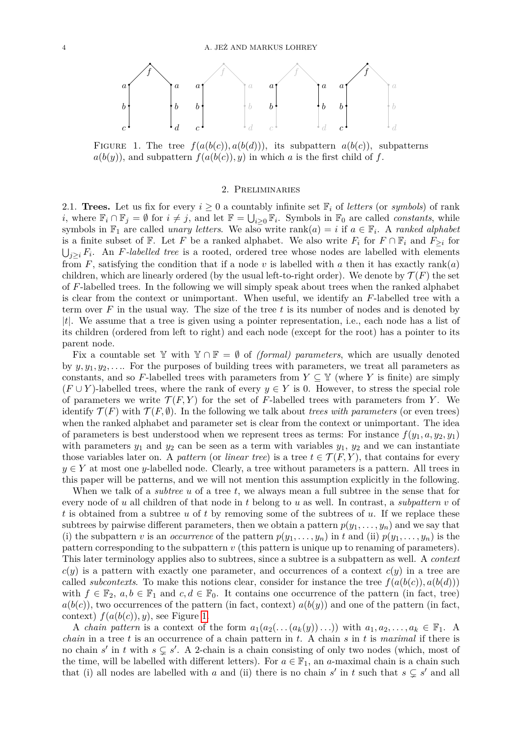FIGURE 1. The tree $f(a(b(c)), a(b(d)))$, its subpattern $a(b(c))$, subpatterns $a(b(y))$, and subpattern $f(a(b(c)), y)$ in which $a$ is the first child of $f$.

## 2. Preliminaries

2.1. **Trees.** Let us fix for every $i \geq 0$ a countably infinite set $\mathbb{F}_i$ of *letters* (or *symbols*) of rank $i$, where $\mathbb{F}_i \cap \mathbb{F}_j = \emptyset$ for $i \neq j$, and let $\mathbb{F} = \bigcup_{i \geq 0} \mathbb{F}_i$. Symbols in $\mathbb{F}_0$ are called *constants*, while symbols in $\mathbb{F}_1$ are called *unary letters*. We also write $\operatorname{rank}(a) = i$ if $a \in \mathbb{F}_i$. A *ranked alphabet* is a finite subset of $\mathbb{F}$. Let $F$ be a ranked alphabet. We also write $F_i$ for $F \cap \mathbb{F}_i$ and $F_{\geq i}$ for $\bigcup_{j \geq i} F_i$. An *$F$-labelled tree* is a rooted, ordered tree whose nodes are labelled with elements from $F$, satisfying the condition that if a node $v$ is labelled with $a$ then it has exactly $\operatorname{rank}(a)$ children, which are linearly ordered (by the usual left-to-right order). We denote by $\mathcal{T}(F)$ the set of $F$-labelled trees. In the following we will simply speak about trees when the ranked alphabet is clear from the context or unimportant. When useful, we identify an $F$-labelled tree with a term over $F$ in the usual way. The size of the tree $t$ is its number of nodes and is denoted by $|t|$. We assume that a tree is given using a pointer representation, i.e., each node has a list of its children (ordered from left to right) and each node (except for the root) has a pointer to its parent node.

Fix a countable set $\mathbb{Y}$ with $\mathbb{Y} \cap \mathbb{F} = \emptyset$ of *(formal) parameters*, which are usually denoted by $y, y_1, y_2, \ldots$. For the purposes of building trees with parameters, we treat all parameters as constants, and so $F$-labelled trees with parameters from $Y \subseteq \mathbb{Y}$ (where $Y$ is finite) are simply $(F \cup Y)$-labelled trees, where the rank of every $y \in Y$ is 0. However, to stress the special role of parameters we write $\mathcal{T}(F, Y)$ for the set of $F$-labelled trees with parameters from $Y$. We identify $\mathcal{T}(F)$ with $\mathcal{T}(F, \emptyset)$. In the following we talk about *trees with parameters* (or even trees) when the ranked alphabet and parameter set is clear from the context or unimportant. The idea of parameters is best understood when we represent trees as terms: For instance $f(y_1, a, y_2, y_1)$ with parameters $y_1$ and $y_2$ can be seen as a term with variables $y_1$, $y_2$ and we can instantiate those variables later on. A *pattern* (or *linear tree*) is a tree $t \in \mathcal{T}(F, Y)$, that contains for every $y \in Y$ at most one $y$-labelled node. Clearly, a tree without parameters is a pattern. All trees in this paper will be patterns, and we will not mention this assumption explicitly in the following.

When we talk of a *subtree* $u$ of a tree $t$, we always mean a full subtree in the sense that for every node of $u$ all children of that node in $t$ belong to $u$ as well. In contrast, a *subpattern* $v$ of $t$ is obtained from a subtree $u$ of $t$ by removing some of the subtrees of $u$. If we replace these subtrees by pairwise different parameters, then we obtain a pattern $p(y_1, \ldots, y_n)$ and we say that (i) the subpattern $v$ is an *occurrence* of the pattern $p(y_1, \ldots, y_n)$ in $t$ and (ii) $p(y_1, \ldots, y_n)$ is the pattern corresponding to the subpattern $v$ (this pattern is unique up to renaming of parameters). This later terminology applies also to subtrees, since a subtree is a subpattern as well. A *context* $c(y)$ is a pattern with exactly one parameter, and occurrences of a context $c(y)$ in a tree are called *subcontexts*. To make this notions clear, consider for instance the tree $f(a(b(c)), a(b(d)))$ with $f \in \mathbb{F}_2$, $a, b \in \mathbb{F}_1$ and $c, d \in \mathbb{F}_0$. It contains one occurrence of the pattern (in fact, tree) $a(b(c))$, two occurrences of the pattern (in fact, context) $a(b(y))$ and one of the pattern (in fact, context) $f(a(b(c)), y)$, see Figure 1.

A *chain pattern* is a context of the form $a_1(a_2(\ldots(a_k(y))\ldots))$ with $a_1, a_2, \ldots, a_k \in \mathbb{F}_1$. A *chain* in a tree $t$ is an occurrence of a chain pattern in $t$. A chain $s$ in $t$ is *maximal* if there is no chain $s'$ in $t$ with $s \subsetneq s'$. A 2-chain is a chain consisting of only two nodes (which, most of the time, will be labelled with different letters). For $a \in \mathbb{F}_1$, an $a$-maximal chain is a chain such that (i) all nodes are labelled with $a$ and (ii) there is no chain $s'$ in $t$ such that $s \subsetneq s'$ and all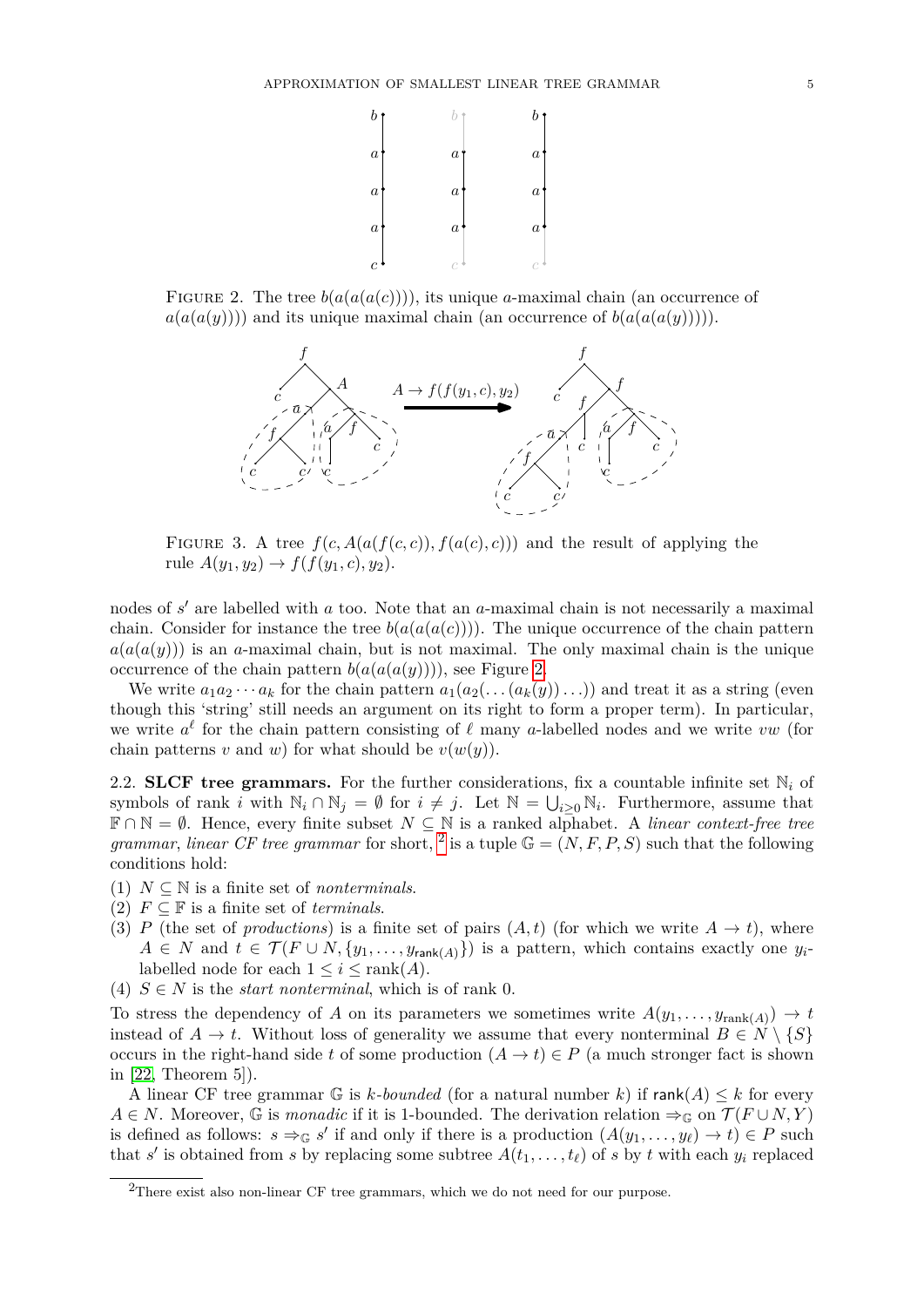FIGURE 2. The tree $b(a(a(a(c))))$, its unique $a$-maximal chain (an occurrence of $a(a(a(y)))$) and its unique maximal chain (an occurrence of $b(a(a(a(y))))$).

FIGURE 3. A tree $f(c, A(a(f(c,c)), f(a(c),c)))$ and the result of applying the rule $A(y_1, y_2) \to f(f(y_1, c), y_2)$.

nodes of $s'$ are labelled with $a$ too. Note that an $a$-maximal chain is not necessarily a maximal chain. Consider for instance the tree $b(a(a(a(c))))$. The unique occurrence of the chain pattern $a(a(a(y)))$ is an $a$-maximal chain, but is not maximal. The only maximal chain is the unique occurrence of the chain pattern $b(a(a(a(y))))$, see Figure 2.

We write $a_1 a_2 \cdots a_k$ for the chain pattern $a_1(a_2(\ldots(a_k(y))\ldots))$ and treat it as a string (even though this 'string' still needs an argument on its right to form a proper term). In particular, we write $a^\ell$ for the chain pattern consisting of $\ell$ many $a$-labelled nodes and we write $vw$ (for chain patterns $v$ and $w$) for what should be $v(w(y))$.

2.2. **SLCF tree grammars.** For the further considerations, fix a countable infinite set $\mathbb{N}_i$ of symbols of rank $i$ with $\mathbb{N}_i \cap \mathbb{N}_j = \emptyset$ for $i \neq j$. Let $\mathbb{N} = \bigcup_{i \geq 0} \mathbb{N}_i$. Furthermore, assume that $\mathbb{F} \cap \mathbb{N} = \emptyset$. Hence, every finite subset $N \subseteq \mathbb{N}$ is a ranked alphabet. A *linear context-free tree grammar*, *linear CF tree grammar* for short, [2] is a tuple $\mathbb{G} = (N, F, P, S)$ such that the following conditions hold:

(1) $N \subseteq \mathbb{N}$ is a finite set of *nonterminals*.
(2) $F \subseteq \mathbb{F}$ is a finite set of *terminals*.
(3) $P$ (the set of *productions*) is a finite set of pairs $(A, t)$ (for which we write $A \to t$), where $A \in N$ and $t \in \mathcal{T}(F \cup N, \{y_1, \ldots, y_{\mathsf{rank}(A)}\})$ is a pattern, which contains exactly one $y_i$-labelled node for each $1 \leq i \leq \mathrm{rank}(A)$.
(4) $S \in N$ is the *start nonterminal*, which is of rank 0.

To stress the dependency of $A$ on its parameters we sometimes write $A(y_1, \ldots, y_{\mathsf{rank}(A)}) \to t$ instead of $A \to t$. Without loss of generality we assume that every nonterminal $B \in N \setminus \{S\}$ occurs in the right-hand side $t$ of some production $(A \to t) \in P$ (a much stronger fact is shown in [22, Theorem 5]).

A linear CF tree grammar $\mathbb{G}$ is $k$-*bounded* (for a natural number $k$) if $\mathsf{rank}(A) \leq k$ for every $A \in N$. Moreover, $\mathbb{G}$ is *monadic* if it is 1-bounded. The derivation relation $\Rightarrow_\mathbb{G}$ on $\mathcal{T}(F \cup N, Y)$ is defined as follows: $s \Rightarrow_\mathbb{G} s'$ if and only if there is a production $(A(y_1, \ldots, y_\ell) \to t) \in P$ such that $s'$ is obtained from $s$ by replacing some subtree $A(t_1, \ldots, t_\ell)$ of $s$ by $t$ with each $y_i$ replaced

[2] There exist also non-linear CF tree grammars, which we do not need for our purpose.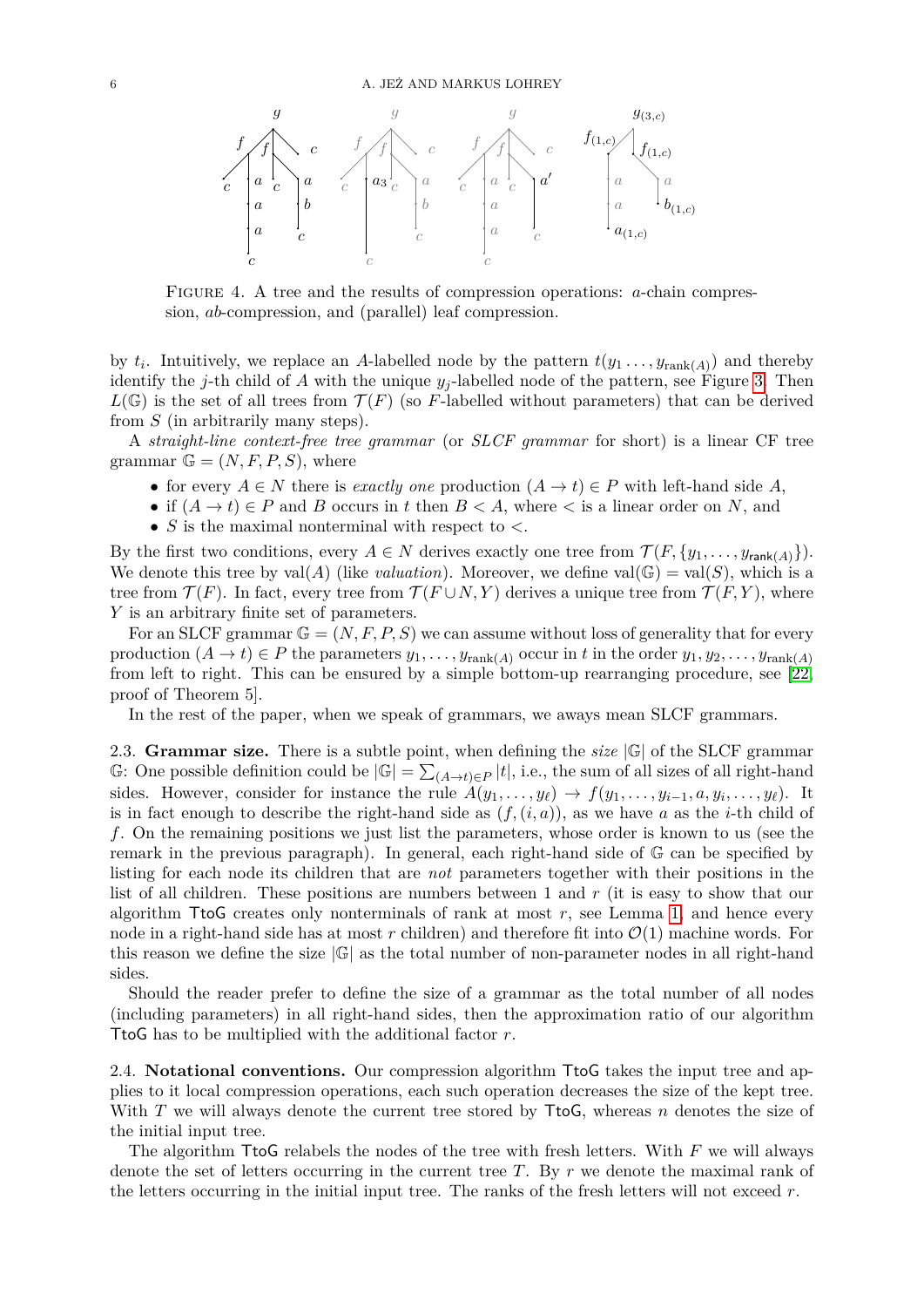FIGURE 4. A tree and the results of compression operations: $a$-chain compression, $ab$-compression, and (parallel) leaf compression.

by $t_i$. Intuitively, we replace an $A$-labelled node by the pattern $t(y_1 \dots, y_{\mathrm{rank}(A)})$ and thereby identify the $j$-th child of $A$ with the unique $y_j$-labelled node of the pattern, see Figure 3. Then $L(\mathbb{G})$ is the set of all trees from $\mathcal{T}(F)$ (so $F$-labelled without parameters) that can be derived from $S$ (in arbitrarily many steps).

A *straight-line context-free tree grammar* (or *SLCF grammar* for short) is a linear CF tree grammar $\mathbb{G} = (N, F, P, S)$, where

- for every $A \in N$ there is *exactly one* production $(A \to t) \in P$ with left-hand side $A$,
- if $(A \to t) \in P$ and $B$ occurs in $t$ then $B < A$, where $<$ is a linear order on $N$, and
- $S$ is the maximal nonterminal with respect to $<$.

By the first two conditions, every $A \in N$ derives exactly one tree from $\mathcal{T}(F, \{y_1, \dots, y_{\mathsf{rank}(A)}\})$. We denote this tree by $\mathrm{val}(A)$ (like *valuation*). Moreover, we define $\mathrm{val}(\mathbb{G}) = \mathrm{val}(S)$, which is a tree from $\mathcal{T}(F)$. In fact, every tree from $\mathcal{T}(F \cup N, Y)$ derives a unique tree from $\mathcal{T}(F, Y)$, where $Y$ is an arbitrary finite set of parameters.

For an SLCF grammar $\mathbb{G} = (N, F, P, S)$ we can assume without loss of generality that for every production $(A \to t) \in P$ the parameters $y_1, \dots, y_{\mathrm{rank}(A)}$ occur in $t$ in the order $y_1, y_2, \dots, y_{\mathrm{rank}(A)}$ from left to right. This can be ensured by a simple bottom-up rearranging procedure, see [22, proof of Theorem 5].

In the rest of the paper, when we speak of grammars, we aways mean SLCF grammars.

2.3. **Grammar size.** There is a subtle point, when defining the *size* $|\mathbb{G}|$ of the SLCF grammar $\mathbb{G}$: One possible definition could be $|\mathbb{G}| = \sum_{(A \to t) \in P} |t|$, i.e., the sum of all sizes of all right-hand sides. However, consider for instance the rule $A(y_1, \dots, y_\ell) \to f(y_1, \dots, y_{i-1}, a, y_i, \dots, y_\ell)$. It is in fact enough to describe the right-hand side as $(f, (i, a))$, as we have $a$ as the $i$-th child of $f$. On the remaining positions we just list the parameters, whose order is known to us (see the remark in the previous paragraph). In general, each right-hand side of $\mathbb{G}$ can be specified by listing for each node its children that are *not* parameters together with their positions in the list of all children. These positions are numbers between 1 and $r$ (it is easy to show that our algorithm TtoG creates only nonterminals of rank at most $r$, see Lemma 1, and hence every node in a right-hand side has at most $r$ children) and therefore fit into $\mathcal{O}(1)$ machine words. For this reason we define the size $|\mathbb{G}|$ as the total number of non-parameter nodes in all right-hand sides.

Should the reader prefer to define the size of a grammar as the total number of all nodes (including parameters) in all right-hand sides, then the approximation ratio of our algorithm TtoG has to be multiplied with the additional factor $r$.

2.4. **Notational conventions.** Our compression algorithm TtoG takes the input tree and applies to it local compression operations, each such operation decreases the size of the kept tree. With $T$ we will always denote the current tree stored by TtoG, whereas $n$ denotes the size of the initial input tree.

The algorithm TtoG relabels the nodes of the tree with fresh letters. With $F$ we will always denote the set of letters occurring in the current tree $T$. By $r$ we denote the maximal rank of the letters occurring in the initial input tree. The ranks of the fresh letters will not exceed $r$.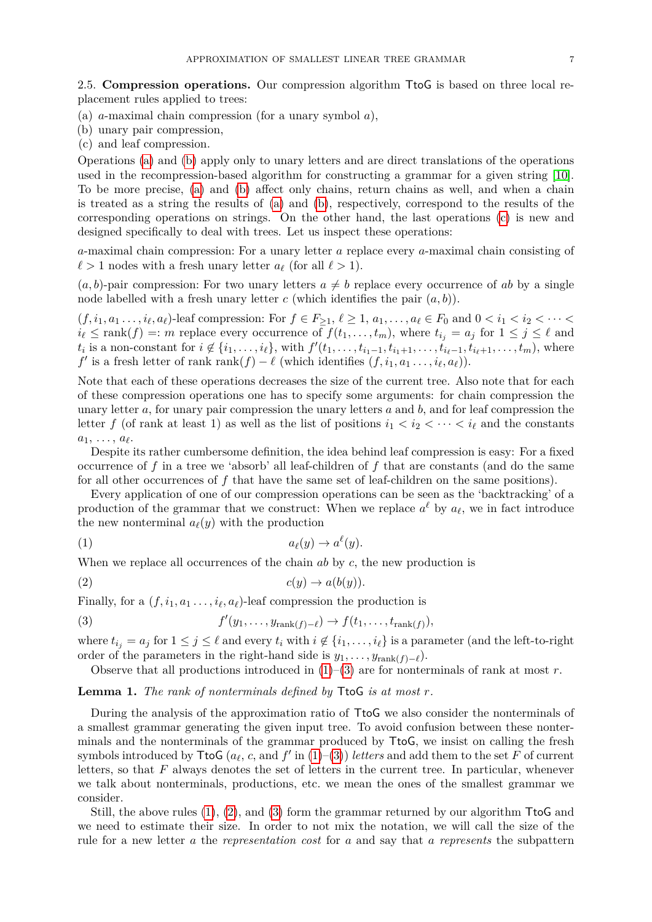**2.5. Compression operations.** Our compression algorithm TtoG is based on three local replacement rules applied to trees:

(a) $a$-maximal chain compression (for a unary symbol $a$),
(b) unary pair compression,
(c) and leaf compression.

Operations (a) and (b) apply only to unary letters and are direct translations of the operations used in the recompression-based algorithm for constructing a grammar for a given string [10]. To be more precise, (a) and (b) affect only chains, return chains as well, and when a chain is treated as a string the results of (a) and (b), respectively, correspond to the results of the corresponding operations on strings. On the other hand, the last operations (c) is new and designed specifically to deal with trees. Let us inspect these operations:

$a$-maximal chain compression: For a unary letter $a$ replace every $a$-maximal chain consisting of $\ell > 1$ nodes with a fresh unary letter $a_\ell$ (for all $\ell > 1$).

$(a, b)$-pair compression: For two unary letters $a \neq b$ replace every occurrence of $ab$ by a single node labelled with a fresh unary letter $c$ (which identifies the pair $(a, b)$).

$(f, i_1, a_1 \ldots, i_\ell, a_\ell)$-leaf compression: For $f \in F_{\geq 1}$, $\ell \geq 1$, $a_1, \ldots, a_\ell \in F_0$ and $0 < i_1 < i_2 < \cdots < i_\ell \leq \mathrm{rank}(f) =: m$ replace every occurrence of $f(t_1, \ldots, t_m)$, where $t_{i_j} = a_j$ for $1 \leq j \leq \ell$ and $t_i$ is a non-constant for $i \notin \{i_1, \ldots, i_\ell\}$, with $f'(t_1, \ldots, t_{i_1-1}, t_{i_1+1}, \ldots, t_{i_\ell-1}, t_{i_\ell+1}, \ldots, t_m)$, where $f'$ is a fresh letter of rank $\mathrm{rank}(f) - \ell$ (which identifies $(f, i_1, a_1 \ldots, i_\ell, a_\ell)$).

Note that each of these operations decreases the size of the current tree. Also note that for each of these compression operations one has to specify some arguments: for chain compression the unary letter $a$, for unary pair compression the unary letters $a$ and $b$, and for leaf compression the letter $f$ (of rank at least 1) as well as the list of positions $i_1 < i_2 < \cdots < i_\ell$ and the constants $a_1, \ldots, a_\ell$.

Despite its rather cumbersome definition, the idea behind leaf compression is easy: For a fixed occurrence of $f$ in a tree we 'absorb' all leaf-children of $f$ that are constants (and do the same for all other occurrences of $f$ that have the same set of leaf-children on the same positions).

Every application of one of our compression operations can be seen as the 'backtracking' of a production of the grammar that we construct: When we replace $a^\ell$ by $a_\ell$, we in fact introduce the new nonterminal $a_\ell(y)$ with the production

$$a_\ell(y) \to a^\ell(y). \tag{1}$$

When we replace all occurrences of the chain $ab$ by $c$, the new production is

$$c(y) \to a(b(y)). \tag{2}$$

Finally, for a $(f, i_1, a_1 \ldots, i_\ell, a_\ell)$-leaf compression the production is

$$f'(y_1, \ldots, y_{\mathrm{rank}(f)-\ell}) \to f(t_1, \ldots, t_{\mathrm{rank}(f)}), \tag{3}$$

where $t_{i_j} = a_j$ for $1 \leq j \leq \ell$ and every $t_i$ with $i \notin \{i_1, \ldots, i_\ell\}$ is a parameter (and the left-to-right order of the parameters in the right-hand side is $y_1, \ldots, y_{\mathrm{rank}(f)-\ell}$).

Observe that all productions introduced in (1)–(3) are for nonterminals of rank at most $r$.

**Lemma 1.** *The rank of nonterminals defined by* TtoG *is at most* $r$.

During the analysis of the approximation ratio of TtoG we also consider the nonterminals of a smallest grammar generating the given input tree. To avoid confusion between these nonterminals and the nonterminals of the grammar produced by TtoG, we insist on calling the fresh symbols introduced by TtoG ($a_\ell$, $c$, and $f'$ in (1)–(3)) *letters* and add them to the set $F$ of current letters, so that $F$ always denotes the set of letters in the current tree. In particular, whenever we talk about nonterminals, productions, etc. we mean the ones of the smallest grammar we consider.

Still, the above rules (1), (2), and (3) form the grammar returned by our algorithm TtoG and we need to estimate their size. In order to not mix the notation, we will call the size of the rule for a new letter $a$ the *representation cost* for $a$ and say that $a$ *represents* the subpattern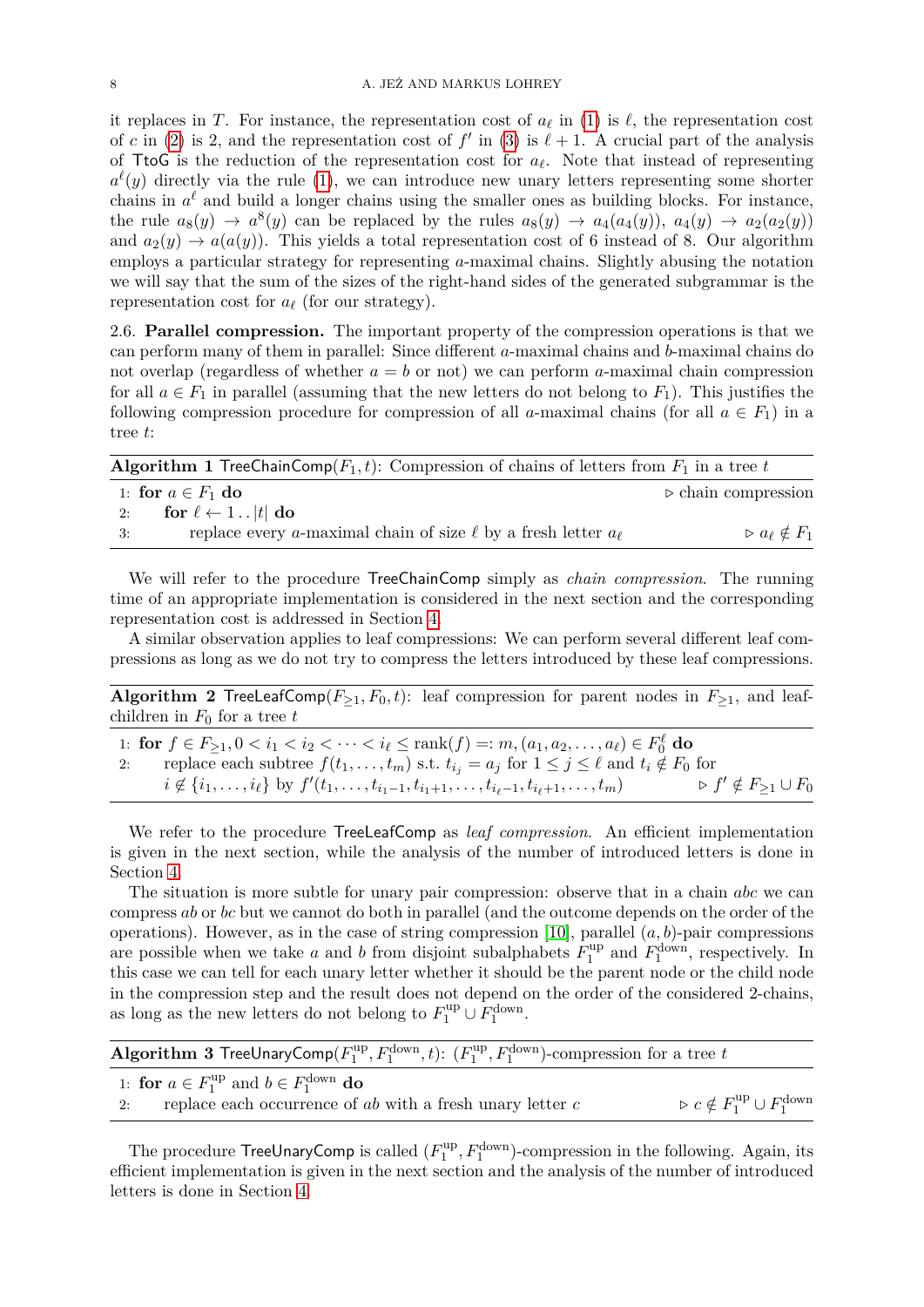it replaces in $T$. For instance, the representation cost of $a_\ell$ in (1) is $\ell$, the representation cost of $c$ in (2) is 2, and the representation cost of $f'$ in (3) is $\ell+1$. A crucial part of the analysis of TtoG is the reduction of the representation cost for $a_\ell$. Note that instead of representing $a^\ell(y)$ directly via the rule (1), we can introduce new unary letters representing some shorter chains in $a^\ell$ and build a longer chains using the smaller ones as building blocks. For instance, the rule $a_8(y) \to a^8(y)$ can be replaced by the rules $a_8(y) \to a_4(a_4(y))$, $a_4(y) \to a_2(a_2(y))$ and $a_2(y) \to a(a(y))$. This yields a total representation cost of 6 instead of 8. Our algorithm employs a particular strategy for representing $a$-maximal chains. Slightly abusing the notation we will say that the sum of the sizes of the right-hand sides of the generated subgrammar is the representation cost for $a_\ell$ (for our strategy).

2.6. **Parallel compression.** The important property of the compression operations is that we can perform many of them in parallel: Since different $a$-maximal chains and $b$-maximal chains do not overlap (regardless of whether $a = b$ or not) we can perform $a$-maximal chain compression for all $a \in F_1$ in parallel (assuming that the new letters do not belong to $F_1$). This justifies the following compression procedure for compression of all $a$-maximal chains (for all $a \in F_1$) in a tree $t$:

**Algorithm 1** TreeChainComp$(F_1, t)$: Compression of chains of letters from $F_1$ in a tree $t$

```
1: for a ∈ F_1 do                                                        ▷ chain compression
2:     for ℓ ← 1..|t| do
3:         replace every a-maximal chain of size ℓ by a fresh letter a_ℓ          ▷ a_ℓ ∉ F_1
```

We will refer to the procedure TreeChainComp simply as *chain compression*. The running time of an appropriate implementation is considered in the next section and the corresponding representation cost is addressed in Section 4.

A similar observation applies to leaf compressions: We can perform several different leaf compressions as long as we do not try to compress the letters introduced by these leaf compressions.

**Algorithm 2** TreeLeafComp$(F_{\geq 1}, F_0, t)$: leaf compression for parent nodes in $F_{\geq 1}$, and leaf-children in $F_0$ for a tree $t$

```
1: for f ∈ F_≥1, 0 < i_1 < i_2 < ··· < i_ℓ ≤ rank(f) =: m, (a_1, a_2, ..., a_ℓ) ∈ F_0^ℓ do
2:     replace each subtree f(t_1, ..., t_m) s.t. t_{i_j} = a_j for 1 ≤ j ≤ ℓ and t_i ∉ F_0 for
       i ∉ {i_1, ..., i_ℓ} by f'(t_1, ..., t_{i_1 - 1}, t_{i_1 + 1}, ..., t_{i_ℓ - 1}, t_{i_ℓ + 1}, ..., t_m)     ▷ f' ∉ F_≥1 ∪ F_0
```

We refer to the procedure TreeLeafComp as *leaf compression*. An efficient implementation is given in the next section, while the analysis of the number of introduced letters is done in Section 4.

The situation is more subtle for unary pair compression: observe that in a chain $abc$ we can compress $ab$ or $bc$ but we cannot do both in parallel (and the outcome depends on the order of the operations). However, as in the case of string compression [10], parallel $(a,b)$-pair compressions are possible when we take $a$ and $b$ from disjoint subalphabets $F_1^{\text{up}}$ and $F_1^{\text{down}}$, respectively. In this case we can tell for each unary letter whether it should be the parent node or the child node in the compression step and the result does not depend on the order of the considered 2-chains, as long as the new letters do not belong to $F_1^{\text{up}} \cup F_1^{\text{down}}$.

**Algorithm 3** TreeUnaryComp$(F_1^{\text{up}}, F_1^{\text{down}}, t)$: $(F_1^{\text{up}}, F_1^{\text{down}})$-compression for a tree $t$

```
1: for a ∈ F_1^up and b ∈ F_1^down do
2:     replace each occurrence of ab with a fresh unary letter c             ▷ c ∉ F_1^up ∪ F_1^down
```

The procedure TreeUnaryComp is called $(F_1^{\text{up}}, F_1^{\text{down}})$-compression in the following. Again, its efficient implementation is given in the next section and the analysis of the number of introduced letters is done in Section 4.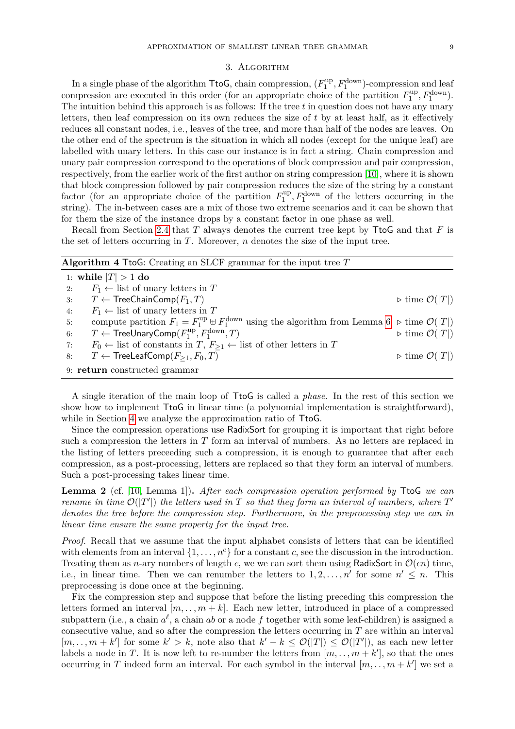## 3. Algorithm

In a single phase of the algorithm TtoG, chain compression, $(F_1^{\text{up}}, F_1^{\text{down}})$-compression and leaf compression are executed in this order (for an appropriate choice of the partition $F_1^{\text{up}}, F_1^{\text{down}}$). The intuition behind this approach is as follows: If the tree $t$ in question does not have any unary letters, then leaf compression on its own reduces the size of $t$ by at least half, as it effectively reduces all constant nodes, i.e., leaves of the tree, and more than half of the nodes are leaves. On the other end of the spectrum is the situation in which all nodes (except for the unique leaf) are labelled with unary letters. In this case our instance is in fact a string. Chain compression and unary pair compression correspond to the operations of block compression and pair compression, respectively, from the earlier work of the first author on string compression [10], where it is shown that block compression followed by pair compression reduces the size of the string by a constant factor (for an appropriate choice of the partition $F_1^{\text{up}}, F_1^{\text{down}}$ of the letters occurring in the string). The in-between cases are a mix of those two extreme scenarios and it can be shown that for them the size of the instance drops by a constant factor in one phase as well.

Recall from Section 2.4 that $T$ always denotes the current tree kept by TtoG and that $F$ is the set of letters occurring in $T$. Moreover, $n$ denotes the size of the input tree.

---

**Algorithm 4** TtoG: Creating an SLCF grammar for the input tree $T$

---

```
1: while |T| > 1 do
2:     F_1 ← list of unary letters in T
3:     T ← TreeChainComp(F_1, T)                                          ▷ time O(|T|)
4:     F_1 ← list of unary letters in T
5:     compute partition F_1 = F_1^up ⊎ F_1^down using the algorithm from Lemma 6  ▷ time O(|T|)
6:     T ← TreeUnaryComp(F_1^up, F_1^down, T)                             ▷ time O(|T|)
7:     F_0 ← list of constants in T, F_{≥1} ← list of other letters in T
8:     T ← TreeLeafComp(F_{≥1}, F_0, T)                                   ▷ time O(|T|)
9: return constructed grammar
```

---

A single iteration of the main loop of TtoG is called a *phase*. In the rest of this section we show how to implement TtoG in linear time (a polynomial implementation is straightforward), while in Section 4 we analyze the approximation ratio of TtoG.

Since the compression operations use RadixSort for grouping it is important that right before such a compression the letters in $T$ form an interval of numbers. As no letters are replaced in the listing of letters preceeding such a compression, it is enough to guarantee that after each compression, as a post-processing, letters are replaced so that they form an interval of numbers. Such a post-processing takes linear time.

**Lemma 2** (cf. [10, Lemma 1])**.** *After each compression operation performed by* TtoG *we can rename in time $\mathcal{O}(|T'|)$ the letters used in $T$ so that they form an interval of numbers, where $T'$ denotes the tree before the compression step. Furthermore, in the preprocessing step we can in linear time ensure the same property for the input tree.*

*Proof.* Recall that we assume that the input alphabet consists of letters that can be identified with elements from an interval $\{1, \ldots, n^c\}$ for a constant $c$, see the discussion in the introduction. Treating them as $n$-ary numbers of length $c$, we we can sort them using RadixSort in $\mathcal{O}(cn)$ time, i.e., in linear time. Then we can renumber the letters to $1, 2, \ldots, n'$ for some $n' \leq n$. This preprocessing is done once at the beginning.

Fix the compression step and suppose that before the listing preceding this compression the letters formed an interval $[m, \ldots, m+k]$. Each new letter, introduced in place of a compressed subpattern (i.e., a chain $a^\ell$, a chain $ab$ or a node $f$ together with some leaf-children) is assigned a consecutive value, and so after the compression the letters occurring in $T$ are within an interval $[m, \ldots, m+k']$ for some $k' > k$, note also that $k' - k \leq \mathcal{O}(|T|) \leq \mathcal{O}(|T'|)$, as each new letter labels a node in $T$. It is now left to re-number the letters from $[m, \ldots, m+k']$, so that the ones occurring in $T$ indeed form an interval. For each symbol in the interval $[m, \ldots, m+k']$ we set a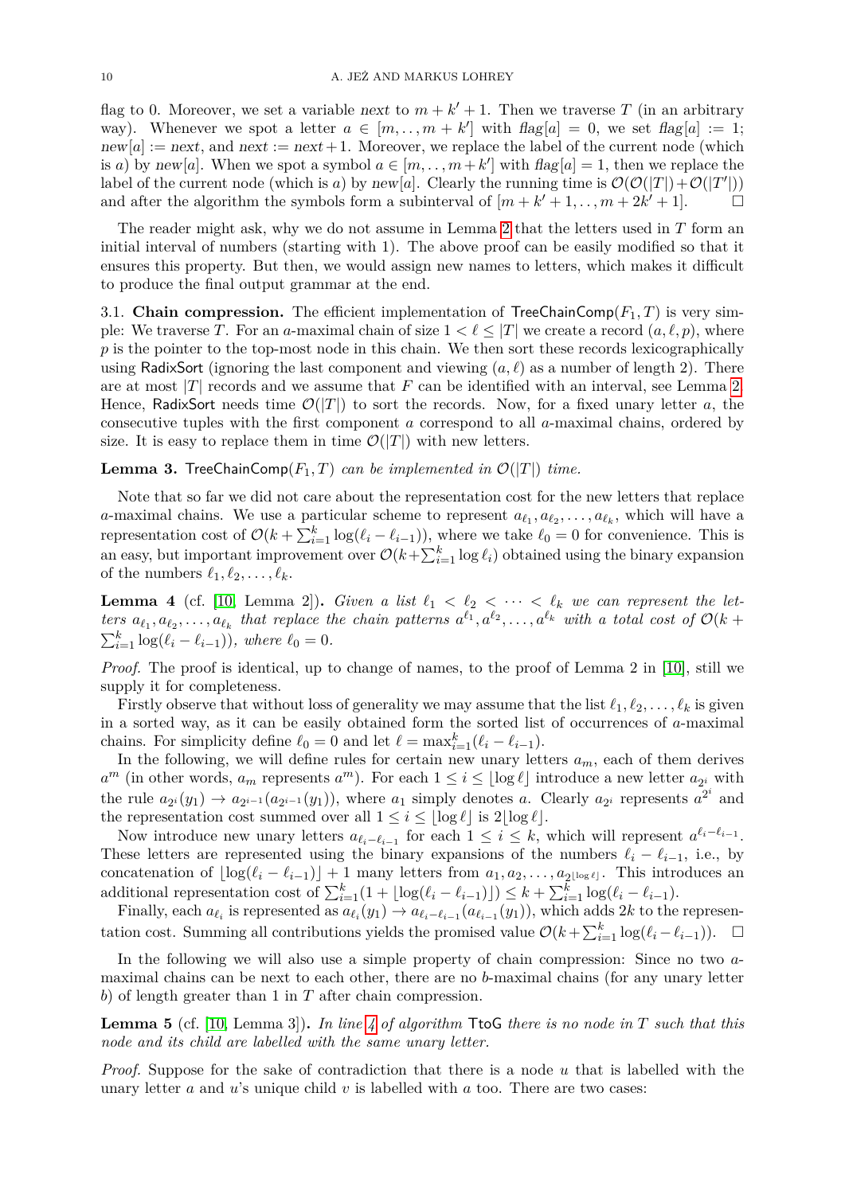flag to 0. Moreover, we set a variable *next* to $m + k' + 1$. Then we traverse $T$ (in an arbitrary way). Whenever we spot a letter $a \in [m, \ldots, m + k']$ with $\mathit{flag}[a] = 0$, we set $\mathit{flag}[a] := 1$; $\mathit{new}[a] := \mathit{next}$, and $\mathit{next} := \mathit{next} + 1$. Moreover, we replace the label of the current node (which is $a$) by $\mathit{new}[a]$. When we spot a symbol $a \in [m, \ldots, m + k']$ with $\mathit{flag}[a] = 1$, then we replace the label of the current node (which is $a$) by $\mathit{new}[a]$. Clearly the running time is $\mathcal{O}(\mathcal{O}(|T|) + \mathcal{O}(|T'|))$ and after the algorithm the symbols form a subinterval of $[m + k' + 1, \ldots, m + 2k' + 1]$. □

The reader might ask, why we do not assume in Lemma 2 that the letters used in $T$ form an initial interval of numbers (starting with 1). The above proof can be easily modified so that it ensures this property. But then, we would assign new names to letters, which makes it difficult to produce the final output grammar at the end.

### 3.1. Chain compression.

The efficient implementation of $\mathsf{TreeChainComp}(F_1, T)$ is very simple: We traverse $T$. For an $a$-maximal chain of size $1 < \ell \le |T|$ we create a record $(a, \ell, p)$, where $p$ is the pointer to the top-most node in this chain. We then sort these records lexicographically using $\mathsf{RadixSort}$ (ignoring the last component and viewing $(a, \ell)$ as a number of length 2). There are at most $|T|$ records and we assume that $F$ can be identified with an interval, see Lemma 2. Hence, $\mathsf{RadixSort}$ needs time $\mathcal{O}(|T|)$ to sort the records. Now, for a fixed unary letter $a$, the consecutive tuples with the first component $a$ correspond to all $a$-maximal chains, ordered by size. It is easy to replace them in time $\mathcal{O}(|T|)$ with new letters.

**Lemma 3.** *$\mathsf{TreeChainComp}(F_1, T)$ can be implemented in $\mathcal{O}(|T|)$ time.*

Note that so far we did not care about the representation cost for the new letters that replace $a$-maximal chains. We use a particular scheme to represent $a_{\ell_1}, a_{\ell_2}, \ldots, a_{\ell_k}$, which will have a representation cost of $\mathcal{O}(k + \sum_{i=1}^{k} \log(\ell_i - \ell_{i-1}))$, where we take $\ell_0 = 0$ for convenience. This is an easy, but important improvement over $\mathcal{O}(k + \sum_{i=1}^{k} \log \ell_i)$ obtained using the binary expansion of the numbers $\ell_1, \ell_2, \ldots, \ell_k$.

**Lemma 4** (cf. [10, Lemma 2])**.** *Given a list $\ell_1 < \ell_2 < \cdots < \ell_k$ we can represent the letters $a_{\ell_1}, a_{\ell_2}, \ldots, a_{\ell_k}$ that replace the chain patterns $a^{\ell_1}, a^{\ell_2}, \ldots, a^{\ell_k}$ with a total cost of $\mathcal{O}(k + \sum_{i=1}^{k} \log(\ell_i - \ell_{i-1}))$, where $\ell_0 = 0$.*

*Proof.* The proof is identical, up to change of names, to the proof of Lemma 2 in [10], still we supply it for completeness.

Firstly observe that without loss of generality we may assume that the list $\ell_1, \ell_2, \ldots, \ell_k$ is given in a sorted way, as it can be easily obtained form the sorted list of occurrences of $a$-maximal chains. For simplicity define $\ell_0 = 0$ and let $\ell = \max_{i=1}^{k}(\ell_i - \ell_{i-1})$.

In the following, we will define rules for certain new unary letters $a_m$, each of them derives $a^m$ (in other words, $a_m$ represents $a^m$). For each $1 \le i \le \lfloor \log \ell \rfloor$ introduce a new letter $a_{2^i}$ with the rule $a_{2^i}(y_1) \to a_{2^{i-1}}(a_{2^{i-1}}(y_1))$, where $a_1$ simply denotes $a$. Clearly $a_{2^i}$ represents $a^{2^i}$ and the representation cost summed over all $1 \le i \le \lfloor \log \ell \rfloor$ is $2\lfloor \log \ell \rfloor$.

Now introduce new unary letters $a_{\ell_i - \ell_{i-1}}$ for each $1 \le i \le k$, which will represent $a^{\ell_i - \ell_{i-1}}$. These letters are represented using the binary expansions of the numbers $\ell_i - \ell_{i-1}$, i.e., by concatenation of $\lfloor \log(\ell_i - \ell_{i-1}) \rfloor + 1$ many letters from $a_1, a_2, \ldots, a_{2^{\lfloor \log \ell \rfloor}}$. This introduces an additional representation cost of $\sum_{i=1}^{k}(1 + \lfloor \log(\ell_i - \ell_{i-1}) \rfloor) \le k + \sum_{i=1}^{k} \log(\ell_i - \ell_{i-1})$.

Finally, each $a_{\ell_i}$ is represented as $a_{\ell_i}(y_1) \to a_{\ell_i - \ell_{i-1}}(a_{\ell_{i-1}}(y_1))$, which adds $2k$ to the representation cost. Summing all contributions yields the promised value $\mathcal{O}(k + \sum_{i=1}^{k} \log(\ell_i - \ell_{i-1}))$. □

In the following we will also use a simple property of chain compression: Since no two $a$-maximal chains can be next to each other, there are no $b$-maximal chains (for any unary letter $b$) of length greater than 1 in $T$ after chain compression.

**Lemma 5** (cf. [10, Lemma 3])**.** *In line 4 of algorithm $\mathsf{TtoG}$ there is no node in $T$ such that this node and its child are labelled with the same unary letter.*

*Proof.* Suppose for the sake of contradiction that there is a node $u$ that is labelled with the unary letter $a$ and $u$'s unique child $v$ is labelled with $a$ too. There are two cases: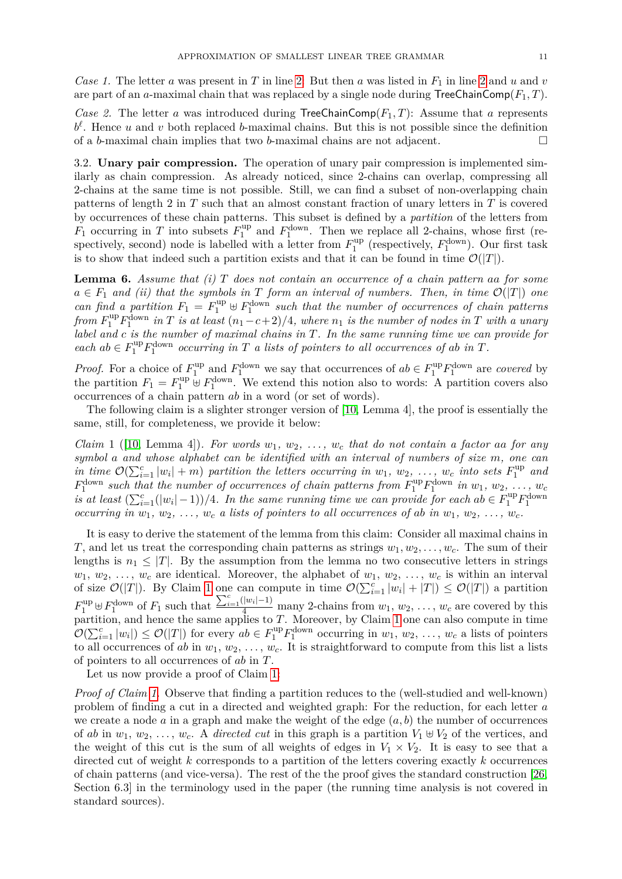*Case 1.* The letter $a$ was present in $T$ in line 2. But then $a$ was listed in $F_1$ in line 2 and $u$ and $v$ are part of an $a$-maximal chain that was replaced by a single node during $\mathsf{TreeChainComp}(F_1, T)$.

*Case 2.* The letter $a$ was introduced during $\mathsf{TreeChainComp}(F_1, T)$: Assume that $a$ represents $b^\ell$. Hence $u$ and $v$ both replaced $b$-maximal chains. But this is not possible since the definition of a $b$-maximal chain implies that two $b$-maximal chains are not adjacent. □

3.2. **Unary pair compression.** The operation of unary pair compression is implemented similarly as chain compression. As already noticed, since 2-chains can overlap, compressing all 2-chains at the same time is not possible. Still, we can find a subset of non-overlapping chain patterns of length 2 in $T$ such that an almost constant fraction of unary letters in $T$ is covered by occurrences of these chain patterns. This subset is defined by a *partition* of the letters from $F_1$ occurring in $T$ into subsets $F_1^{\text{up}}$ and $F_1^{\text{down}}$. Then we replace all 2-chains, whose first (respectively, second) node is labelled with a letter from $F_1^{\text{up}}$ (respectively, $F_1^{\text{down}}$). Our first task is to show that indeed such a partition exists and that it can be found in time $\mathcal{O}(|T|)$.

**Lemma 6.** *Assume that (i) $T$ does not contain an occurrence of a chain pattern $aa$ for some $a \in F_1$ and (ii) that the symbols in $T$ form an interval of numbers. Then, in time $\mathcal{O}(|T|)$ one can find a partition $F_1 = F_1^{\text{up}} \uplus F_1^{\text{down}}$ such that the number of occurrences of chain patterns from $F_1^{\text{up}} F_1^{\text{down}}$ in $T$ is at least $(n_1 - c + 2)/4$, where $n_1$ is the number of nodes in $T$ with a unary label and $c$ is the number of maximal chains in $T$. In the same running time we can provide for each $ab \in F_1^{\text{up}} F_1^{\text{down}}$ occurring in $T$ a lists of pointers to all occurrences of $ab$ in $T$.*

*Proof.* For a choice of $F_1^{\text{up}}$ and $F_1^{\text{down}}$ we say that occurrences of $ab \in F_1^{\text{up}} F_1^{\text{down}}$ are *covered* by the partition $F_1 = F_1^{\text{up}} \uplus F_1^{\text{down}}$. We extend this notion also to words: A partition covers also occurrences of a chain pattern $ab$ in a word (or set of words).

The following claim is a slighter stronger version of [10, Lemma 4], the proof is essentially the same, still, for completeness, we provide it below:

*Claim* 1 ([10, Lemma 4]). *For words $w_1, w_2, \ldots, w_c$ that do not contain a factor $aa$ for any symbol $a$ and whose alphabet can be identified with an interval of numbers of size $m$, one can in time $\mathcal{O}(\sum_{i=1}^{c} |w_i| + m)$ partition the letters occurring in $w_1, w_2, \ldots, w_c$ into sets $F_1^{\text{up}}$ and $F_1^{\text{down}}$ such that the number of occurrences of chain patterns from $F_1^{\text{up}} F_1^{\text{down}}$ in $w_1, w_2, \ldots, w_c$ is at least $(\sum_{i=1}^{c}(|w_i| - 1))/4$. In the same running time we can provide for each $ab \in F_1^{\text{up}} F_1^{\text{down}}$ occurring in $w_1, w_2, \ldots, w_c$ a lists of pointers to all occurrences of $ab$ in $w_1, w_2, \ldots, w_c$.*

It is easy to derive the statement of the lemma from this claim: Consider all maximal chains in $T$, and let us treat the corresponding chain patterns as strings $w_1, w_2, \ldots, w_c$. The sum of their lengths is $n_1 \leq |T|$. By the assumption from the lemma no two consecutive letters in strings $w_1, w_2, \ldots, w_c$ are identical. Moreover, the alphabet of $w_1, w_2, \ldots, w_c$ is within an interval of size $\mathcal{O}(|T|)$. By Claim 1 one can compute in time $\mathcal{O}(\sum_{i=1}^{c} |w_i| + |T|) \leq \mathcal{O}(|T|)$ a partition $F_1^{\text{up}} \uplus F_1^{\text{down}}$ of $F_1$ such that $\frac{\sum_{i=1}^{c}(|w_i|-1)}{4}$ many 2-chains from $w_1, w_2, \ldots, w_c$ are covered by this partition, and hence the same applies to $T$. Moreover, by Claim 1 one can also compute in time $\mathcal{O}(\sum_{i=1}^{c} |w_i|) \leq \mathcal{O}(|T|)$ for every $ab \in F_1^{\text{up}} F_1^{\text{down}}$ occurring in $w_1, w_2, \ldots, w_c$ a lists of pointers to all occurrences of $ab$ in $w_1, w_2, \ldots, w_c$. It is straightforward to compute from this list a lists of pointers to all occurrences of $ab$ in $T$.

Let us now provide a proof of Claim 1:

*Proof of Claim 1.* Observe that finding a partition reduces to the (well-studied and well-known) problem of finding a cut in a directed and weighted graph: For the reduction, for each letter $a$ we create a node $a$ in a graph and make the weight of the edge $(a, b)$ the number of occurrences of $ab$ in $w_1, w_2, \ldots, w_c$. A *directed cut* in this graph is a partition $V_1 \uplus V_2$ of the vertices, and the weight of this cut is the sum of all weights of edges in $V_1 \times V_2$. It is easy to see that a directed cut of weight $k$ corresponds to a partition of the letters covering exactly $k$ occurrences of chain patterns (and vice-versa). The rest of the proof gives the standard construction [26, Section 6.3] in the terminology used in the paper (the running time analysis is not covered in standard sources).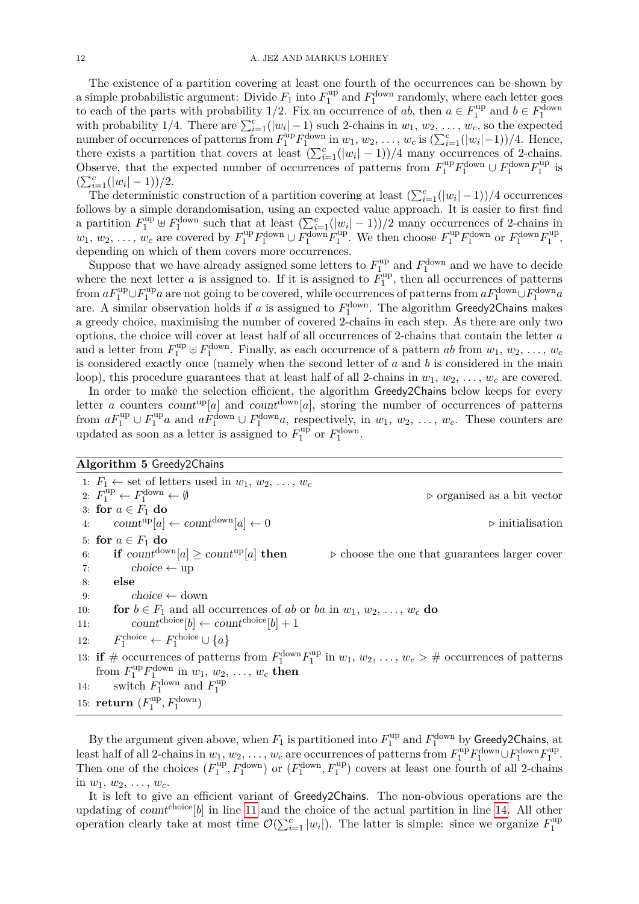The existence of a partition covering at least one fourth of the occurrences can be shown by a simple probabilistic argument: Divide $F_1$ into $F_1^{\mathrm{up}}$ and $F_1^{\mathrm{down}}$ randomly, where each letter goes to each of the parts with probability 1/2. Fix an occurrence of $ab$, then $a \in F_1^{\mathrm{up}}$ and $b \in F_1^{\mathrm{down}}$ with probability 1/4. There are $\sum_{i=1}^{c}(|w_i|-1)$ such 2-chains in $w_1, w_2, \ldots, w_c$, so the expected number of occurrences of patterns from $F_1^{\mathrm{up}}F_1^{\mathrm{down}}$ in $w_1, w_2, \ldots, w_c$ is $(\sum_{i=1}^{c}(|w_i|-1))/4$. Hence, there exists a partition that covers at least $(\sum_{i=1}^{c}(|w_i|-1))/4$ many occurrences of 2-chains. Observe, that the expected number of occurrences of patterns from $F_1^{\mathrm{up}}F_1^{\mathrm{down}} \cup F_1^{\mathrm{down}}F_1^{\mathrm{up}}$ is $(\sum_{i=1}^{c}(|w_i|-1))/2$.

The deterministic construction of a partition covering at least $(\sum_{i=1}^{c}(|w_i|-1))/4$ occurrences follows by a simple derandomisation, using an expected value approach. It is easier to first find a partition $F_1^{\mathrm{up}} \uplus F_1^{\mathrm{down}}$ such that at least $(\sum_{i=1}^{c}(|w_i|-1))/2$ many occurrences of 2-chains in $w_1, w_2, \ldots, w_c$ are covered by $F_1^{\mathrm{up}}F_1^{\mathrm{down}} \cup F_1^{\mathrm{down}}F_1^{\mathrm{up}}$. We then choose $F_1^{\mathrm{up}}F_1^{\mathrm{down}}$ or $F_1^{\mathrm{down}}F_1^{\mathrm{up}}$, depending on which of them covers more occurrences.

Suppose that we have already assigned some letters to $F_1^{\mathrm{up}}$ and $F_1^{\mathrm{down}}$ and we have to decide where the next letter $a$ is assigned to. If it is assigned to $F_1^{\mathrm{up}}$, then all occurrences of patterns from $aF_1^{\mathrm{up}} \cup F_1^{\mathrm{up}}a$ are not going to be covered, while occurrences of patterns from $aF_1^{\mathrm{down}} \cup F_1^{\mathrm{down}}a$ are. A similar observation holds if $a$ is assigned to $F_1^{\mathrm{down}}$. The algorithm Greedy2Chains makes a greedy choice, maximising the number of covered 2-chains in each step. As there are only two options, the choice will cover at least half of all occurrences of 2-chains that contain the letter $a$ and a letter from $F_1^{\mathrm{up}} \uplus F_1^{\mathrm{down}}$. Finally, as each occurrence of a pattern $ab$ from $w_1, w_2, \ldots, w_c$ is considered exactly once (namely when the second letter of $a$ and $b$ is considered in the main loop), this procedure guarantees that at least half of all 2-chains in $w_1, w_2, \ldots, w_c$ are covered.

In order to make the selection efficient, the algorithm Greedy2Chains below keeps for every letter $a$ counters $\mathit{count}^{\mathrm{up}}[a]$ and $\mathit{count}^{\mathrm{down}}[a]$, storing the number of occurrences of patterns from $aF_1^{\mathrm{up}} \cup F_1^{\mathrm{up}}a$ and $aF_1^{\mathrm{down}} \cup F_1^{\mathrm{down}}a$, respectively, in $w_1, w_2, \ldots, w_c$. These counters are updated as soon as a letter is assigned to $F_1^{\mathrm{up}}$ or $F_1^{\mathrm{down}}$.

**Algorithm 5** Greedy2Chains

```
1: F_1 ← set of letters used in w_1, w_2, ..., w_c
2: F_1^up ← F_1^down ← ∅                                    ▷ organised as a bit vector
3: for a ∈ F_1 do
4:     count^up[a] ← count^down[a] ← 0                       ▷ initialisation
5: for a ∈ F_1 do
6:     if count^down[a] ≥ count^up[a] then        ▷ choose the one that guarantees larger cover
7:         choice ← up
8:     else
9:         choice ← down
10:    for b ∈ F_1 and all occurrences of ab or ba in w_1, w_2, ..., w_c do
11:        count^choice[b] ← count^choice[b] + 1
12:    F_1^choice ← F_1^choice ∪ {a}
13: if # occurrences of patterns from F_1^down F_1^up in w_1, w_2, ..., w_c > # occurrences of patterns
    from F_1^up F_1^down in w_1, w_2, ..., w_c then
14:    switch F_1^down and F_1^up
15: return (F_1^up, F_1^down)
```

By the argument given above, when $F_1$ is partitioned into $F_1^{\mathrm{up}}$ and $F_1^{\mathrm{down}}$ by Greedy2Chains, at least half of all 2-chains in $w_1, w_2, \ldots, w_c$ are occurrences of patterns from $F_1^{\mathrm{up}}F_1^{\mathrm{down}} \cup F_1^{\mathrm{down}}F_1^{\mathrm{up}}$. Then one of the choices $(F_1^{\mathrm{up}}, F_1^{\mathrm{down}})$ or $(F_1^{\mathrm{down}}, F_1^{\mathrm{up}})$ covers at least one fourth of all 2-chains in $w_1, w_2, \ldots, w_c$.

It is left to give an efficient variant of Greedy2Chains. The non-obvious operations are the updating of $\mathit{count}^{\mathrm{choice}}[b]$ in line 11 and the choice of the actual partition in line 14. All other operation clearly take at most time $\mathcal{O}(\sum_{i=1}^{c}|w_i|)$. The latter is simple: since we organize $F_1^{\mathrm{up}}$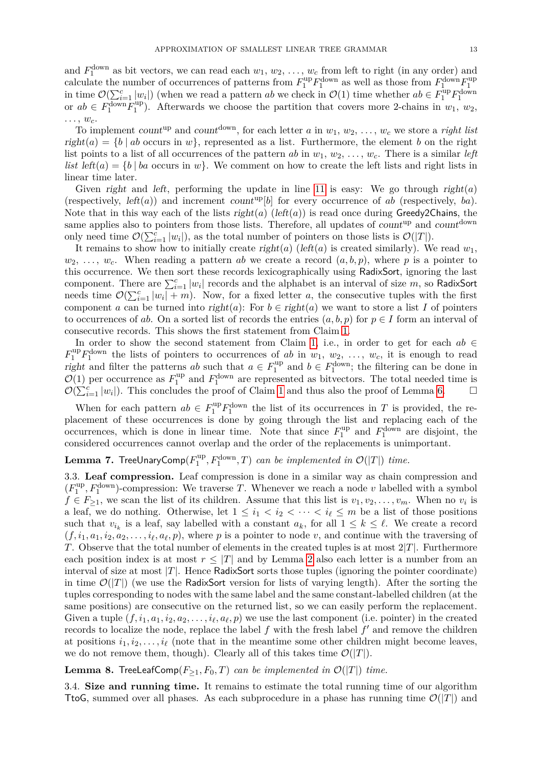and $F_1^{\text{down}}$ as bit vectors, we can read each $w_1, w_2, \ldots, w_c$ from left to right (in any order) and calculate the number of occurrences of patterns from $F_1^{\text{up}} F_1^{\text{down}}$ as well as those from $F_1^{\text{down}} F_1^{\text{up}}$ in time $\mathcal{O}(\sum_{i=1}^{c} |w_i|)$ (when we read a pattern $ab$ we check in $\mathcal{O}(1)$ time whether $ab \in F_1^{\text{up}} F_1^{\text{down}}$ or $ab \in F_1^{\text{down}} F_1^{\text{up}}$). Afterwards we choose the partition that covers more 2-chains in $w_1, w_2, \ldots, w_c$.

To implement $count^{\text{up}}$ and $count^{\text{down}}$, for each letter $a$ in $w_1, w_2, \ldots, w_c$ we store a *right list* $right(a) = \{b \mid ab \text{ occurs in } w\}$, represented as a list. Furthermore, the element $b$ on the right list points to a list of all occurrences of the pattern $ab$ in $w_1, w_2, \ldots, w_c$. There is a similar *left list* $left(a) = \{b \mid ba \text{ occurs in } w\}$. We comment on how to create the left lists and right lists in linear time later.

Given $right$ and $left$, performing the update in line 11 is easy: We go through $right(a)$ (respectively, $left(a)$) and increment $count^{\text{up}}[b]$ for every occurrence of $ab$ (respectively, $ba$). Note that in this way each of the lists $right(a)$ ($left(a)$) is read once during Greedy2Chains, the same applies also to pointers from those lists. Therefore, all updates of $count^{\text{up}}$ and $count^{\text{down}}$ only need time $\mathcal{O}(\sum_{i=1}^{c} |w_i|)$, as the total number of pointers on those lists is $\mathcal{O}(|T|)$.

It remains to show how to initially create $right(a)$ ($left(a)$ is created similarly). We read $w_1, w_2, \ldots, w_c$. When reading a pattern $ab$ we create a record $(a, b, p)$, where $p$ is a pointer to this occurrence. We then sort these records lexicographically using RadixSort, ignoring the last component. There are $\sum_{i=1}^{c} |w_i|$ records and the alphabet is an interval of size $m$, so RadixSort needs time $\mathcal{O}(\sum_{i=1}^{c} |w_i| + m)$. Now, for a fixed letter $a$, the consecutive tuples with the first component $a$ can be turned into $right(a)$: For $b \in right(a)$ we want to store a list $I$ of pointers to occurrences of $ab$. On a sorted list of records the entries $(a, b, p)$ for $p \in I$ form an interval of consecutive records. This shows the first statement from Claim 1.

In order to show the second statement from Claim 1, i.e., in order to get for each $ab \in F_1^{\text{up}} F_1^{\text{down}}$ the lists of pointers to occurrences of $ab$ in $w_1, w_2, \ldots, w_c$, it is enough to read $right$ and filter the patterns $ab$ such that $a \in F_1^{\text{up}}$ and $b \in F_1^{\text{down}}$; the filtering can be done in $\mathcal{O}(1)$ per occurrence as $F_1^{\text{up}}$ and $F_1^{\text{down}}$ are represented as bitvectors. The total needed time is $\mathcal{O}(\sum_{i=1}^{c} |w_i|)$. This concludes the proof of Claim 1 and thus also the proof of Lemma 6. $\square$

When for each pattern $ab \in F_1^{\text{up}} F_1^{\text{down}}$ the list of its occurrences in $T$ is provided, the replacement of these occurrences is done by going through the list and replacing each of the occurrences, which is done in linear time. Note that since $F_1^{\text{up}}$ and $F_1^{\text{down}}$ are disjoint, the considered occurrences cannot overlap and the order of the replacements is unimportant.

**Lemma 7.** *TreeUnaryComp$(F_1^{\text{up}}, F_1^{\text{down}}, T)$ can be implemented in $\mathcal{O}(|T|)$ time.*

3.3. **Leaf compression.** Leaf compression is done in a similar way as chain compression and $(F_1^{\text{up}}, F_1^{\text{down}})$-compression: We traverse $T$. Whenever we reach a node $v$ labelled with a symbol $f \in F_{\geq 1}$, we scan the list of its children. Assume that this list is $v_1, v_2, \ldots, v_m$. When no $v_i$ is a leaf, we do nothing. Otherwise, let $1 \leq i_1 < i_2 < \cdots < i_\ell \leq m$ be a list of those positions such that $v_{i_k}$ is a leaf, say labelled with a constant $a_k$, for all $1 \leq k \leq \ell$. We create a record $(f, i_1, a_1, i_2, a_2, \ldots, i_\ell, a_\ell, p)$, where $p$ is a pointer to node $v$, and continue with the traversing of $T$. Observe that the total number of elements in the created tuples is at most $2|T|$. Furthermore each position index is at most $r \leq |T|$ and by Lemma 2 also each letter is a number from an interval of size at most $|T|$. Hence RadixSort sorts those tuples (ignoring the pointer coordinate) in time $\mathcal{O}(|T|)$ (we use the RadixSort version for lists of varying length). After the sorting the tuples corresponding to nodes with the same label and the same constant-labelled children (at the same positions) are consecutive on the returned list, so we can easily perform the replacement. Given a tuple $(f, i_1, a_1, i_2, a_2, \ldots, i_\ell, a_\ell, p)$ we use the last component (i.e. pointer) in the created records to localize the node, replace the label $f$ with the fresh label $f'$ and remove the children at positions $i_1, i_2, \ldots, i_\ell$ (note that in the meantime some other children might become leaves, we do not remove them, though). Clearly all of this takes time $\mathcal{O}(|T|)$.

**Lemma 8.** *TreeLeafComp$(F_{\geq 1}, F_0, T)$ can be implemented in $\mathcal{O}(|T|)$ time.*

3.4. **Size and running time.** It remains to estimate the total running time of our algorithm TtoG, summed over all phases. As each subprocedure in a phase has running time $\mathcal{O}(|T|)$ and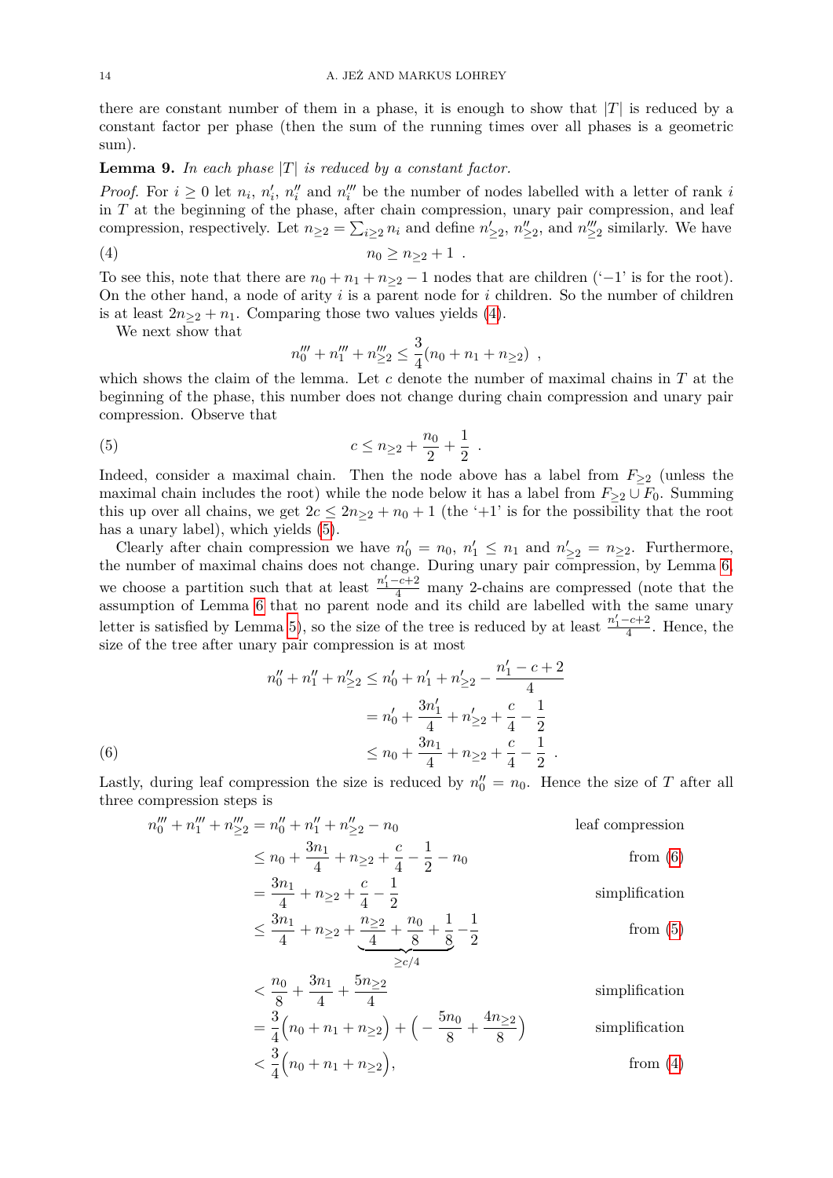there are constant number of them in a phase, it is enough to show that $|T|$ is reduced by a constant factor per phase (then the sum of the running times over all phases is a geometric sum).

**Lemma 9.** *In each phase $|T|$ is reduced by a constant factor.*

*Proof.* For $i \geq 0$ let $n_i$, $n_i'$, $n_i''$ and $n_i'''$ be the number of nodes labelled with a letter of rank $i$ in $T$ at the beginning of the phase, after chain compression, unary pair compression, and leaf compression, respectively. Let $n_{\geq 2} = \sum_{i \geq 2} n_i$ and define $n_{\geq 2}'$, $n_{\geq 2}''$, and $n_{\geq 2}'''$ similarly. We have

$$n_0 \geq n_{\geq 2} + 1 \ . \tag{4}$$

To see this, note that there are $n_0 + n_1 + n_{\geq 2} - 1$ nodes that are children ('$-1$' is for the root). On the other hand, a node of arity $i$ is a parent node for $i$ children. So the number of children is at least $2n_{\geq 2} + n_1$. Comparing those two values yields (4).

We next show that

$$n_0''' + n_1''' + n_{\geq 2}''' \leq \frac{3}{4}(n_0 + n_1 + n_{\geq 2}) \ ,$$

which shows the claim of the lemma. Let $c$ denote the number of maximal chains in $T$ at the beginning of the phase, this number does not change during chain compression and unary pair compression. Observe that

$$c \leq n_{\geq 2} + \frac{n_0}{2} + \frac{1}{2} \ . \tag{5}$$

Indeed, consider a maximal chain. Then the node above has a label from $F_{\geq 2}$ (unless the maximal chain includes the root) while the node below it has a label from $F_{\geq 2} \cup F_0$. Summing this up over all chains, we get $2c \leq 2n_{\geq 2} + n_0 + 1$ (the '$+1$' is for the possibility that the root has a unary label), which yields (5).

Clearly after chain compression we have $n_0' = n_0$, $n_1' \leq n_1$ and $n_{\geq 2}' = n_{\geq 2}$. Furthermore, the number of maximal chains does not change. During unary pair compression, by Lemma 6, we choose a partition such that at least $\frac{n_1' - c + 2}{4}$ many 2-chains are compressed (note that the assumption of Lemma 6 that no parent node and its child are labelled with the same unary letter is satisfied by Lemma 5), so the size of the tree is reduced by at least $\frac{n_1' - c + 2}{4}$. Hence, the size of the tree after unary pair compression is at most

$$\begin{aligned}
n_0'' + n_1'' + n_{\geq 2}'' &\leq n_0' + n_1' + n_{\geq 2}' - \frac{n_1' - c + 2}{4} \\
&= n_0' + \frac{3n_1'}{4} + n_{\geq 2}' + \frac{c}{4} - \frac{1}{2} \\
&\leq n_0 + \frac{3n_1}{4} + n_{\geq 2} + \frac{c}{4} - \frac{1}{2} \ .
\end{aligned} \tag{6}$$

Lastly, during leaf compression the size is reduced by $n_0'' = n_0$. Hence the size of $T$ after all three compression steps is

$$\begin{aligned}
n_0''' + n_1''' + n_{\geq 2}''' &= n_0'' + n_1'' + n_{\geq 2}'' - n_0 && \text{leaf compression} \\
&\leq n_0 + \frac{3n_1}{4} + n_{\geq 2} + \frac{c}{4} - \frac{1}{2} - n_0 && \text{from (6)} \\
&= \frac{3n_1}{4} + n_{\geq 2} + \frac{c}{4} - \frac{1}{2} && \text{simplification} \\
&\leq \frac{3n_1}{4} + n_{\geq 2} + \underbrace{\frac{n_{\geq 2}}{4} + \frac{n_0}{8} + \frac{1}{8}}_{\geq c/4} - \frac{1}{2} && \text{from (5)} \\
&< \frac{n_0}{8} + \frac{3n_1}{4} + \frac{5n_{\geq 2}}{4} && \text{simplification} \\
&= \frac{3}{4}\Big(n_0 + n_1 + n_{\geq 2}\Big) + \Big(-\frac{5n_0}{8} + \frac{4n_{\geq 2}}{8}\Big) && \text{simplification} \\
&< \frac{3}{4}\Big(n_0 + n_1 + n_{\geq 2}\Big), && \text{from (4)}
\end{aligned}$$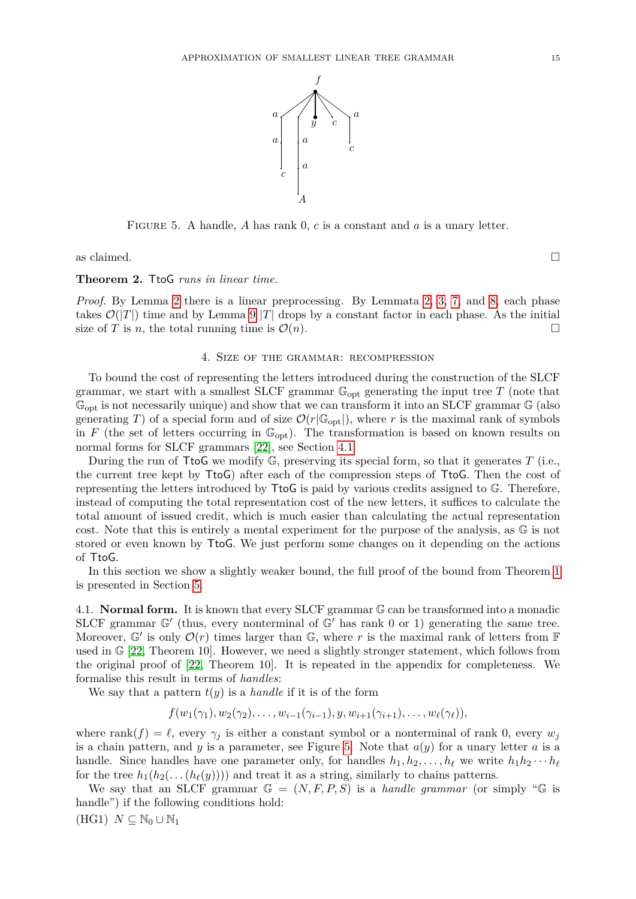Figure 5. A handle, $A$ has rank 0, $c$ is a constant and $a$ is a unary letter.

as claimed. □

**Theorem 2.** TtoG *runs in linear time.*

*Proof.* By Lemma 2 there is a linear preprocessing. By Lemmata 2, 3, 7, and 8, each phase takes $\mathcal{O}(|T|)$ time and by Lemma 9 $|T|$ drops by a constant factor in each phase. As the initial size of $T$ is $n$, the total running time is $\mathcal{O}(n)$. □

## 4. Size of the grammar: recompression

To bound the cost of representing the letters introduced during the construction of the SLCF grammar, we start with a smallest SLCF grammar $\mathbb{G}_{\text{opt}}$ generating the input tree $T$ (note that $\mathbb{G}_{\text{opt}}$ is not necessarily unique) and show that we can transform it into an SLCF grammar $\mathbb{G}$ (also generating $T$) of a special form and of size $\mathcal{O}(r|\mathbb{G}_{\text{opt}}|)$, where $r$ is the maximal rank of symbols in $F$ (the set of letters occurring in $\mathbb{G}_{\text{opt}}$). The transformation is based on known results on normal forms for SLCF grammars [22], see Section 4.1.

During the run of TtoG we modify $\mathbb{G}$, preserving its special form, so that it generates $T$ (i.e., the current tree kept by TtoG) after each of the compression steps of TtoG. Then the cost of representing the letters introduced by TtoG is paid by various credits assigned to $\mathbb{G}$. Therefore, instead of computing the total representation cost of the new letters, it suffices to calculate the total amount of issued credit, which is much easier than calculating the actual representation cost. Note that this is entirely a mental experiment for the purpose of the analysis, as $\mathbb{G}$ is not stored or even known by TtoG. We just perform some changes on it depending on the actions of TtoG.

In this section we show a slightly weaker bound, the full proof of the bound from Theorem 1 is presented in Section 5.

### 4.1. Normal form.

It is known that every SLCF grammar $\mathbb{G}$ can be transformed into a monadic SLCF grammar $\mathbb{G}'$ (thus, every nonterminal of $\mathbb{G}'$ has rank 0 or 1) generating the same tree. Moreover, $\mathbb{G}'$ is only $\mathcal{O}(r)$ times larger than $\mathbb{G}$, where $r$ is the maximal rank of letters from $\mathbb{F}$ used in $\mathbb{G}$ [22, Theorem 10]. However, we need a slightly stronger statement, which follows from the original proof of [22, Theorem 10]. It is repeated in the appendix for completeness. We formalise this result in terms of *handles*:

We say that a pattern $t(y)$ is a *handle* if it is of the form

$$f(w_1(\gamma_1), w_2(\gamma_2), \dots, w_{i-1}(\gamma_{i-1}), y, w_{i+1}(\gamma_{i+1}), \dots, w_\ell(\gamma_\ell)),$$

where $\text{rank}(f) = \ell$, every $\gamma_j$ is either a constant symbol or a nonterminal of rank 0, every $w_j$ is a chain pattern, and $y$ is a parameter, see Figure 5. Note that $a(y)$ for a unary letter $a$ is a handle. Since handles have one parameter only, for handles $h_1, h_2, \dots, h_\ell$ we write $h_1 h_2 \cdots h_\ell$ for the tree $h_1(h_2(\dots(h_\ell(y))))$ and treat it as a string, similarly to chains patterns.

We say that an SLCF grammar $\mathbb{G} = (N, F, P, S)$ is a *handle grammar* (or simply "$\mathbb{G}$ is handle") if the following conditions hold:

(HG1) $N \subseteq \mathbb{N}_0 \cup \mathbb{N}_1$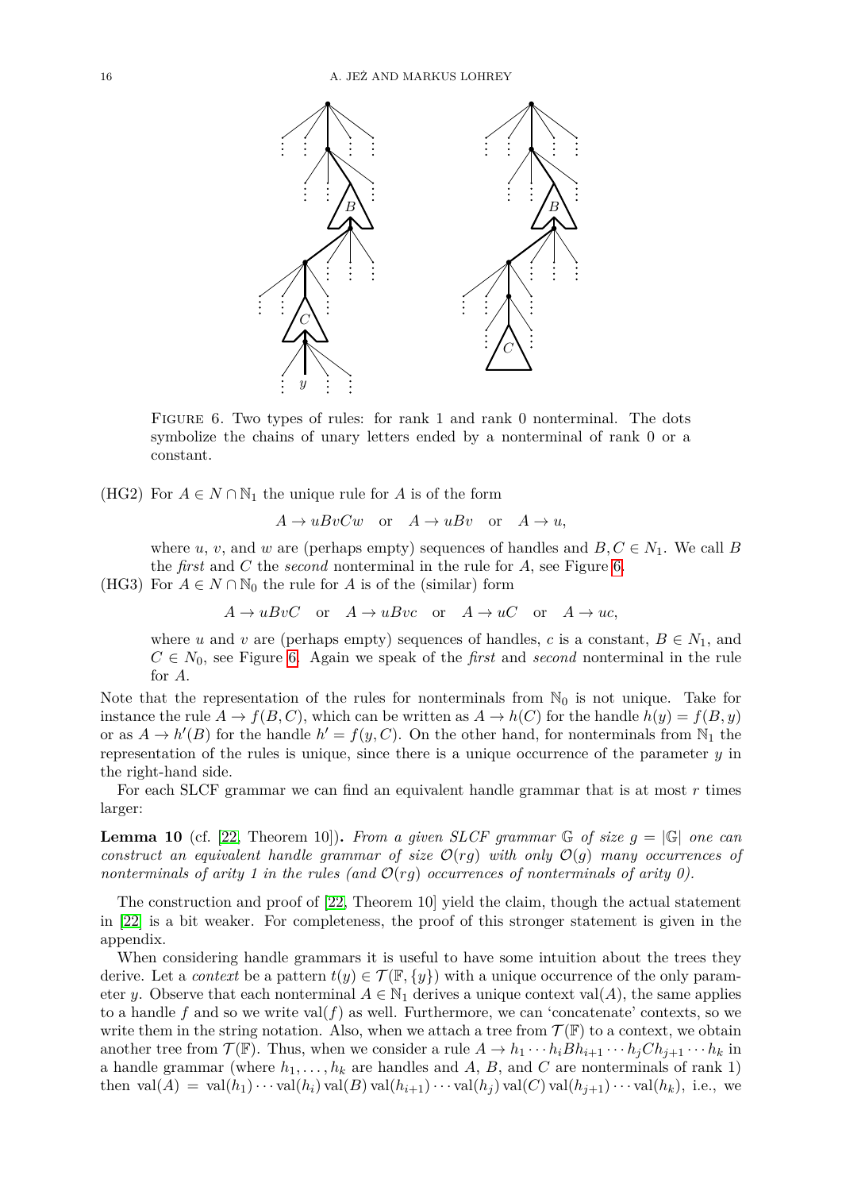FIGURE 6. Two types of rules: for rank 1 and rank 0 nonterminal. The dots symbolize the chains of unary letters ended by a nonterminal of rank 0 or a constant.

(HG2) For $A \in N \cap \mathbb{N}_1$ the unique rule for $A$ is of the form

$$A \to uBvCw \quad \text{or} \quad A \to uBv \quad \text{or} \quad A \to u,$$

where $u$, $v$, and $w$ are (perhaps empty) sequences of handles and $B, C \in N_1$. We call $B$ the *first* and $C$ the *second* nonterminal in the rule for $A$, see Figure 6.

(HG3) For $A \in N \cap \mathbb{N}_0$ the rule for $A$ is of the (similar) form

$$A \to uBvC \quad \text{or} \quad A \to uBvc \quad \text{or} \quad A \to uC \quad \text{or} \quad A \to uc,$$

where $u$ and $v$ are (perhaps empty) sequences of handles, $c$ is a constant, $B \in N_1$, and $C \in N_0$, see Figure 6. Again we speak of the *first* and *second* nonterminal in the rule for $A$.

Note that the representation of the rules for nonterminals from $\mathbb{N}_0$ is not unique. Take for instance the rule $A \to f(B, C)$, which can be written as $A \to h(C)$ for the handle $h(y) = f(B, y)$ or as $A \to h'(B)$ for the handle $h' = f(y, C)$. On the other hand, for nonterminals from $\mathbb{N}_1$ the representation of the rules is unique, since there is a unique occurrence of the parameter $y$ in the right-hand side.

For each SLCF grammar we can find an equivalent handle grammar that is at most $r$ times larger:

**Lemma 10** (cf. [22, Theorem 10])**.** *From a given SLCF grammar $\mathbb{G}$ of size $g = |\mathbb{G}|$ one can construct an equivalent handle grammar of size $\mathcal{O}(rg)$ with only $\mathcal{O}(g)$ many occurrences of nonterminals of arity 1 in the rules (and $\mathcal{O}(rg)$ occurrences of nonterminals of arity 0).*

The construction and proof of [22, Theorem 10] yield the claim, though the actual statement in [22] is a bit weaker. For completeness, the proof of this stronger statement is given in the appendix.

When considering handle grammars it is useful to have some intuition about the trees they derive. Let a *context* be a pattern $t(y) \in \mathcal{T}(\mathbb{F}, \{y\})$ with a unique occurrence of the only parameter $y$. Observe that each nonterminal $A \in \mathbb{N}_1$ derives a unique context $\mathrm{val}(A)$, the same applies to a handle $f$ and so we write $\mathrm{val}(f)$ as well. Furthermore, we can 'concatenate' contexts, so we write them in the string notation. Also, when we attach a tree from $\mathcal{T}(\mathbb{F})$ to a context, we obtain another tree from $\mathcal{T}(\mathbb{F})$. Thus, when we consider a rule $A \to h_1 \cdots h_i B h_{i+1} \cdots h_j C h_{j+1} \cdots h_k$ in a handle grammar (where $h_1, \ldots, h_k$ are handles and $A$, $B$, and $C$ are nonterminals of rank 1) then $\mathrm{val}(A) = \mathrm{val}(h_1) \cdots \mathrm{val}(h_i) \, \mathrm{val}(B) \, \mathrm{val}(h_{i+1}) \cdots \mathrm{val}(h_j) \, \mathrm{val}(C) \, \mathrm{val}(h_{j+1}) \cdots \mathrm{val}(h_k)$, i.e., we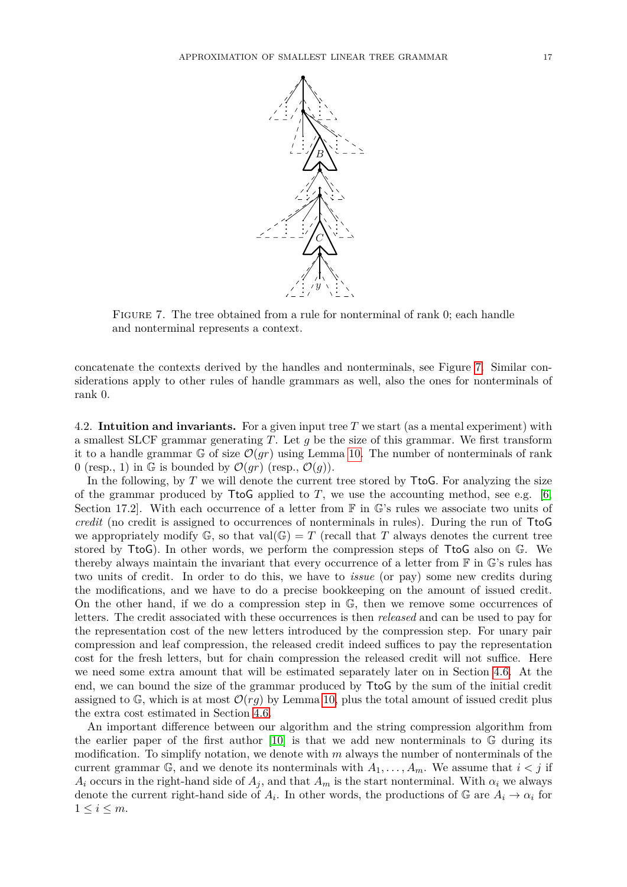Figure 7. The tree obtained from a rule for nonterminal of rank 0; each handle and nonterminal represents a context.

concatenate the contexts derived by the handles and nonterminals, see Figure 7. Similar considerations apply to other rules of handle grammars as well, also the ones for nonterminals of rank 0.

**4.2. Intuition and invariants.** For a given input tree $T$ we start (as a mental experiment) with a smallest SLCF grammar generating $T$. Let $g$ be the size of this grammar. We first transform it to a handle grammar $\mathbb{G}$ of size $\mathcal{O}(gr)$ using Lemma 10. The number of nonterminals of rank 0 (resp., 1) in $\mathbb{G}$ is bounded by $\mathcal{O}(gr)$ (resp., $\mathcal{O}(g)$).

In the following, by $T$ we will denote the current tree stored by TtoG. For analyzing the size of the grammar produced by TtoG applied to $T$, we use the accounting method, see e.g. [6, Section 17.2]. With each occurrence of a letter from $\mathbb{F}$ in $\mathbb{G}$'s rules we associate two units of *credit* (no credit is assigned to occurrences of nonterminals in rules). During the run of TtoG we appropriately modify $\mathbb{G}$, so that $\text{val}(\mathbb{G}) = T$ (recall that $T$ always denotes the current tree stored by TtoG). In other words, we perform the compression steps of TtoG also on $\mathbb{G}$. We thereby always maintain the invariant that every occurrence of a letter from $\mathbb{F}$ in $\mathbb{G}$'s rules has two units of credit. In order to do this, we have to *issue* (or pay) some new credits during the modifications, and we have to do a precise bookkeeping on the amount of issued credit. On the other hand, if we do a compression step in $\mathbb{G}$, then we remove some occurrences of letters. The credit associated with these occurrences is then *released* and can be used to pay for the representation cost of the new letters introduced by the compression step. For unary pair compression and leaf compression, the released credit indeed suffices to pay the representation cost for the fresh letters, but for chain compression the released credit will not suffice. Here we need some extra amount that will be estimated separately later on in Section 4.6. At the end, we can bound the size of the grammar produced by TtoG by the sum of the initial credit assigned to $\mathbb{G}$, which is at most $\mathcal{O}(rg)$ by Lemma 10, plus the total amount of issued credit plus the extra cost estimated in Section 4.6.

An important difference between our algorithm and the string compression algorithm from the earlier paper of the first author [10] is that we add new nonterminals to $\mathbb{G}$ during its modification. To simplify notation, we denote with $m$ always the number of nonterminals of the current grammar $\mathbb{G}$, and we denote its nonterminals with $A_1, \ldots, A_m$. We assume that $i < j$ if $A_i$ occurs in the right-hand side of $A_j$, and that $A_m$ is the start nonterminal. With $\alpha_i$ we always denote the current right-hand side of $A_i$. In other words, the productions of $\mathbb{G}$ are $A_i \to \alpha_i$ for $1 \leq i \leq m$.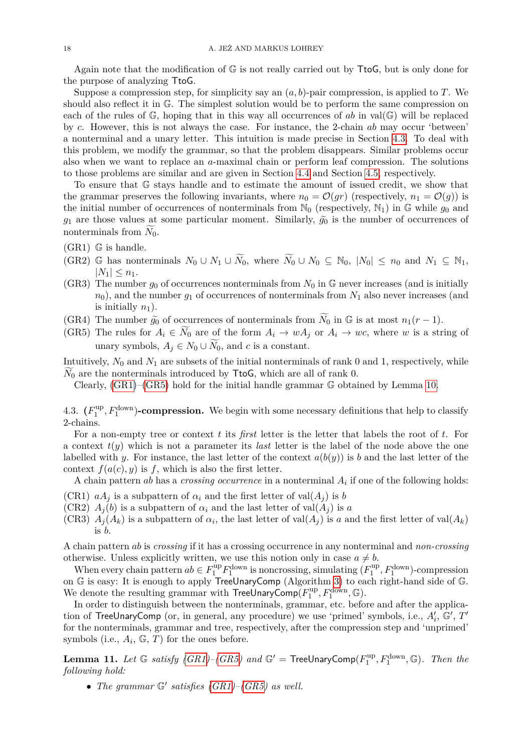Again note that the modification of $\mathbb{G}$ is not really carried out by $\mathsf{TtoG}$, but is only done for the purpose of analyzing $\mathsf{TtoG}$.

Suppose a compression step, for simplicity say an $(a, b)$-pair compression, is applied to $T$. We should also reflect it in $\mathbb{G}$. The simplest solution would be to perform the same compression on each of the rules of $\mathbb{G}$, hoping that in this way all occurrences of $ab$ in $\mathrm{val}(\mathbb{G})$ will be replaced by $c$. However, this is not always the case. For instance, the 2-chain $ab$ may occur 'between' a nonterminal and a unary letter. This intuition is made precise in Section 4.3. To deal with this problem, we modify the grammar, so that the problem disappears. Similar problems occur also when we want to replace an $a$-maximal chain or perform leaf compression. The solutions to those problems are similar and are given in Section 4.4 and Section 4.5, respectively.

To ensure that $\mathbb{G}$ stays handle and to estimate the amount of issued credit, we show that the grammar preserves the following invariants, where $n_0 = \mathcal{O}(gr)$ (respectively, $n_1 = \mathcal{O}(g)$) is the initial number of occurrences of nonterminals from $\mathbb{N}_0$ (respectively, $\mathbb{N}_1$) in $\mathbb{G}$ while $g_0$ and $g_1$ are those values at some particular moment. Similarly, $\widetilde{g_0}$ is the number of occurrences of nonterminals from $\widetilde{N_0}$.

- (GR1) $\mathbb{G}$ is handle.
- (GR2) $\mathbb{G}$ has nonterminals $N_0 \cup N_1 \cup \widetilde{N_0}$, where $\widetilde{N_0} \cup N_0 \subseteq \mathbb{N}_0$, $|N_0| \leq n_0$ and $N_1 \subseteq \mathbb{N}_1$, $|N_1| \leq n_1$.
- (GR3) The number $g_0$ of occurrences nonterminals from $N_0$ in $\mathbb{G}$ never increases (and is initially $n_0$), and the number $g_1$ of occurrences of nonterminals from $N_1$ also never increases (and is initially $n_1$).
- (GR4) The number $\widetilde{g_0}$ of occurrences of nonterminals from $\widetilde{N_0}$ in $\mathbb{G}$ is at most $n_1(r-1)$.
- (GR5) The rules for $A_i \in \widetilde{N_0}$ are of the form $A_i \to wA_j$ or $A_i \to wc$, where $w$ is a string of unary symbols, $A_j \in N_0 \cup \widetilde{N_0}$, and $c$ is a constant.

Intuitively, $N_0$ and $N_1$ are subsets of the initial nonterminals of rank 0 and 1, respectively, while $\widetilde{N_0}$ are the nonterminals introduced by $\mathsf{TtoG}$, which are all of rank 0.

Clearly, (GR1)–(GR5) hold for the initial handle grammar $\mathbb{G}$ obtained by Lemma 10.

### 4.3. $(F_1^{\mathrm{up}}, F_1^{\mathrm{down}})$-compression.

We begin with some necessary definitions that help to classify 2-chains.

For a non-empty tree or context $t$ its *first* letter is the letter that labels the root of $t$. For a context $t(y)$ which is not a parameter its *last* letter is the label of the node above the one labelled with $y$. For instance, the last letter of the context $a(b(y))$ is $b$ and the last letter of the context $f(a(c), y)$ is $f$, which is also the first letter.

A chain pattern $ab$ has a *crossing occurrence* in a nonterminal $A_i$ if one of the following holds:

- (CR1) $aA_j$ is a subpattern of $\alpha_i$ and the first letter of $\mathrm{val}(A_j)$ is $b$
- (CR2) $A_j(b)$ is a subpattern of $\alpha_i$ and the last letter of $\mathrm{val}(A_j)$ is $a$
- (CR3) $A_j(A_k)$ is a subpattern of $\alpha_i$, the last letter of $\mathrm{val}(A_j)$ is $a$ and the first letter of $\mathrm{val}(A_k)$ is $b$.

A chain pattern $ab$ is *crossing* if it has a crossing occurrence in any nonterminal and *non-crossing* otherwise. Unless explicitly written, we use this notion only in case $a \neq b$.

When every chain pattern $ab \in F_1^{\mathrm{up}} F_1^{\mathrm{down}}$ is noncrossing, simulating $(F_1^{\mathrm{up}}, F_1^{\mathrm{down}})$-compression on $\mathbb{G}$ is easy: It is enough to apply $\mathsf{TreeUnaryComp}$ (Algorithm 3) to each right-hand side of $\mathbb{G}$. We denote the resulting grammar with $\mathsf{TreeUnaryComp}(F_1^{\mathrm{up}}, F_1^{\mathrm{down}}, \mathbb{G})$.

In order to distinguish between the nonterminals, grammar, etc. before and after the application of $\mathsf{TreeUnaryComp}$ (or, in general, any procedure) we use 'primed' symbols, i.e., $A_i'$, $\mathbb{G}'$, $T'$ for the nonterminals, grammar and tree, respectively, after the compression step and 'unprimed' symbols (i.e., $A_i$, $\mathbb{G}$, $T$) for the ones before.

**Lemma 11.** *Let $\mathbb{G}$ satisfy (GR1)–(GR5) and $\mathbb{G}' = \mathsf{TreeUnaryComp}(F_1^{\mathrm{up}}, F_1^{\mathrm{down}}, \mathbb{G})$. Then the following hold:*

- *The grammar $\mathbb{G}'$ satisfies (GR1)–(GR5) as well.*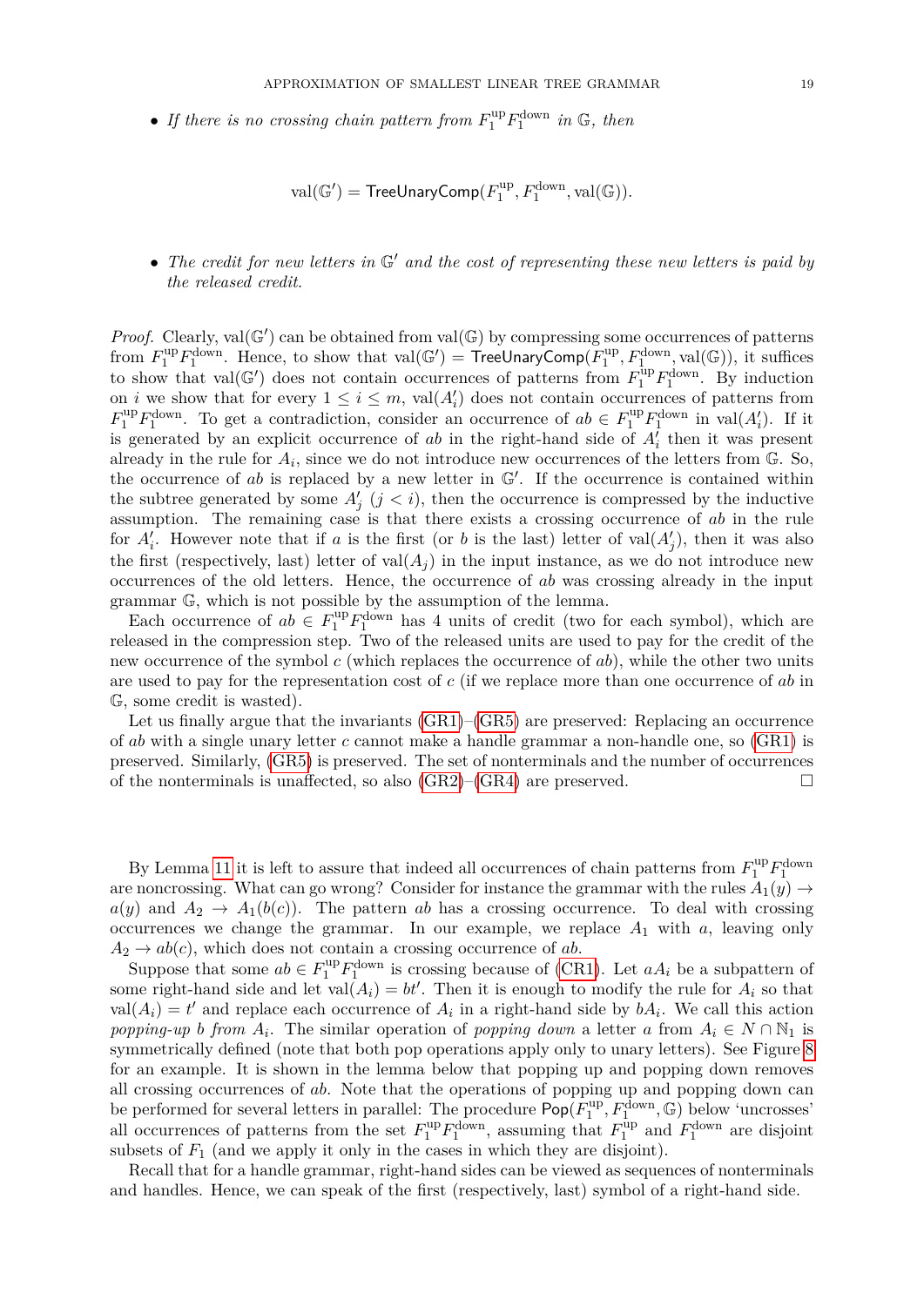- *If there is no crossing chain pattern from $F_1^{\text{up}} F_1^{\text{down}}$ in $\mathbb{G}$, then*

$$\text{val}(\mathbb{G}') = \mathsf{TreeUnaryComp}(F_1^{\text{up}}, F_1^{\text{down}}, \text{val}(\mathbb{G})).$$

- *The credit for new letters in $\mathbb{G}'$ and the cost of representing these new letters is paid by the released credit.*

*Proof.* Clearly, $\text{val}(\mathbb{G}')$ can be obtained from $\text{val}(\mathbb{G})$ by compressing some occurrences of patterns from $F_1^{\text{up}} F_1^{\text{down}}$. Hence, to show that $\text{val}(\mathbb{G}') = \mathsf{TreeUnaryComp}(F_1^{\text{up}}, F_1^{\text{down}}, \text{val}(\mathbb{G}))$, it suffices to show that $\text{val}(\mathbb{G}')$ does not contain occurrences of patterns from $F_1^{\text{up}} F_1^{\text{down}}$. By induction on $i$ we show that for every $1 \le i \le m$, $\text{val}(A_i')$ does not contain occurrences of patterns from $F_1^{\text{up}} F_1^{\text{down}}$. To get a contradiction, consider an occurrence of $ab \in F_1^{\text{up}} F_1^{\text{down}}$ in $\text{val}(A_i')$. If it is generated by an explicit occurrence of $ab$ in the right-hand side of $A_i'$ then it was present already in the rule for $A_i$, since we do not introduce new occurrences of the letters from $\mathbb{G}$. So, the occurrence of $ab$ is replaced by a new letter in $\mathbb{G}'$. If the occurrence is contained within the subtree generated by some $A_j'$ ($j < i$), then the occurrence is compressed by the inductive assumption. The remaining case is that there exists a crossing occurrence of $ab$ in the rule for $A_i'$. However note that if $a$ is the first (or $b$ is the last) letter of $\text{val}(A_j')$, then it was also the first (respectively, last) letter of $\text{val}(A_j)$ in the input instance, as we do not introduce new occurrences of the old letters. Hence, the occurrence of $ab$ was crossing already in the input grammar $\mathbb{G}$, which is not possible by the assumption of the lemma.

Each occurrence of $ab \in F_1^{\text{up}} F_1^{\text{down}}$ has 4 units of credit (two for each symbol), which are released in the compression step. Two of the released units are used to pay for the credit of the new occurrence of the symbol $c$ (which replaces the occurrence of $ab$), while the other two units are used to pay for the representation cost of $c$ (if we replace more than one occurrence of $ab$ in $\mathbb{G}$, some credit is wasted).

Let us finally argue that the invariants (GR1)–(GR5) are preserved: Replacing an occurrence of $ab$ with a single unary letter $c$ cannot make a handle grammar a non-handle one, so (GR1) is preserved. Similarly, (GR5) is preserved. The set of nonterminals and the number of occurrences of the nonterminals is unaffected, so also (GR2)–(GR4) are preserved. ◻

By Lemma 11 it is left to assure that indeed all occurrences of chain patterns from $F_1^{\text{up}} F_1^{\text{down}}$ are noncrossing. What can go wrong? Consider for instance the grammar with the rules $A_1(y) \to a(y)$ and $A_2 \to A_1(b(c))$. The pattern $ab$ has a crossing occurrence. To deal with crossing occurrences we change the grammar. In our example, we replace $A_1$ with $a$, leaving only $A_2 \to ab(c)$, which does not contain a crossing occurrence of $ab$.

Suppose that some $ab \in F_1^{\text{up}} F_1^{\text{down}}$ is crossing because of (CR1). Let $aA_i$ be a subpattern of some right-hand side and let $\text{val}(A_i) = bt'$. Then it is enough to modify the rule for $A_i$ so that $\text{val}(A_i) = t'$ and replace each occurrence of $A_i$ in a right-hand side by $bA_i$. We call this action *popping-up* $b$ *from* $A_i$. The similar operation of *popping down* a letter $a$ from $A_i \in N \cap \mathbb{N}_1$ is symmetrically defined (note that both pop operations apply only to unary letters). See Figure 8 for an example. It is shown in the lemma below that popping up and popping down removes all crossing occurrences of $ab$. Note that the operations of popping up and popping down can be performed for several letters in parallel: The procedure $\mathsf{Pop}(F_1^{\text{up}}, F_1^{\text{down}}, \mathbb{G})$ below 'uncrosses' all occurrences of patterns from the set $F_1^{\text{up}} F_1^{\text{down}}$, assuming that $F_1^{\text{up}}$ and $F_1^{\text{down}}$ are disjoint subsets of $F_1$ (and we apply it only in the cases in which they are disjoint).

Recall that for a handle grammar, right-hand sides can be viewed as sequences of nonterminals and handles. Hence, we can speak of the first (respectively, last) symbol of a right-hand side.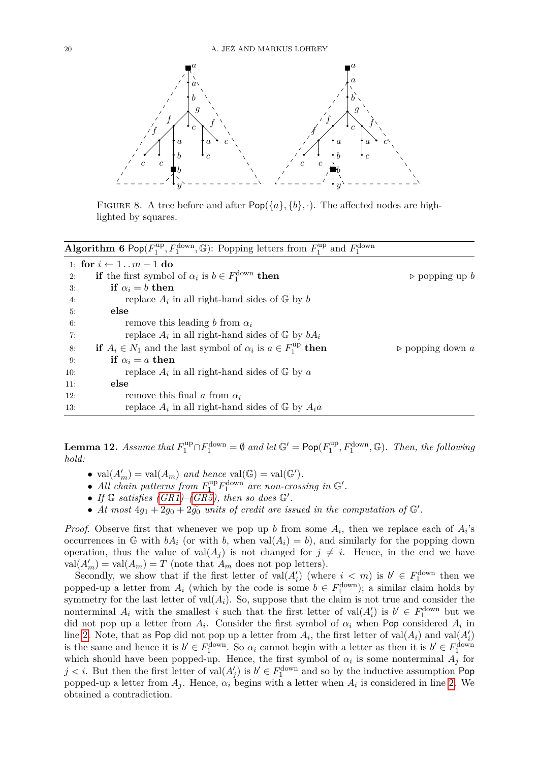FIGURE 8. A tree before and after $\mathsf{Pop}(\{a\},\{b\},\cdot)$. The affected nodes are highlighted by squares.

**Algorithm 6** $\mathsf{Pop}(F_1^{\text{up}}, F_1^{\text{down}}, \mathbb{G})$: Popping letters from $F_1^{\text{up}}$ and $F_1^{\text{down}}$

```
1: for i ← 1..m−1 do
2:     if the first symbol of α_i is b ∈ F_1^down then              ▷ popping up b
3:         if α_i = b then
4:             replace A_i in all right-hand sides of G by b
5:         else
6:             remove this leading b from α_i
7:             replace A_i in all right-hand sides of G by bA_i
8:     if A_i ∈ N_1 and the last symbol of α_i is a ∈ F_1^up then   ▷ popping down a
9:         if α_i = a then
10:            replace A_i in all right-hand sides of G by a
11:        else
12:            remove this final a from α_i
13:            replace A_i in all right-hand sides of G by A_i a
```

**Lemma 12.** *Assume that $F_1^{\text{up}} \cap F_1^{\text{down}} = \emptyset$ and let $\mathbb{G}' = \mathsf{Pop}(F_1^{\text{up}}, F_1^{\text{down}}, \mathbb{G})$. Then, the following hold:*

- $\text{val}(A'_m) = \text{val}(A_m)$ *and hence* $\text{val}(\mathbb{G}) = \text{val}(\mathbb{G}')$.
- *All chain patterns from $F_1^{\text{up}} F_1^{\text{down}}$ are non-crossing in $\mathbb{G}'$.*
- *If $\mathbb{G}$ satisfies (GR1)–(GR5), then so does $\mathbb{G}'$.*
- *At most $4g_1 + 2g_0 + 2\widetilde{g_0}$ units of credit are issued in the computation of $\mathbb{G}'$.*

*Proof.* Observe first that whenever we pop up $b$ from some $A_i$, then we replace each of $A_i$'s occurrences in $\mathbb{G}$ with $bA_i$ (or with $b$, when $\text{val}(A_i) = b$), and similarly for the popping down operation, thus the value of $\text{val}(A_j)$ is not changed for $j \neq i$. Hence, in the end we have $\text{val}(A'_m) = \text{val}(A_m) = T$ (note that $A_m$ does not pop letters).

Secondly, we show that if the first letter of $\text{val}(A'_i)$ (where $i < m$) is $b' \in F_1^{\text{down}}$ then we popped-up a letter from $A_i$ (which by the code is some $b \in F_1^{\text{down}}$); a similar claim holds by symmetry for the last letter of $\text{val}(A_i)$. So, suppose that the claim is not true and consider the nonterminal $A_i$ with the smallest $i$ such that the first letter of $\text{val}(A'_i)$ is $b' \in F_1^{\text{down}}$ but we did not pop up a letter from $A_i$. Consider the first symbol of $\alpha_i$ when $\mathsf{Pop}$ considered $A_i$ in line 2. Note, that as $\mathsf{Pop}$ did not pop up a letter from $A_i$, the first letter of $\text{val}(A_i)$ and $\text{val}(A'_i)$ is the same and hence it is $b' \in F_1^{\text{down}}$. So $\alpha_i$ cannot begin with a letter as then it is $b' \in F_1^{\text{down}}$ which should have been popped-up. Hence, the first symbol of $\alpha_i$ is some nonterminal $A_j$ for $j < i$. But then the first letter of $\text{val}(A'_j)$ is $b' \in F_1^{\text{down}}$ and so by the inductive assumption $\mathsf{Pop}$ popped-up a letter from $A_j$. Hence, $\alpha_i$ begins with a letter when $A_i$ is considered in line 2. We obtained a contradiction.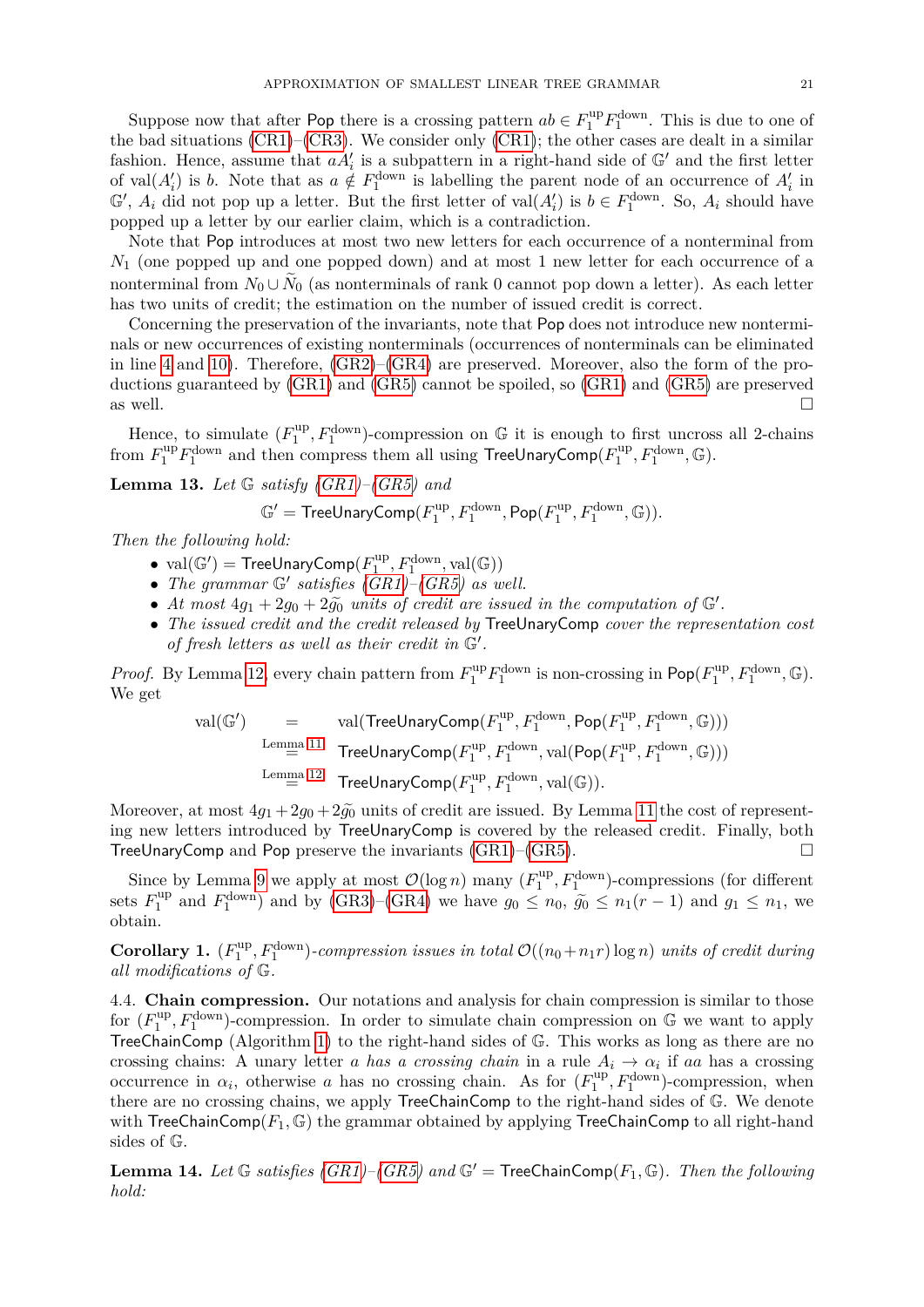Suppose now that after Pop there is a crossing pattern $ab \in F_1^{\mathrm{up}} F_1^{\mathrm{down}}$. This is due to one of the bad situations (CR1)–(CR3). We consider only (CR1); the other cases are dealt in a similar fashion. Hence, assume that $aA_i'$ is a subpattern in a right-hand side of $\mathbb{G}'$ and the first letter of $\mathrm{val}(A_i')$ is $b$. Note that as $a \notin F_1^{\mathrm{down}}$ is labelling the parent node of an occurrence of $A_i'$ in $\mathbb{G}'$, $A_i$ did not pop up a letter. But the first letter of $\mathrm{val}(A_i')$ is $b \in F_1^{\mathrm{down}}$. So, $A_i$ should have popped up a letter by our earlier claim, which is a contradiction.

Note that Pop introduces at most two new letters for each occurrence of a nonterminal from $N_1$ (one popped up and one popped down) and at most 1 new letter for each occurrence of a nonterminal from $N_0 \cup \widetilde{N}_0$ (as nonterminals of rank 0 cannot pop down a letter). As each letter has two units of credit; the estimation on the number of issued credit is correct.

Concerning the preservation of the invariants, note that Pop does not introduce new nonterminals or new occurrences of existing nonterminals (occurrences of nonterminals can be eliminated in line 4 and 10). Therefore, (GR2)–(GR4) are preserved. Moreover, also the form of the productions guaranteed by (GR1) and (GR5) cannot be spoiled, so (GR1) and (GR5) are preserved as well. □

Hence, to simulate $(F_1^{\mathrm{up}}, F_1^{\mathrm{down}})$-compression on $\mathbb{G}$ it is enough to first uncross all 2-chains from $F_1^{\mathrm{up}} F_1^{\mathrm{down}}$ and then compress them all using $\mathsf{TreeUnaryComp}(F_1^{\mathrm{up}}, F_1^{\mathrm{down}}, \mathbb{G})$.

**Lemma 13.** *Let $\mathbb{G}$ satisfy (GR1)–(GR5) and*

$$\mathbb{G}' = \mathsf{TreeUnaryComp}(F_1^{\mathrm{up}}, F_1^{\mathrm{down}}, \mathsf{Pop}(F_1^{\mathrm{up}}, F_1^{\mathrm{down}}, \mathbb{G})).$$

*Then the following hold:*

- $\mathrm{val}(\mathbb{G}') = \mathsf{TreeUnaryComp}(F_1^{\mathrm{up}}, F_1^{\mathrm{down}}, \mathrm{val}(\mathbb{G}))$
- *The grammar $\mathbb{G}'$ satisfies (GR1)–(GR5) as well.*
- *At most $4g_1 + 2g_0 + 2\widetilde{g}_0$ units of credit are issued in the computation of $\mathbb{G}'$.*
- *The issued credit and the credit released by* $\mathsf{TreeUnaryComp}$ *cover the representation cost of fresh letters as well as their credit in $\mathbb{G}'$.*

*Proof.* By Lemma 12, every chain pattern from $F_1^{\mathrm{up}} F_1^{\mathrm{down}}$ is non-crossing in $\mathsf{Pop}(F_1^{\mathrm{up}}, F_1^{\mathrm{down}}, \mathbb{G})$. We get

$$\begin{aligned}
\mathrm{val}(\mathbb{G}') \quad &= \quad \mathrm{val}(\mathsf{TreeUnaryComp}(F_1^{\mathrm{up}}, F_1^{\mathrm{down}}, \mathsf{Pop}(F_1^{\mathrm{up}}, F_1^{\mathrm{down}}, \mathbb{G}))) \\
&\overset{\text{Lemma 11}}{=} \mathsf{TreeUnaryComp}(F_1^{\mathrm{up}}, F_1^{\mathrm{down}}, \mathrm{val}(\mathsf{Pop}(F_1^{\mathrm{up}}, F_1^{\mathrm{down}}, \mathbb{G}))) \\
&\overset{\text{Lemma 12}}{=} \mathsf{TreeUnaryComp}(F_1^{\mathrm{up}}, F_1^{\mathrm{down}}, \mathrm{val}(\mathbb{G})).
\end{aligned}$$

Moreover, at most $4g_1 + 2g_0 + 2\widetilde{g}_0$ units of credit are issued. By Lemma 11 the cost of representing new letters introduced by $\mathsf{TreeUnaryComp}$ is covered by the released credit. Finally, both $\mathsf{TreeUnaryComp}$ and $\mathsf{Pop}$ preserve the invariants (GR1)–(GR5). □

Since by Lemma 9 we apply at most $\mathcal{O}(\log n)$ many $(F_1^{\mathrm{up}}, F_1^{\mathrm{down}})$-compressions (for different sets $F_1^{\mathrm{up}}$ and $F_1^{\mathrm{down}}$) and by (GR3)–(GR4) we have $g_0 \le n_0$, $\widetilde{g}_0 \le n_1(r-1)$ and $g_1 \le n_1$, we obtain.

**Corollary 1.** *$(F_1^{\mathrm{up}}, F_1^{\mathrm{down}})$-compression issues in total $\mathcal{O}((n_0 + n_1 r)\log n)$ units of credit during all modifications of $\mathbb{G}$.*

4.4. **Chain compression.** Our notations and analysis for chain compression is similar to those for $(F_1^{\mathrm{up}}, F_1^{\mathrm{down}})$-compression. In order to simulate chain compression on $\mathbb{G}$ we want to apply $\mathsf{TreeChainComp}$ (Algorithm 1) to the right-hand sides of $\mathbb{G}$. This works as long as there are no crossing chains: A unary letter $a$ *has a crossing chain* in a rule $A_i \to \alpha_i$ if $aa$ has a crossing occurrence in $\alpha_i$, otherwise $a$ has no crossing chain. As for $(F_1^{\mathrm{up}}, F_1^{\mathrm{down}})$-compression, when there are no crossing chains, we apply $\mathsf{TreeChainComp}$ to the right-hand sides of $\mathbb{G}$. We denote with $\mathsf{TreeChainComp}(F_1, \mathbb{G})$ the grammar obtained by applying $\mathsf{TreeChainComp}$ to all right-hand sides of $\mathbb{G}$.

**Lemma 14.** *Let $\mathbb{G}$ satisfies (GR1)–(GR5) and $\mathbb{G}' = \mathsf{TreeChainComp}(F_1, \mathbb{G})$. Then the following hold:*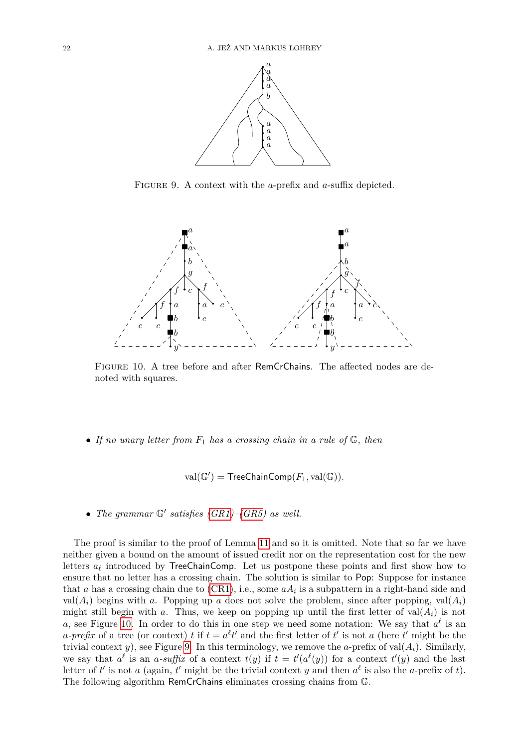FIGURE 9. A context with the $a$-prefix and $a$-suffix depicted.

FIGURE 10. A tree before and after RemCrChains. The affected nodes are denoted with squares.

- *If no unary letter from $F_1$ has a crossing chain in a rule of $\mathbb{G}$, then*

$$\mathrm{val}(\mathbb{G}') = \mathsf{TreeChainComp}(F_1, \mathrm{val}(\mathbb{G})).$$

- *The grammar $\mathbb{G}'$ satisfies (GR1)–(GR5) as well.*

The proof is similar to the proof of Lemma 11 and so it is omitted. Note that so far we have neither given a bound on the amount of issued credit nor on the representation cost for the new letters $a_\ell$ introduced by TreeChainComp. Let us postpone these points and first show how to ensure that no letter has a crossing chain. The solution is similar to Pop: Suppose for instance that $a$ has a crossing chain due to (CR1), i.e., some $aA_i$ is a subpattern in a right-hand side and $\mathrm{val}(A_i)$ begins with $a$. Popping up $a$ does not solve the problem, since after popping, $\mathrm{val}(A_i)$ might still begin with $a$. Thus, we keep on popping up until the first letter of $\mathrm{val}(A_i)$ is not $a$, see Figure 10. In order to do this in one step we need some notation: We say that $a^\ell$ is an *$a$-prefix* of a tree (or context) $t$ if $t = a^\ell t'$ and the first letter of $t'$ is not $a$ (here $t'$ might be the trivial context $y$), see Figure 9. In this terminology, we remove the $a$-prefix of $\mathrm{val}(A_i)$. Similarly, we say that $a^\ell$ is an *$a$-suffix* of a context $t(y)$ if $t = t'(a^\ell(y))$ for a context $t'(y)$ and the last letter of $t'$ is not $a$ (again, $t'$ might be the trivial context $y$ and then $a^\ell$ is also the $a$-prefix of $t$). The following algorithm RemCrChains eliminates crossing chains from $\mathbb{G}$.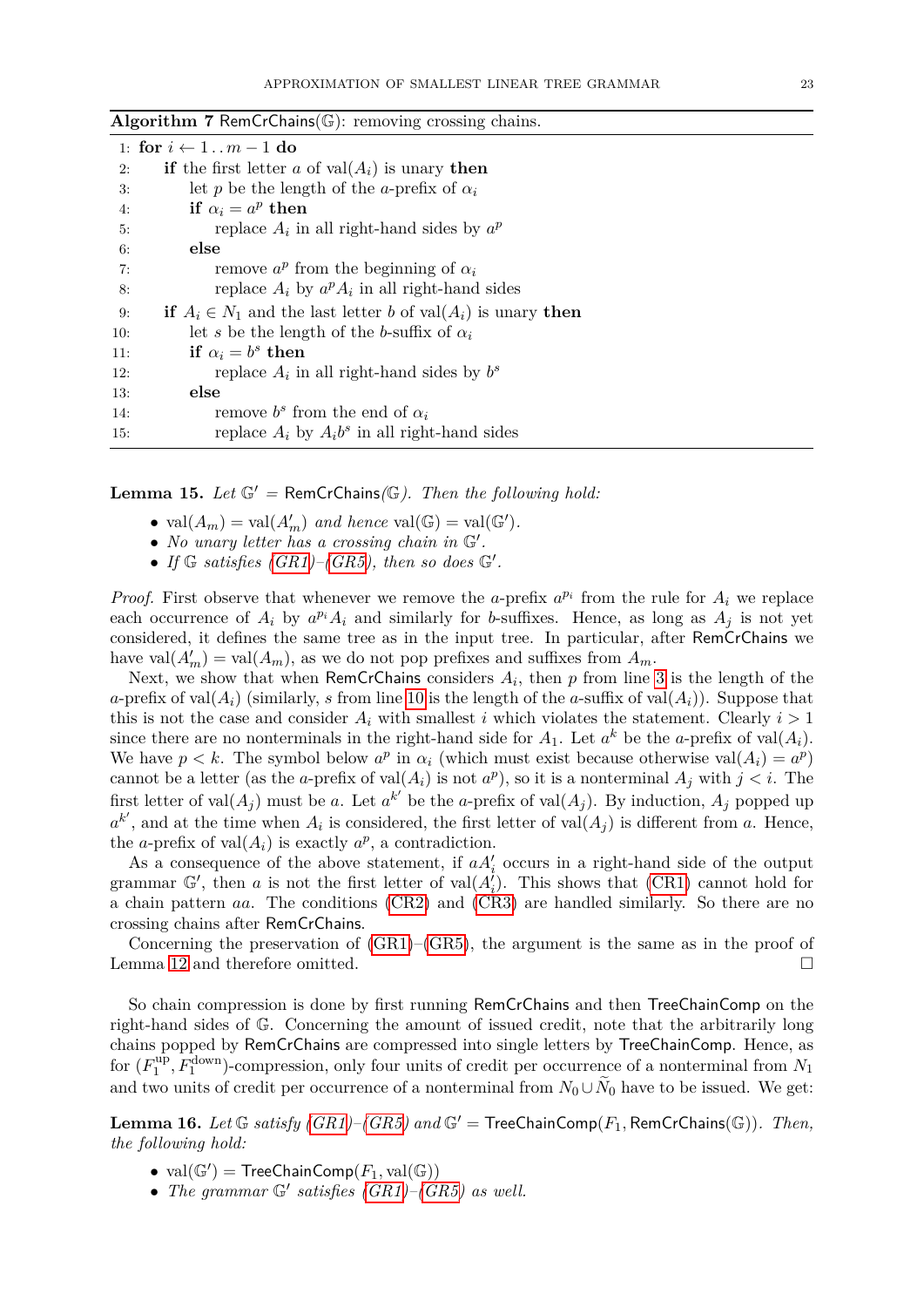**Algorithm 7** RemCrChains($\mathbb{G}$): removing crossing chains.

```
1: for i ← 1..m − 1 do
2:    if the first letter a of val(A_i) is unary then
3:       let p be the length of the a-prefix of α_i
4:       if α_i = a^p then
5:          replace A_i in all right-hand sides by a^p
6:       else
7:          remove a^p from the beginning of α_i
8:          replace A_i by a^p A_i in all right-hand sides
9:    if A_i ∈ N_1 and the last letter b of val(A_i) is unary then
10:      let s be the length of the b-suffix of α_i
11:      if α_i = b^s then
12:         replace A_i in all right-hand sides by b^s
13:      else
14:         remove b^s from the end of α_i
15:         replace A_i by A_i b^s in all right-hand sides
```

**Lemma 15.** *Let $\mathbb{G}' =$ RemCrChains($\mathbb{G}$). Then the following hold:*

- $\mathrm{val}(A_m) = \mathrm{val}(A'_m)$ *and hence* $\mathrm{val}(\mathbb{G}) = \mathrm{val}(\mathbb{G}')$.
- *No unary letter has a crossing chain in* $\mathbb{G}'$.
- *If* $\mathbb{G}$ *satisfies (GR1)–(GR5), then so does* $\mathbb{G}'$.

*Proof.* First observe that whenever we remove the $a$-prefix $a^{p_i}$ from the rule for $A_i$ we replace each occurrence of $A_i$ by $a^{p_i}A_i$ and similarly for $b$-suffixes. Hence, as long as $A_j$ is not yet considered, it defines the same tree as in the input tree. In particular, after RemCrChains we have $\mathrm{val}(A'_m) = \mathrm{val}(A_m)$, as we do not pop prefixes and suffixes from $A_m$.

Next, we show that when RemCrChains considers $A_i$, then $p$ from line 3 is the length of the $a$-prefix of $\mathrm{val}(A_i)$ (similarly, $s$ from line 10 is the length of the $a$-suffix of $\mathrm{val}(A_i)$). Suppose that this is not the case and consider $A_i$ with smallest $i$ which violates the statement. Clearly $i > 1$ since there are no nonterminals in the right-hand side for $A_1$. Let $a^k$ be the $a$-prefix of $\mathrm{val}(A_i)$. We have $p < k$. The symbol below $a^p$ in $\alpha_i$ (which must exist because otherwise $\mathrm{val}(A_i) = a^p$) cannot be a letter (as the $a$-prefix of $\mathrm{val}(A_i)$ is not $a^p$), so it is a nonterminal $A_j$ with $j < i$. The first letter of $\mathrm{val}(A_j)$ must be $a$. Let $a^{k'}$ be the $a$-prefix of $\mathrm{val}(A_j)$. By induction, $A_j$ popped up $a^{k'}$, and at the time when $A_i$ is considered, the first letter of $\mathrm{val}(A_j)$ is different from $a$. Hence, the $a$-prefix of $\mathrm{val}(A_i)$ is exactly $a^p$, a contradiction.

As a consequence of the above statement, if $aA'_i$ occurs in a right-hand side of the output grammar $\mathbb{G}'$, then $a$ is not the first letter of $\mathrm{val}(A'_i)$. This shows that (CR1) cannot hold for a chain pattern $aa$. The conditions (CR2) and (CR3) are handled similarly. So there are no crossing chains after RemCrChains.

Concerning the preservation of (GR1)–(GR5), the argument is the same as in the proof of Lemma 12 and therefore omitted. ☐

So chain compression is done by first running RemCrChains and then TreeChainComp on the right-hand sides of $\mathbb{G}$. Concerning the amount of issued credit, note that the arbitrarily long chains popped by RemCrChains are compressed into single letters by TreeChainComp. Hence, as for $(F_1^{\mathrm{up}}, F_1^{\mathrm{down}})$-compression, only four units of credit per occurrence of a nonterminal from $N_1$ and two units of credit per occurrence of a nonterminal from $N_0 \cup \widetilde{N}_0$ have to be issued. We get:

**Lemma 16.** *Let* $\mathbb{G}$ *satisfy (GR1)–(GR5) and* $\mathbb{G}' = \mathsf{TreeChainComp}(F_1, \mathsf{RemCrChains}(\mathbb{G}))$. *Then, the following hold:*

- $\mathrm{val}(\mathbb{G}') = \mathsf{TreeChainComp}(F_1, \mathrm{val}(\mathbb{G}))$
- *The grammar* $\mathbb{G}'$ *satisfies (GR1)–(GR5) as well.*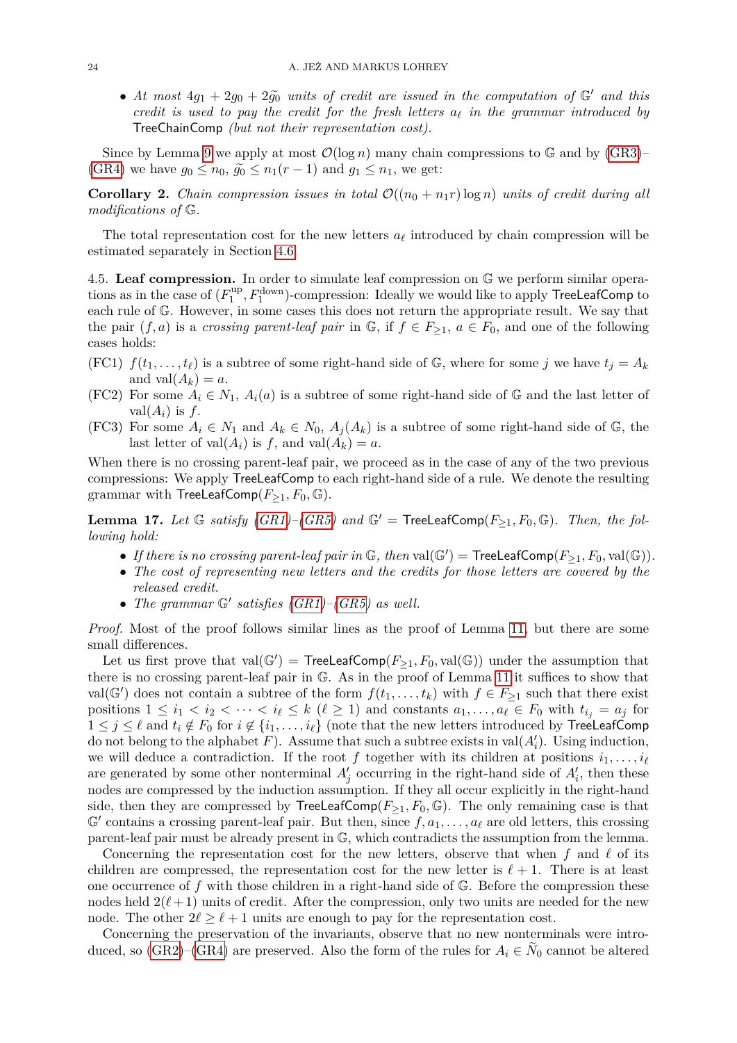- *At most $4g_1 + 2g_0 + 2\widetilde{g_0}$ units of credit are issued in the computation of $\mathbb{G}'$ and this credit is used to pay the credit for the fresh letters $a_\ell$ in the grammar introduced by* TreeChainComp *(but not their representation cost).*

Since by Lemma 9 we apply at most $\mathcal{O}(\log n)$ many chain compressions to $\mathbb{G}$ and by (GR3)–(GR4) we have $g_0 \leq n_0$, $\widetilde{g_0} \leq n_1(r-1)$ and $g_1 \leq n_1$, we get:

**Corollary 2.** *Chain compression issues in total $\mathcal{O}((n_0 + n_1 r)\log n)$ units of credit during all modifications of $\mathbb{G}$.*

The total representation cost for the new letters $a_\ell$ introduced by chain compression will be estimated separately in Section 4.6.

4.5. **Leaf compression.** In order to simulate leaf compression on $\mathbb{G}$ we perform similar operations as in the case of $(F_1^{\text{up}}, F_1^{\text{down}})$-compression: Ideally we would like to apply TreeLeafComp to each rule of $\mathbb{G}$. However, in some cases this does not return the appropriate result. We say that the pair $(f, a)$ is a *crossing parent-leaf pair* in $\mathbb{G}$, if $f \in F_{\geq 1}$, $a \in F_0$, and one of the following cases holds:

(FC1) $f(t_1, \dots, t_\ell)$ is a subtree of some right-hand side of $\mathbb{G}$, where for some $j$ we have $t_j = A_k$ and $\text{val}(A_k) = a$.
(FC2) For some $A_i \in N_1$, $A_i(a)$ is a subtree of some right-hand side of $\mathbb{G}$ and the last letter of $\text{val}(A_i)$ is $f$.
(FC3) For some $A_i \in N_1$ and $A_k \in N_0$, $A_j(A_k)$ is a subtree of some right-hand side of $\mathbb{G}$, the last letter of $\text{val}(A_i)$ is $f$, and $\text{val}(A_k) = a$.

When there is no crossing parent-leaf pair, we proceed as in the case of any of the two previous compressions: We apply TreeLeafComp to each right-hand side of a rule. We denote the resulting grammar with $\text{TreeLeafComp}(F_{\geq 1}, F_0, \mathbb{G})$.

**Lemma 17.** *Let $\mathbb{G}$ satisfy (GR1)–(GR5) and $\mathbb{G}' = \text{TreeLeafComp}(F_{\geq 1}, F_0, \mathbb{G})$. Then, the following hold:*

- *If there is no crossing parent-leaf pair in $\mathbb{G}$, then $\text{val}(\mathbb{G}') = \text{TreeLeafComp}(F_{\geq 1}, F_0, \text{val}(\mathbb{G}))$.*
- *The cost of representing new letters and the credits for those letters are covered by the released credit.*
- *The grammar $\mathbb{G}'$ satisfies (GR1)–(GR5) as well.*

*Proof.* Most of the proof follows similar lines as the proof of Lemma 11, but there are some small differences.

Let us first prove that $\text{val}(\mathbb{G}') = \text{TreeLeafComp}(F_{\geq 1}, F_0, \text{val}(\mathbb{G}))$ under the assumption that there is no crossing parent-leaf pair in $\mathbb{G}$. As in the proof of Lemma 11 it suffices to show that $\text{val}(\mathbb{G}')$ does not contain a subtree of the form $f(t_1, \dots, t_k)$ with $f \in F_{\geq 1}$ such that there exist positions $1 \leq i_1 < i_2 < \cdots < i_\ell \leq k$ $(\ell \geq 1)$ and constants $a_1, \dots, a_\ell \in F_0$ with $t_{i_j} = a_j$ for $1 \leq j \leq \ell$ and $t_i \notin F_0$ for $i \notin \{i_1, \dots, i_\ell\}$ (note that the new letters introduced by TreeLeafComp do not belong to the alphabet $F$). Assume that such a subtree exists in $\text{val}(A_i')$. Using induction, we will deduce a contradiction. If the root $f$ together with its children at positions $i_1, \dots, i_\ell$ are generated by some other nonterminal $A_j'$ occurring in the right-hand side of $A_i'$, then these nodes are compressed by the induction assumption. If they all occur explicitly in the right-hand side, then they are compressed by $\text{TreeLeafComp}(F_{\geq 1}, F_0, \mathbb{G})$. The only remaining case is that $\mathbb{G}'$ contains a crossing parent-leaf pair. But then, since $f, a_1, \dots, a_\ell$ are old letters, this crossing parent-leaf pair must be already present in $\mathbb{G}$, which contradicts the assumption from the lemma.

Concerning the representation cost for the new letters, observe that when $f$ and $\ell$ of its children are compressed, the representation cost for the new letter is $\ell + 1$. There is at least one occurrence of $f$ with those children in a right-hand side of $\mathbb{G}$. Before the compression these nodes held $2(\ell + 1)$ units of credit. After the compression, only two units are needed for the new node. The other $2\ell \geq \ell + 1$ units are enough to pay for the representation cost.

Concerning the preservation of the invariants, observe that no new nonterminals were introduced, so (GR2)–(GR4) are preserved. Also the form of the rules for $A_i \in \widetilde{N}_0$ cannot be altered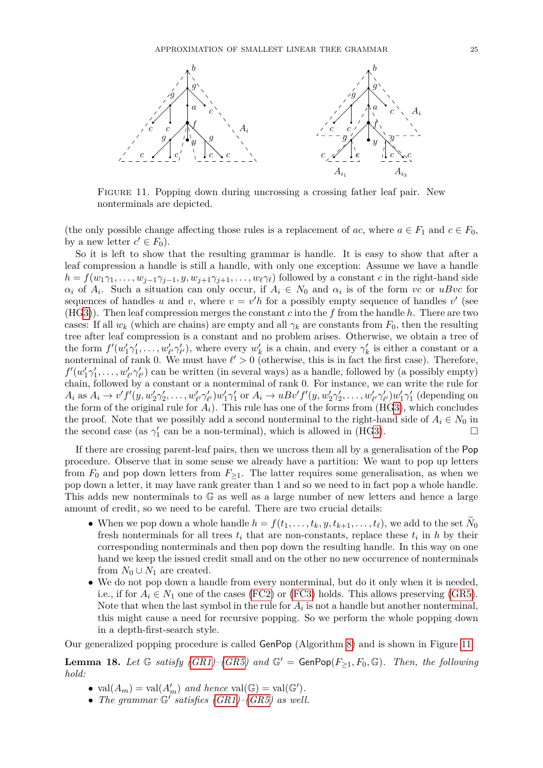FIGURE 11. Popping down during uncrossing a crossing father leaf pair. New nonterminals are depicted.

(the only possible change affecting those rules is a replacement of $ac$, where $a \in F_1$ and $c \in F_0$, by a new letter $c' \in F_0$).

So it is left to show that the resulting grammar is handle. It is easy to show that after a leaf compression a handle is still a handle, with only one exception: Assume we have a handle $h = f(w_1\gamma_1, \ldots, w_{j-1}\gamma_{j-1}, y, w_{j+1}\gamma_{j+1}, \ldots, w_\ell\gamma_\ell)$ followed by a constant $c$ in the right-hand side $\alpha_i$ of $A_i$. Such a situation can only occur, if $A_i \in N_0$ and $\alpha_i$ is of the form $vc$ or $uBvc$ for sequences of handles $u$ and $v$, where $v = v'h$ for a possibly empty sequence of handles $v'$ (see (HG3)). Then leaf compression merges the constant $c$ into the $f$ from the handle $h$. There are two cases: If all $w_k$ (which are chains) are empty and all $\gamma_k$ are constants from $F_0$, then the resulting tree after leaf compression is a constant and no problem arises. Otherwise, we obtain a tree of the form $f'(w'_1\gamma'_1, \ldots, w'_{\ell'}\gamma'_{\ell'})$, where every $w'_k$ is a chain, and every $\gamma'_k$ is either a constant or a nonterminal of rank 0. We must have $\ell' > 0$ (otherwise, this is in fact the first case). Therefore, $f'(w'_1\gamma'_1, \ldots, w'_{\ell'}\gamma'_{\ell'})$ can be written (in several ways) as a handle, followed by (a possibly empty) chain, followed by a constant or a nonterminal of rank 0. For instance, we can write the rule for $A_i$ as $A_i \to v'f'(y, w'_2\gamma'_2, \ldots, w'_{\ell'}\gamma'_{\ell'})w'_1\gamma'_1$ or $A_i \to uBv'f'(y, w'_2\gamma'_2, \ldots, w'_{\ell'}\gamma'_{\ell'})w'_1\gamma'_1$ (depending on the form of the original rule for $A_i$). This rule has one of the forms from (HG3), which concludes the proof. Note that we possibly add a second nonterminal to the right-hand side of $A_i \in N_0$ in the second case (as $\gamma'_1$ can be a non-terminal), which is allowed in (HG3). □

If there are crossing parent-leaf pairs, then we uncross them all by a generalisation of the Pop procedure. Observe that in some sense we already have a partition: We want to pop up letters from $F_0$ and pop down letters from $F_{\geq 1}$. The latter requires some generalisation, as when we pop down a letter, it may have rank greater than 1 and so we need to in fact pop a whole handle. This adds new nonterminals to $\mathbb{G}$ as well as a large number of new letters and hence a large amount of credit, so we need to be careful. There are two crucial details:

- When we pop down a whole handle $h = f(t_1, \ldots, t_k, y, t_{k+1}, \ldots, t_\ell)$, we add to the set $\widetilde{N}_0$ fresh nonterminals for all trees $t_i$ that are non-constants, replace these $t_i$ in $h$ by their corresponding nonterminals and then pop down the resulting handle. In this way on one hand we keep the issued credit small and on the other no new occurrence of nonterminals from $N_0 \cup N_1$ are created.
- We do not pop down a handle from every nonterminal, but do it only when it is needed, i.e., if for $A_i \in N_1$ one of the cases (FC2) or (FC3) holds. This allows preserving (GR5). Note that when the last symbol in the rule for $A_i$ is not a handle but another nonterminal, this might cause a need for recursive popping. So we perform the whole popping down in a depth-first-search style.

Our generalized popping procedure is called GenPop (Algorithm 8) and is shown in Figure 11.

**Lemma 18.** *Let $\mathbb{G}$ satisfy (GR1)–(GR5) and $\mathbb{G}' = \mathsf{GenPop}(F_{\geq 1}, F_0, \mathbb{G})$. Then, the following hold:*

- $\mathrm{val}(A_m) = \mathrm{val}(A'_m)$ *and hence* $\mathrm{val}(\mathbb{G}) = \mathrm{val}(\mathbb{G}')$.
- *The grammar $\mathbb{G}'$ satisfies (GR1)–(GR5) as well.*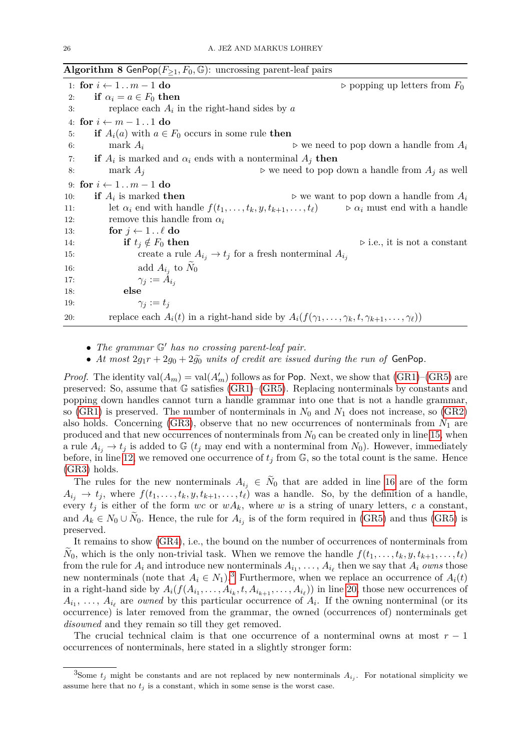**Algorithm 8** $\mathsf{GenPop}(F_{\geq 1}, F_0, \mathbb{G})$: uncrossing parent-leaf pairs

```
 1: for i ← 1..m−1 do                                          ▷ popping up letters from F_0
 2:     if α_i = a ∈ F_0 then
 3:         replace each A_i in the right-hand sides by a
 4: for i ← m−1..1 do
 5:     if A_i(a) with a ∈ F_0 occurs in some rule then
 6:         mark A_i                                           ▷ we need to pop down a handle from A_i
 7:     if A_i is marked and α_i ends with a nonterminal A_j then
 8:         mark A_j                                           ▷ we need to pop down a handle from A_j as well
 9: for i ← 1..m−1 do
10:     if A_i is marked then                                  ▷ we want to pop down a handle from A_i
11:         let α_i end with handle f(t_1,...,t_k,y,t_{k+1},...,t_ℓ)   ▷ α_i must end with a handle
12:         remove this handle from α_i
13:         for j ← 1..ℓ do
14:             if t_j ∉ F_0 then                              ▷ i.e., it is not a constant
15:                 create a rule A_{i_j} → t_j for a fresh nonterminal A_{i_j}
16:                 add A_{i_j} to Ñ_0
17:                 γ_j := A_{i_j}
18:             else
19:                 γ_j := t_j
20:         replace each A_i(t) in a right-hand side by A_i(f(γ_1,...,γ_k,t,γ_{k+1},...,γ_ℓ))
```

- *The grammar* $\mathbb{G}'$ *has no crossing parent-leaf pair.*
- *At most* $2g_1 r + 2g_0 + 2\widetilde{g_0}$ *units of credit are issued during the run of* $\mathsf{GenPop}$.

*Proof.* The identity $\mathrm{val}(A_m) = \mathrm{val}(A'_m)$ follows as for $\mathsf{Pop}$. Next, we show that (GR1)–(GR5) are preserved: So, assume that $\mathbb{G}$ satisfies (GR1)–(GR5). Replacing nonterminals by constants and popping down handles cannot turn a handle grammar into one that is not a handle grammar, so (GR1) is preserved. The number of nonterminals in $N_0$ and $N_1$ does not increase, so (GR2) also holds. Concerning (GR3), observe that no new occurrences of nonterminals from $N_1$ are produced and that new occurrences of nonterminals from $N_0$ can be created only in line 15, when a rule $A_{i_j} \to t_j$ is added to $\mathbb{G}$ ($t_j$ may end with a nonterminal from $N_0$). However, immediately before, in line 12, we removed one occurrence of $t_j$ from $\mathbb{G}$, so the total count is the same. Hence (GR3) holds.

The rules for the new nonterminals $A_{i_j} \in \widetilde{N}_0$ that are added in line 16 are of the form $A_{i_j} \to t_j$, where $f(t_1, \ldots, t_k, y, t_{k+1}, \ldots, t_\ell)$ was a handle. So, by the definition of a handle, every $t_j$ is either of the form $wc$ or $wA_k$, where $w$ is a string of unary letters, $c$ a constant, and $A_k \in N_0 \cup \widetilde{N}_0$. Hence, the rule for $A_{i_j}$ is of the form required in (GR5) and thus (GR5) is preserved.

It remains to show (GR4), i.e., the bound on the number of occurrences of nonterminals from $\widetilde{N}_0$, which is the only non-trivial task. When we remove the handle $f(t_1, \ldots, t_k, y, t_{k+1}, \ldots, t_\ell)$ from the rule for $A_i$ and introduce new nonterminals $A_{i_1}, \ldots, A_{i_\ell}$ then we say that $A_i$ *owns* those new nonterminals (note that $A_i \in N_1$).[3] Furthermore, when we replace an occurrence of $A_i(t)$ in a right-hand side by $A_i(f(A_{i_1}, \ldots, A_{i_k}, t, A_{i_{k+1}}, \ldots, A_{i_\ell}))$ in line 20, those new occurrences of $A_{i_1}, \ldots, A_{i_\ell}$ are *owned* by this particular occurrence of $A_i$. If the owning nonterminal (or its occurrence) is later removed from the grammar, the owned (occurrences of) nonterminals get *disowned* and they remain so till they get removed.

The crucial technical claim is that one occurrence of a nonterminal owns at most $r - 1$ occurrences of nonterminals, here stated in a slightly stronger form:

[3] Some $t_j$ might be constants and are not replaced by new nonterminals $A_{i_j}$. For notational simplicity we assume here that no $t_j$ is a constant, which in some sense is the worst case.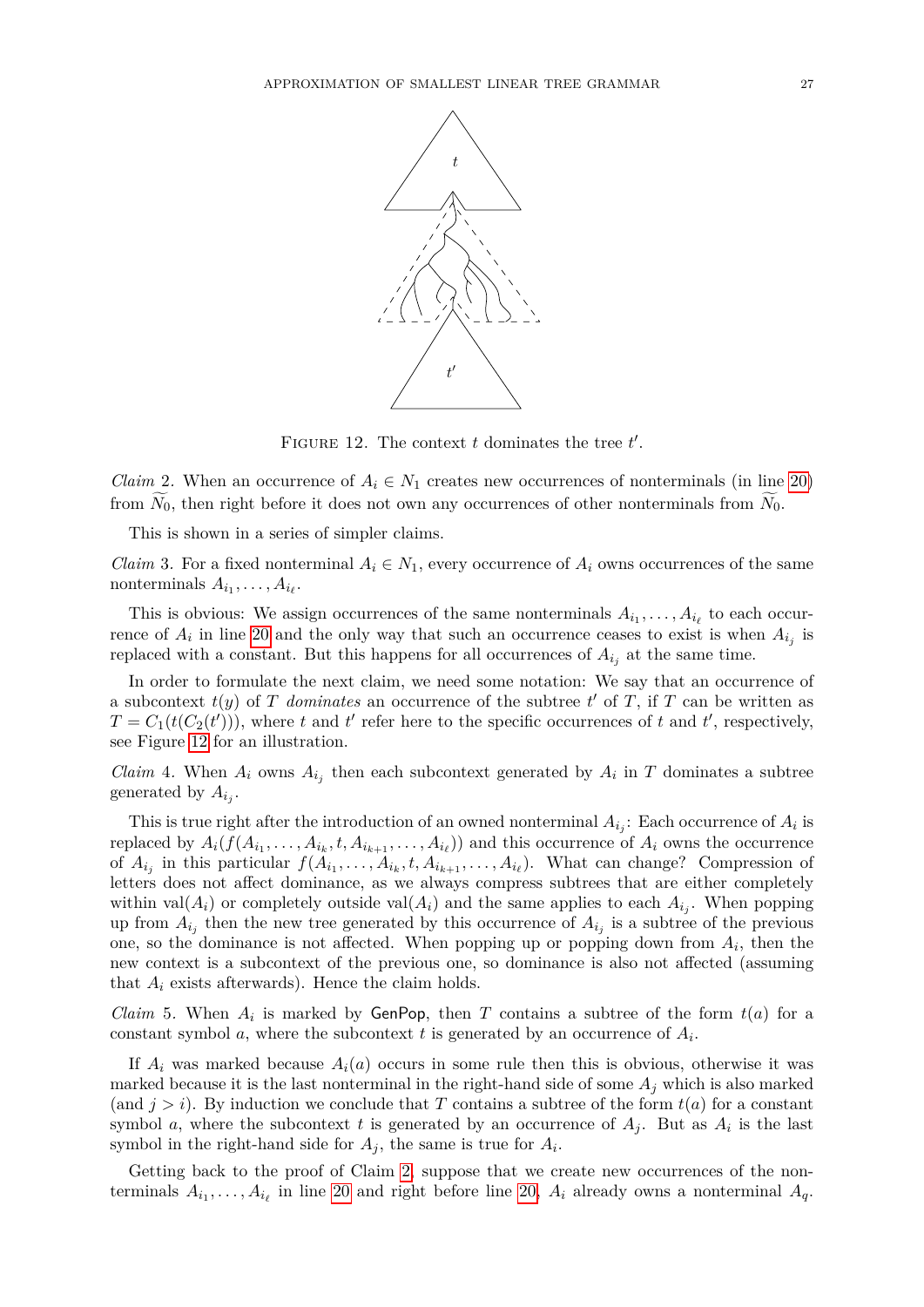FIGURE 12. The context $t$ dominates the tree $t'$.

*Claim* 2. When an occurrence of $A_i \in N_1$ creates new occurrences of nonterminals (in line 20) from $\widetilde{N}_0$, then right before it does not own any occurrences of other nonterminals from $\widetilde{N}_0$.

This is shown in a series of simpler claims.

*Claim* 3. For a fixed nonterminal $A_i \in N_1$, every occurrence of $A_i$ owns occurrences of the same nonterminals $A_{i_1}, \dots, A_{i_\ell}$.

This is obvious: We assign occurrences of the same nonterminals $A_{i_1}, \dots, A_{i_\ell}$ to each occurrence of $A_i$ in line 20 and the only way that such an occurrence ceases to exist is when $A_{i_j}$ is replaced with a constant. But this happens for all occurrences of $A_{i_j}$ at the same time.

In order to formulate the next claim, we need some notation: We say that an occurrence of a subcontext $t(y)$ of $T$ *dominates* an occurrence of the subtree $t'$ of $T$, if $T$ can be written as $T = C_1(t(C_2(t')))$, where $t$ and $t'$ refer here to the specific occurrences of $t$ and $t'$, respectively, see Figure 12 for an illustration.

*Claim* 4. When $A_i$ owns $A_{i_j}$ then each subcontext generated by $A_i$ in $T$ dominates a subtree generated by $A_{i_j}$.

This is true right after the introduction of an owned nonterminal $A_{i_j}$: Each occurrence of $A_i$ is replaced by $A_i(f(A_{i_1}, \dots, A_{i_k}, t, A_{i_{k+1}}, \dots, A_{i_\ell}))$ and this occurrence of $A_i$ owns the occurrence of $A_{i_j}$ in this particular $f(A_{i_1}, \dots, A_{i_k}, t, A_{i_{k+1}}, \dots, A_{i_\ell})$. What can change? Compression of letters does not affect dominance, as we always compress subtrees that are either completely within $\mathrm{val}(A_i)$ or completely outside $\mathrm{val}(A_i)$ and the same applies to each $A_{i_j}$. When popping up from $A_{i_j}$ then the new tree generated by this occurrence of $A_{i_j}$ is a subtree of the previous one, so the dominance is not affected. When popping up or popping down from $A_i$, then the new context is a subcontext of the previous one, so dominance is also not affected (assuming that $A_i$ exists afterwards). Hence the claim holds.

*Claim* 5. When $A_i$ is marked by GenPop, then $T$ contains a subtree of the form $t(a)$ for a constant symbol $a$, where the subcontext $t$ is generated by an occurrence of $A_i$.

If $A_i$ was marked because $A_i(a)$ occurs in some rule then this is obvious, otherwise it was marked because it is the last nonterminal in the right-hand side of some $A_j$ which is also marked (and $j > i$). By induction we conclude that $T$ contains a subtree of the form $t(a)$ for a constant symbol $a$, where the subcontext $t$ is generated by an occurrence of $A_j$. But as $A_i$ is the last symbol in the right-hand side for $A_j$, the same is true for $A_i$.

Getting back to the proof of Claim 2, suppose that we create new occurrences of the nonterminals $A_{i_1}, \dots, A_{i_\ell}$ in line 20 and right before line 20, $A_i$ already owns a nonterminal $A_q$.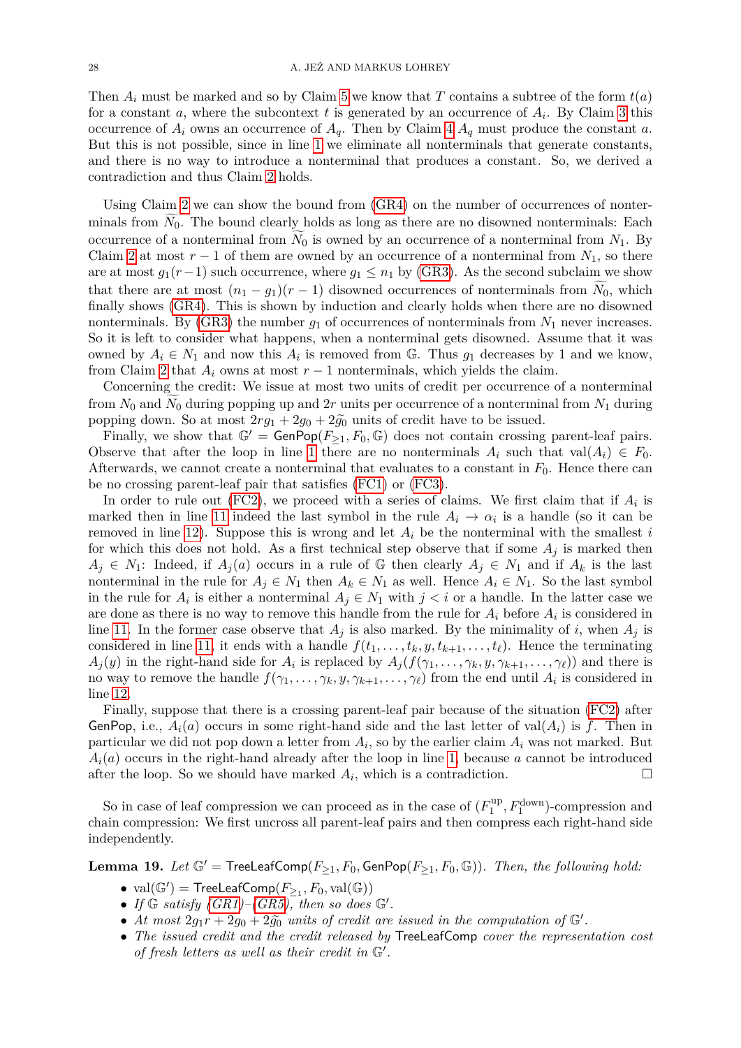Then $A_i$ must be marked and so by Claim 5 we know that $T$ contains a subtree of the form $t(a)$ for a constant $a$, where the subcontext $t$ is generated by an occurrence of $A_i$. By Claim 3 this occurrence of $A_i$ owns an occurrence of $A_q$. Then by Claim 4 $A_q$ must produce the constant $a$. But this is not possible, since in line 1 we eliminate all nonterminals that generate constants, and there is no way to introduce a nonterminal that produces a constant. So, we derived a contradiction and thus Claim 2 holds.

Using Claim 2 we can show the bound from (GR4) on the number of occurrences of nonterminals from $\widetilde{N}_0$. The bound clearly holds as long as there are no disowned nonterminals: Each occurrence of a nonterminal from $\widetilde{N}_0$ is owned by an occurrence of a nonterminal from $N_1$. By Claim 2 at most $r-1$ of them are owned by an occurrence of a nonterminal from $N_1$, so there are at most $g_1(r-1)$ such occurrence, where $g_1 \leq n_1$ by (GR3). As the second subclaim we show that there are at most $(n_1 - g_1)(r-1)$ disowned occurrences of nonterminals from $\widetilde{N}_0$, which finally shows (GR4). This is shown by induction and clearly holds when there are no disowned nonterminals. By (GR3) the number $g_1$ of occurrences of nonterminals from $N_1$ never increases. So it is left to consider what happens, when a nonterminal gets disowned. Assume that it was owned by $A_i \in N_1$ and now this $A_i$ is removed from $\mathbb{G}$. Thus $g_1$ decreases by 1 and we know, from Claim 2 that $A_i$ owns at most $r-1$ nonterminals, which yields the claim.

Concerning the credit: We issue at most two units of credit per occurrence of a nonterminal from $N_0$ and $\widetilde{N}_0$ during popping up and $2r$ units per occurrence of a nonterminal from $N_1$ during popping down. So at most $2rg_1 + 2g_0 + 2\widetilde{g}_0$ units of credit have to be issued.

Finally, we show that $\mathbb{G}' = \mathsf{GenPop}(F_{\geq 1}, F_0, \mathbb{G})$ does not contain crossing parent-leaf pairs. Observe that after the loop in line 1 there are no nonterminals $A_i$ such that $\mathrm{val}(A_i) \in F_0$. Afterwards, we cannot create a nonterminal that evaluates to a constant in $F_0$. Hence there can be no crossing parent-leaf pair that satisfies (FC1) or (FC3).

In order to rule out (FC2), we proceed with a series of claims. We first claim that if $A_i$ is marked then in line 11 indeed the last symbol in the rule $A_i \to \alpha_i$ is a handle (so it can be removed in line 12). Suppose this is wrong and let $A_i$ be the nonterminal with the smallest $i$ for which this does not hold. As a first technical step observe that if some $A_j$ is marked then $A_j \in N_1$: Indeed, if $A_j(a)$ occurs in a rule of $\mathbb{G}$ then clearly $A_j \in N_1$ and if $A_k$ is the last nonterminal in the rule for $A_j \in N_1$ then $A_k \in N_1$ as well. Hence $A_i \in N_1$. So the last symbol in the rule for $A_i$ is either a nonterminal $A_j \in N_1$ with $j < i$ or a handle. In the latter case we are done as there is no way to remove this handle from the rule for $A_i$ before $A_i$ is considered in line 11. In the former case observe that $A_j$ is also marked. By the minimality of $i$, when $A_j$ is considered in line 11, it ends with a handle $f(t_1, \ldots, t_k, y, t_{k+1}, \ldots, t_\ell)$. Hence the terminating $A_j(y)$ in the right-hand side for $A_i$ is replaced by $A_j(f(\gamma_1, \ldots, \gamma_k, y, \gamma_{k+1}, \ldots, \gamma_\ell))$ and there is no way to remove the handle $f(\gamma_1, \ldots, \gamma_k, y, \gamma_{k+1}, \ldots, \gamma_\ell)$ from the end until $A_i$ is considered in line 12.

Finally, suppose that there is a crossing parent-leaf pair because of the situation (FC2) after $\mathsf{GenPop}$, i.e., $A_i(a)$ occurs in some right-hand side and the last letter of $\mathrm{val}(A_i)$ is $f$. Then in particular we did not pop down a letter from $A_i$, so by the earlier claim $A_i$ was not marked. But $A_i(a)$ occurs in the right-hand already after the loop in line 1, because $a$ cannot be introduced after the loop. So we should have marked $A_i$, which is a contradiction. $\square$

So in case of leaf compression we can proceed as in the case of $(F_1^{\text{up}}, F_1^{\text{down}})$-compression and chain compression: We first uncross all parent-leaf pairs and then compress each right-hand side independently.

**Lemma 19.** *Let $\mathbb{G}' = \mathsf{TreeLeafComp}(F_{\geq 1}, F_0, \mathsf{GenPop}(F_{\geq 1}, F_0, \mathbb{G}))$. Then, the following hold:*

- *$\mathrm{val}(\mathbb{G}') = \mathsf{TreeLeafComp}(F_{\geq 1}, F_0, \mathrm{val}(\mathbb{G}))$*
- *If $\mathbb{G}$ satisfy (GR1)–(GR5), then so does $\mathbb{G}'$.*
- *At most $2g_1r + 2g_0 + 2\widetilde{g}_0$ units of credit are issued in the computation of $\mathbb{G}'$.*
- *The issued credit and the credit released by $\mathsf{TreeLeafComp}$ cover the representation cost of fresh letters as well as their credit in $\mathbb{G}'$.*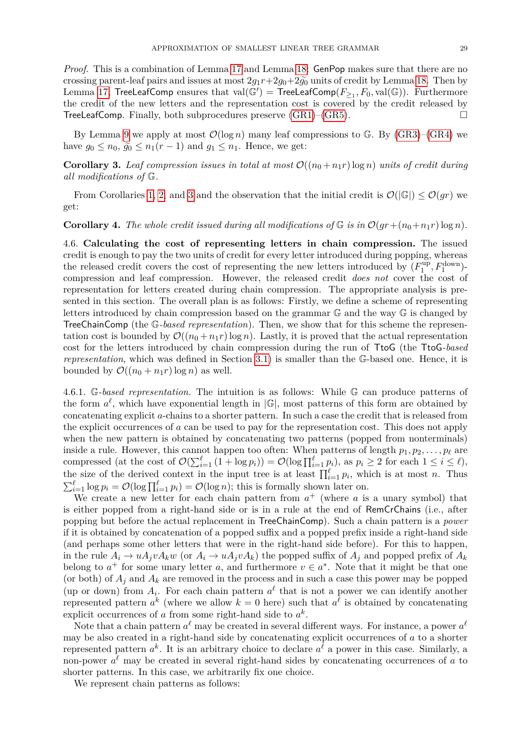*Proof.* This is a combination of Lemma 17 and Lemma 18. GenPop makes sure that there are no crossing parent-leaf pairs and issues at most $2g_1r+2g_0+2\widetilde{g_0}$ units of credit by Lemma 18. Then by Lemma 17, TreeLeafComp ensures that $\text{val}(\mathbb{G}') = \text{TreeLeafComp}(F_{\geq 1}, F_0, \text{val}(\mathbb{G}))$. Furthermore the credit of the new letters and the representation cost is covered by the credit released by TreeLeafComp. Finally, both subprocedures preserve (GR1)–(GR5). □

By Lemma 9 we apply at most $\mathcal{O}(\log n)$ many leaf compressions to $\mathbb{G}$. By (GR3)–(GR4) we have $g_0 \leq n_0$, $\widetilde{g_0} \leq n_1(r-1)$ and $g_1 \leq n_1$. Hence, we get:

**Corollary 3.** *Leaf compression issues in total at most $\mathcal{O}((n_0+n_1r)\log n)$ units of credit during all modifications of $\mathbb{G}$.*

From Corollaries 1, 2, and 3 and the observation that the initial credit is $\mathcal{O}(|\mathbb{G}|) \leq \mathcal{O}(gr)$ we get:

**Corollary 4.** *The whole credit issued during all modifications of $\mathbb{G}$ is in $\mathcal{O}(gr+(n_0+n_1r)\log n)$.*

4.6. **Calculating the cost of representing letters in chain compression.** The issued credit is enough to pay the two units of credit for every letter introduced during popping, whereas the released credit covers the cost of representing the new letters introduced by $(F_1^{\text{up}}, F_1^{\text{down}})$-compression and leaf compression. However, the released credit *does not* cover the cost of representation for letters created during chain compression. The appropriate analysis is presented in this section. The overall plan is as follows: Firstly, we define a scheme of representing letters introduced by chain compression based on the grammar $\mathbb{G}$ and the way $\mathbb{G}$ is changed by TreeChainComp (the $\mathbb{G}$*-based representation*). Then, we show that for this scheme the representation cost is bounded by $\mathcal{O}((n_0+n_1r)\log n)$. Lastly, it is proved that the actual representation cost for the letters introduced by chain compression during the run of TtoG (the TtoG*-based representation*, which was defined in Section 3.1) is smaller than the $\mathbb{G}$-based one. Hence, it is bounded by $\mathcal{O}((n_0+n_1r)\log n)$ as well.

4.6.1. *$\mathbb{G}$-based representation.* The intuition is as follows: While $\mathbb{G}$ can produce patterns of the form $a^\ell$, which have exponential length in $|\mathbb{G}|$, most patterns of this form are obtained by concatenating explicit $a$-chains to a shorter pattern. In such a case the credit that is released from the explicit occurrences of $a$ can be used to pay for the representation cost. This does not apply when the new pattern is obtained by concatenating two patterns (popped from nonterminals) inside a rule. However, this cannot happen too often: When patterns of length $p_1, p_2, \ldots, p_\ell$ are compressed (at the cost of $\mathcal{O}(\sum_{i=1}^{\ell}(1+\log p_i)) = \mathcal{O}(\log \prod_{i=1}^{\ell} p_i)$, as $p_i \geq 2$ for each $1 \leq i \leq \ell$), the size of the derived context in the input tree is at least $\prod_{i=1}^{\ell} p_i$, which is at most $n$. Thus $\sum_{i=1}^{\ell} \log p_i = \mathcal{O}(\log \prod_{i=1}^{\ell} p_i) = \mathcal{O}(\log n)$; this is formally shown later on.

We create a new letter for each chain pattern from $a^+$ (where $a$ is a unary symbol) that is either popped from a right-hand side or is in a rule at the end of RemCrChains (i.e., after popping but before the actual replacement in TreeChainComp). Such a chain pattern is a *power* if it is obtained by concatenation of a popped suffix and a popped prefix inside a right-hand side (and perhaps some other letters that were in the right-hand side before). For this to happen, in the rule $A_i \to uA_jvA_kw$ (or $A_i \to uA_jvA_k$) the popped suffix of $A_j$ and popped prefix of $A_k$ belong to $a^+$ for some unary letter $a$, and furthermore $v \in a^*$. Note that it might be that one (or both) of $A_j$ and $A_k$ are removed in the process and in such a case this power may be popped (up or down) from $A_i$. For each chain pattern $a^\ell$ that is not a power we can identify another represented pattern $a^k$ (where we allow $k=0$ here) such that $a^\ell$ is obtained by concatenating explicit occurrences of $a$ from some right-hand side to $a^k$.

Note that a chain pattern $a^\ell$ may be created in several different ways. For instance, a power $a^\ell$ may be also created in a right-hand side by concatenating explicit occurrences of $a$ to a shorter represented pattern $a^k$. It is an arbitrary choice to declare $a^\ell$ a power in this case. Similarly, a non-power $a^\ell$ may be created in several right-hand sides by concatenating occurrences of $a$ to shorter patterns. In this case, we arbitrarily fix one choice.

We represent chain patterns as follows: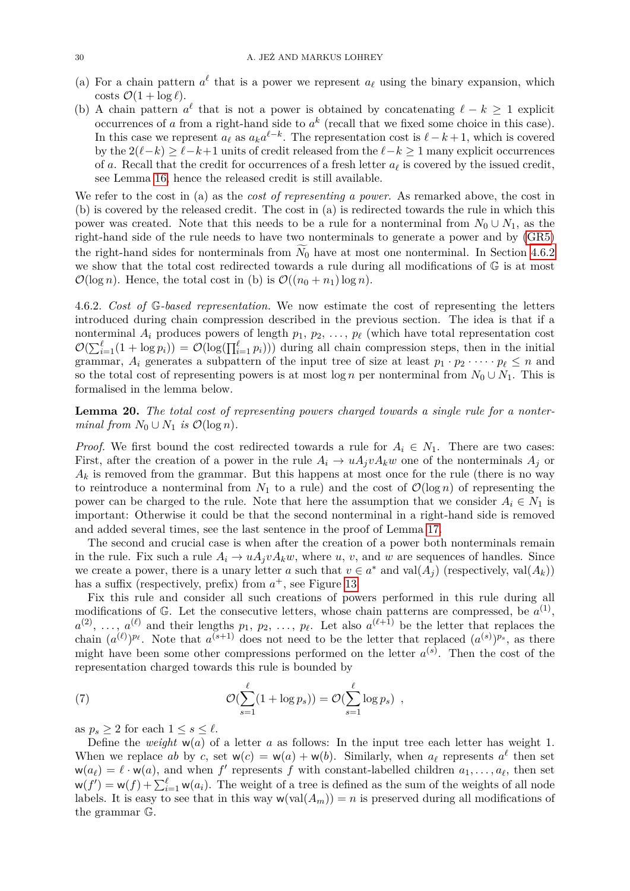(a) For a chain pattern $a^\ell$ that is a power we represent $a_\ell$ using the binary expansion, which costs $\mathcal{O}(1 + \log \ell)$.
(b) A chain pattern $a^\ell$ that is not a power is obtained by concatenating $\ell - k \geq 1$ explicit occurrences of $a$ from a right-hand side to $a^k$ (recall that we fixed some choice in this case). In this case we represent $a_\ell$ as $a_k a^{\ell-k}$. The representation cost is $\ell - k + 1$, which is covered by the $2(\ell-k) \geq \ell-k+1$ units of credit released from the $\ell-k \geq 1$ many explicit occurrences of $a$. Recall that the credit for occurrences of a fresh letter $a_\ell$ is covered by the issued credit, see Lemma 16, hence the released credit is still available.

We refer to the cost in (a) as the *cost of representing a power*. As remarked above, the cost in (b) is covered by the released credit. The cost in (a) is redirected towards the rule in which this power was created. Note that this needs to be a rule for a nonterminal from $N_0 \cup N_1$, as the right-hand side of the rule needs to have two nonterminals to generate a power and by (GR5) the right-hand sides for nonterminals from $\widetilde{N}_0$ have at most one nonterminal. In Section 4.6.2 we show that the total cost redirected towards a rule during all modifications of $\mathbb{G}$ is at most $\mathcal{O}(\log n)$. Hence, the total cost in (b) is $\mathcal{O}((n_0 + n_1) \log n)$.

4.6.2. *Cost of* $\mathbb{G}$*-based representation.* We now estimate the cost of representing the letters introduced during chain compression described in the previous section. The idea is that if a nonterminal $A_i$ produces powers of length $p_1, p_2, \ldots, p_\ell$ (which have total representation cost $\mathcal{O}(\sum_{i=1}^{\ell}(1 + \log p_i)) = \mathcal{O}(\log(\prod_{i=1}^{\ell} p_i)))$ during all chain compression steps, then in the initial grammar, $A_i$ generates a subpattern of the input tree of size at least $p_1 \cdot p_2 \cdot \dots \cdot p_\ell \leq n$ and so the total cost of representing powers is at most $\log n$ per nonterminal from $N_0 \cup N_1$. This is formalised in the lemma below.

**Lemma 20.** *The total cost of representing powers charged towards a single rule for a nonterminal from* $N_0 \cup N_1$ *is* $\mathcal{O}(\log n)$.

*Proof.* We first bound the cost redirected towards a rule for $A_i \in N_1$. There are two cases: First, after the creation of a power in the rule $A_i \to u A_j v A_k w$ one of the nonterminals $A_j$ or $A_k$ is removed from the grammar. But this happens at most once for the rule (there is no way to reintroduce a nonterminal from $N_1$ to a rule) and the cost of $\mathcal{O}(\log n)$ of representing the power can be charged to the rule. Note that here the assumption that we consider $A_i \in N_1$ is important: Otherwise it could be that the second nonterminal in a right-hand side is removed and added several times, see the last sentence in the proof of Lemma 17.

The second and crucial case is when after the creation of a power both nonterminals remain in the rule. Fix such a rule $A_i \to u A_j v A_k w$, where $u$, $v$, and $w$ are sequences of handles. Since we create a power, there is a unary letter $a$ such that $v \in a^*$ and $\mathrm{val}(A_j)$ (respectively, $\mathrm{val}(A_k)$) has a suffix (respectively, prefix) from $a^+$, see Figure 13.

Fix this rule and consider all such creations of powers performed in this rule during all modifications of $\mathbb{G}$. Let the consecutive letters, whose chain patterns are compressed, be $a^{(1)}$, $a^{(2)}, \ldots, a^{(\ell)}$ and their lengths $p_1, p_2, \ldots, p_\ell$. Let also $a^{(\ell+1)}$ be the letter that replaces the chain $(a^{(\ell)})^{p_\ell}$. Note that $a^{(s+1)}$ does not need to be the letter that replaced $(a^{(s)})^{p_s}$, as there might have been some other compressions performed on the letter $a^{(s)}$. Then the cost of the representation charged towards this rule is bounded by

$$\mathcal{O}(\sum_{s=1}^{\ell}(1 + \log p_s)) = \mathcal{O}(\sum_{s=1}^{\ell} \log p_s) \ , \tag{7}$$

as $p_s \geq 2$ for each $1 \leq s \leq \ell$.

Define the *weight* $\mathsf{w}(a)$ of a letter $a$ as follows: In the input tree each letter has weight 1. When we replace $ab$ by $c$, set $\mathsf{w}(c) = \mathsf{w}(a) + \mathsf{w}(b)$. Similarly, when $a_\ell$ represents $a^\ell$ then set $\mathsf{w}(a_\ell) = \ell \cdot \mathsf{w}(a)$, and when $f'$ represents $f$ with constant-labelled children $a_1, \ldots, a_\ell$, then set $\mathsf{w}(f') = \mathsf{w}(f) + \sum_{i=1}^{\ell} \mathsf{w}(a_i)$. The weight of a tree is defined as the sum of the weights of all node labels. It is easy to see that in this way $\mathsf{w}(\mathrm{val}(A_m)) = n$ is preserved during all modifications of the grammar $\mathbb{G}$.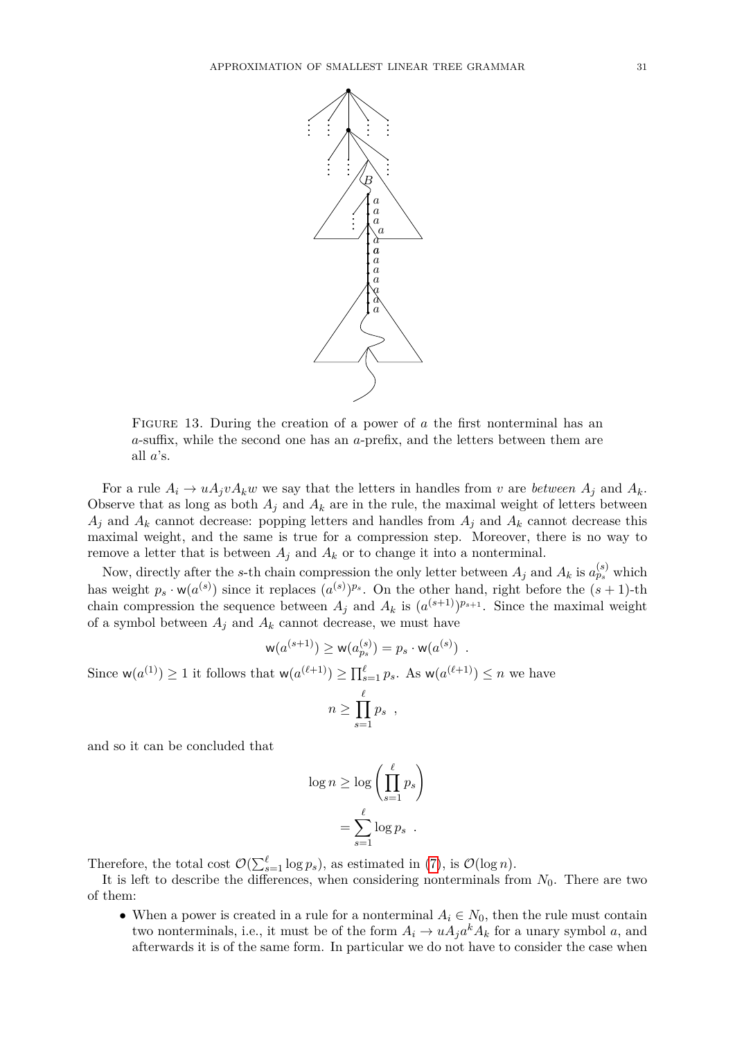Figure 13. During the creation of a power of $a$ the first nonterminal has an $a$-suffix, while the second one has an $a$-prefix, and the letters between them are all $a$'s.

For a rule $A_i \to uA_jvA_kw$ we say that the letters in handles from $v$ are *between* $A_j$ and $A_k$. Observe that as long as both $A_j$ and $A_k$ are in the rule, the maximal weight of letters between $A_j$ and $A_k$ cannot decrease: popping letters and handles from $A_j$ and $A_k$ cannot decrease this maximal weight, and the same is true for a compression step. Moreover, there is no way to remove a letter that is between $A_j$ and $A_k$ or to change it into a nonterminal.

Now, directly after the $s$-th chain compression the only letter between $A_j$ and $A_k$ is $a^{(s)}_{p_s}$ which has weight $p_s \cdot \mathsf{w}(a^{(s)})$ since it replaces $(a^{(s)})^{p_s}$. On the other hand, right before the $(s+1)$-th chain compression the sequence between $A_j$ and $A_k$ is $(a^{(s+1)})^{p_{s+1}}$. Since the maximal weight of a symbol between $A_j$ and $A_k$ cannot decrease, we must have

$$\mathsf{w}(a^{(s+1)}) \geq \mathsf{w}(a^{(s)}_{p_s}) = p_s \cdot \mathsf{w}(a^{(s)}) \ .$$

Since $\mathsf{w}(a^{(1)}) \geq 1$ it follows that $\mathsf{w}(a^{(\ell+1)}) \geq \prod_{s=1}^{\ell} p_s$. As $\mathsf{w}(a^{(\ell+1)}) \leq n$ we have

$$n \geq \prod_{s=1}^{\ell} p_s \ ,$$

and so it can be concluded that

$$\log n \geq \log \left( \prod_{s=1}^{\ell} p_s \right) = \sum_{s=1}^{\ell} \log p_s \ .$$

Therefore, the total cost $\mathcal{O}(\sum_{s=1}^{\ell} \log p_s)$, as estimated in (7), is $\mathcal{O}(\log n)$.

It is left to describe the differences, when considering nonterminals from $N_0$. There are two of them:

- When a power is created in a rule for a nonterminal $A_i \in N_0$, then the rule must contain two nonterminals, i.e., it must be of the form $A_i \to uA_ja^kA_k$ for a unary symbol $a$, and afterwards it is of the same form. In particular we do not have to consider the case when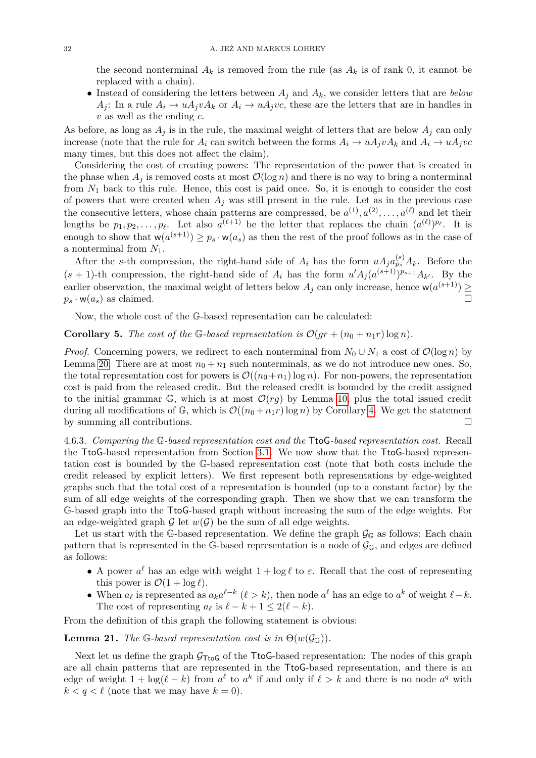the second nonterminal $A_k$ is removed from the rule (as $A_k$ is of rank 0, it cannot be replaced with a chain).

- Instead of considering the letters between $A_j$ and $A_k$, we consider letters that are *below* $A_j$: In a rule $A_i \to uA_jvA_k$ or $A_i \to uA_jvc$, these are the letters that are in handles in $v$ as well as the ending $c$.

As before, as long as $A_j$ is in the rule, the maximal weight of letters that are below $A_j$ can only increase (note that the rule for $A_i$ can switch between the forms $A_i \to uA_jvA_k$ and $A_i \to uA_jvc$ many times, but this does not affect the claim).

Considering the cost of creating powers: The representation of the power that is created in the phase when $A_j$ is removed costs at most $\mathcal{O}(\log n)$ and there is no way to bring a nonterminal from $N_1$ back to this rule. Hence, this cost is paid once. So, it is enough to consider the cost of powers that were created when $A_j$ was still present in the rule. Let as in the previous case the consecutive letters, whose chain patterns are compressed, be $a^{(1)}, a^{(2)}, \ldots, a^{(\ell)}$ and let their lengths be $p_1, p_2, \ldots, p_\ell$. Let also $a^{(\ell+1)}$ be the letter that replaces the chain $(a^{(\ell)})^{p_\ell}$. It is enough to show that $\mathsf{w}(a^{(s+1)}) \geq p_s \cdot \mathsf{w}(a_s)$ as then the rest of the proof follows as in the case of a nonterminal from $N_1$.

After the $s$-th compression, the right-hand side of $A_i$ has the form $uA_ja^{(s)}_{p_s}A_k$. Before the $(s+1)$-th compression, the right-hand side of $A_i$ has the form $u'A_j(a^{(s+1)})^{p_{s+1}}A_{k'}$. By the earlier observation, the maximal weight of letters below $A_j$ can only increase, hence $\mathsf{w}(a^{(s+1)}) \geq p_s \cdot \mathsf{w}(a_s)$ as claimed. $\square$

Now, the whole cost of the $\mathbb{G}$-based representation can be calculated:

**Corollary 5.** *The cost of the $\mathbb{G}$-based representation is $\mathcal{O}(gr + (n_0 + n_1 r)\log n)$.*

*Proof.* Concerning powers, we redirect to each nonterminal from $N_0 \cup N_1$ a cost of $\mathcal{O}(\log n)$ by Lemma 20. There are at most $n_0 + n_1$ such nonterminals, as we do not introduce new ones. So, the total representation cost for powers is $\mathcal{O}((n_0+n_1)\log n)$. For non-powers, the representation cost is paid from the released credit. But the released credit is bounded by the credit assigned to the initial grammar $\mathbb{G}$, which is at most $\mathcal{O}(rg)$ by Lemma 10, plus the total issued credit during all modifications of $\mathbb{G}$, which is $\mathcal{O}((n_0 + n_1 r)\log n)$ by Corollary 4. We get the statement by summing all contributions. $\square$

4.6.3. *Comparing the $\mathbb{G}$-based representation cost and the $\mathsf{TtoG}$-based representation cost.* Recall the $\mathsf{TtoG}$-based representation from Section 3.1. We now show that the $\mathsf{TtoG}$-based representation cost is bounded by the $\mathbb{G}$-based representation cost (note that both costs include the credit released by explicit letters). We first represent both representations by edge-weighted graphs such that the total cost of a representation is bounded (up to a constant factor) by the sum of all edge weights of the corresponding graph. Then we show that we can transform the $\mathbb{G}$-based graph into the $\mathsf{TtoG}$-based graph without increasing the sum of the edge weights. For an edge-weighted graph $\mathcal{G}$ let $w(\mathcal{G})$ be the sum of all edge weights.

Let us start with the $\mathbb{G}$-based representation. We define the graph $\mathcal{G}_{\mathbb{G}}$ as follows: Each chain pattern that is represented in the $\mathbb{G}$-based representation is a node of $\mathcal{G}_{\mathbb{G}}$, and edges are defined as follows:

- A power $a^\ell$ has an edge with weight $1 + \log \ell$ to $\varepsilon$. Recall that the cost of representing this power is $\mathcal{O}(1 + \log \ell)$.
- When $a_\ell$ is represented as $a_k a^{\ell-k}$ ($\ell > k$), then node $a^\ell$ has an edge to $a^k$ of weight $\ell - k$. The cost of representing $a_\ell$ is $\ell - k + 1 \leq 2(\ell - k)$.

From the definition of this graph the following statement is obvious:

**Lemma 21.** *The $\mathbb{G}$-based representation cost is in $\Theta(w(\mathcal{G}_{\mathbb{G}}))$.*

Next let us define the graph $\mathcal{G}_{\mathsf{TtoG}}$ of the $\mathsf{TtoG}$-based representation: The nodes of this graph are all chain patterns that are represented in the $\mathsf{TtoG}$-based representation, and there is an edge of weight $1 + \log(\ell - k)$ from $a^\ell$ to $a^k$ if and only if $\ell > k$ and there is no node $a^q$ with $k < q < \ell$ (note that we may have $k = 0$).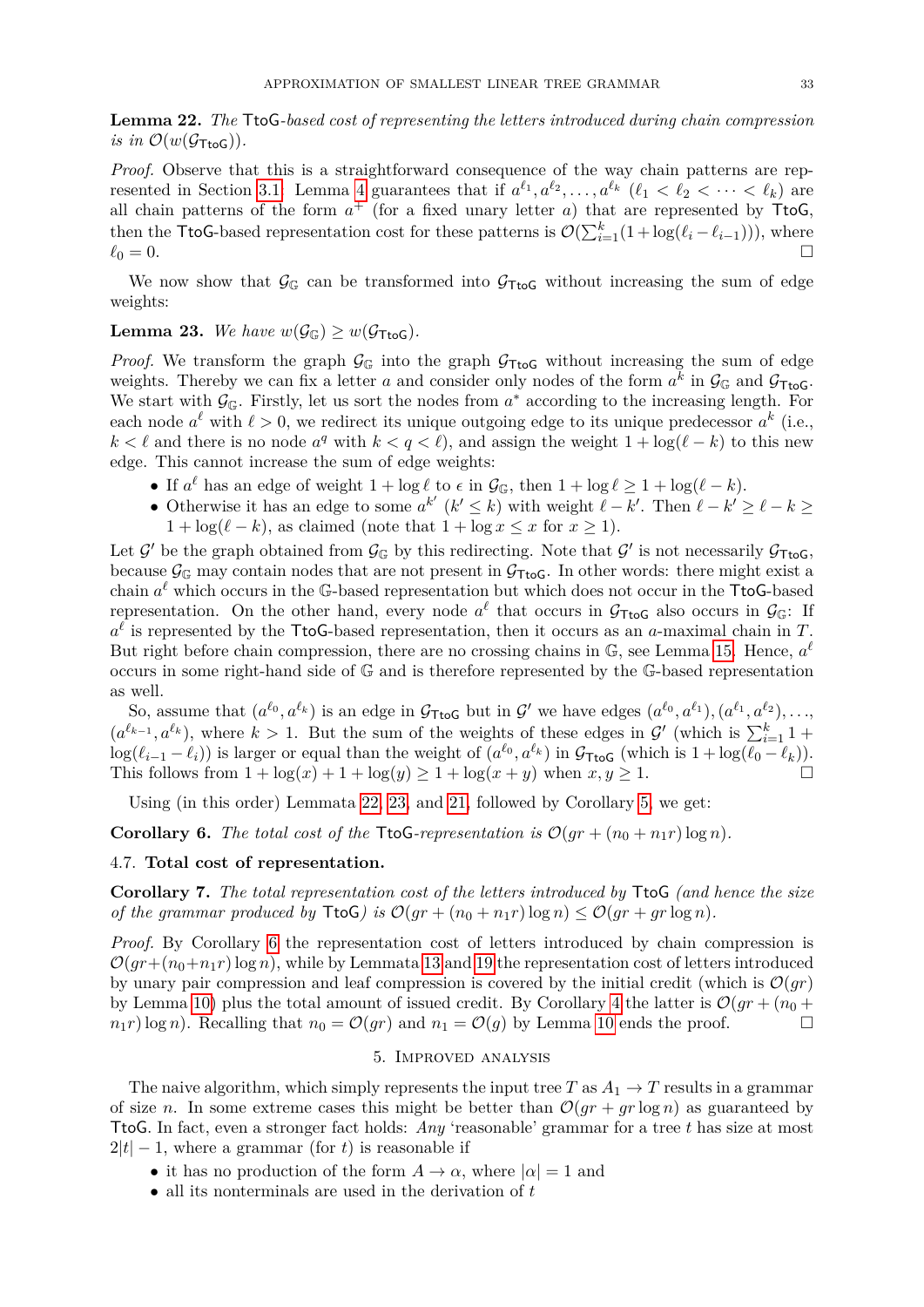**Lemma 22.** *The* TtoG*-based cost of representing the letters introduced during chain compression is in* $\mathcal{O}(w(\mathcal{G}_{\mathsf{TtoG}}))$.

*Proof.* Observe that this is a straightforward consequence of the way chain patterns are represented in Section 3.1. Lemma 4 guarantees that if $a^{\ell_1}, a^{\ell_2}, \ldots, a^{\ell_k}$ ($\ell_1 < \ell_2 < \cdots < \ell_k$) are all chain patterns of the form $a^+$ (for a fixed unary letter $a$) that are represented by TtoG, then the TtoG-based representation cost for these patterns is $\mathcal{O}(\sum_{i=1}^{k}(1+\log(\ell_i - \ell_{i-1})))$, where $\ell_0 = 0$. □

We now show that $\mathcal{G}_{\mathbb{G}}$ can be transformed into $\mathcal{G}_{\mathsf{TtoG}}$ without increasing the sum of edge weights:

**Lemma 23.** *We have* $w(\mathcal{G}_{\mathbb{G}}) \geq w(\mathcal{G}_{\mathsf{TtoG}})$.

*Proof.* We transform the graph $\mathcal{G}_{\mathbb{G}}$ into the graph $\mathcal{G}_{\mathsf{TtoG}}$ without increasing the sum of edge weights. Thereby we can fix a letter $a$ and consider only nodes of the form $a^k$ in $\mathcal{G}_{\mathbb{G}}$ and $\mathcal{G}_{\mathsf{TtoG}}$. We start with $\mathcal{G}_{\mathbb{G}}$. Firstly, let us sort the nodes from $a^*$ according to the increasing length. For each node $a^\ell$ with $\ell > 0$, we redirect its unique outgoing edge to its unique predecessor $a^k$ (i.e., $k < \ell$ and there is no node $a^q$ with $k < q < \ell$), and assign the weight $1 + \log(\ell - k)$ to this new edge. This cannot increase the sum of edge weights:

- If $a^\ell$ has an edge of weight $1 + \log \ell$ to $\epsilon$ in $\mathcal{G}_{\mathbb{G}}$, then $1 + \log \ell \geq 1 + \log(\ell - k)$.
- Otherwise it has an edge to some $a^{k'}$ ($k' \leq k$) with weight $\ell - k'$. Then $\ell - k' \geq \ell - k \geq 1 + \log(\ell - k)$, as claimed (note that $1 + \log x \leq x$ for $x \geq 1$).

Let $\mathcal{G}'$ be the graph obtained from $\mathcal{G}_{\mathbb{G}}$ by this redirecting. Note that $\mathcal{G}'$ is not necessarily $\mathcal{G}_{\mathsf{TtoG}}$, because $\mathcal{G}_{\mathbb{G}}$ may contain nodes that are not present in $\mathcal{G}_{\mathsf{TtoG}}$. In other words: there might exist a chain $a^\ell$ which occurs in the $\mathbb{G}$-based representation but which does not occur in the TtoG-based representation. On the other hand, every node $a^\ell$ that occurs in $\mathcal{G}_{\mathsf{TtoG}}$ also occurs in $\mathcal{G}_{\mathbb{G}}$: If $a^\ell$ is represented by the TtoG-based representation, then it occurs as an $a$-maximal chain in $T$. But right before chain compression, there are no crossing chains in $\mathbb{G}$, see Lemma 15. Hence, $a^\ell$ occurs in some right-hand side of $\mathbb{G}$ and is therefore represented by the $\mathbb{G}$-based representation as well.

So, assume that $(a^{\ell_0}, a^{\ell_k})$ is an edge in $\mathcal{G}_{\mathsf{TtoG}}$ but in $\mathcal{G}'$ we have edges $(a^{\ell_0}, a^{\ell_1}), (a^{\ell_1}, a^{\ell_2}), \ldots, (a^{\ell_{k-1}}, a^{\ell_k})$, where $k > 1$. But the sum of the weights of these edges in $\mathcal{G}'$ (which is $\sum_{i=1}^{k} 1 + \log(\ell_{i-1} - \ell_i)$) is larger or equal than the weight of $(a^{\ell_0}, a^{\ell_k})$ in $\mathcal{G}_{\mathsf{TtoG}}$ (which is $1 + \log(\ell_0 - \ell_k)$). This follows from $1 + \log(x) + 1 + \log(y) \geq 1 + \log(x + y)$ when $x, y \geq 1$. □

Using (in this order) Lemmata 22, 23, and 21, followed by Corollary 5, we get:

**Corollary 6.** *The total cost of the* TtoG*-representation is* $\mathcal{O}(gr + (n_0 + n_1 r)\log n)$.

### 4.7. Total cost of representation.

**Corollary 7.** *The total representation cost of the letters introduced by* TtoG *(and hence the size of the grammar produced by* TtoG*) is* $\mathcal{O}(gr + (n_0 + n_1 r)\log n) \leq \mathcal{O}(gr + gr\log n)$.

*Proof.* By Corollary 6 the representation cost of letters introduced by chain compression is $\mathcal{O}(gr + (n_0 + n_1 r)\log n)$, while by Lemmata 13 and 19 the representation cost of letters introduced by unary pair compression and leaf compression is covered by the initial credit (which is $\mathcal{O}(gr)$ by Lemma 10) plus the total amount of issued credit. By Corollary 4 the latter is $\mathcal{O}(gr + (n_0 + n_1 r)\log n)$. Recalling that $n_0 = \mathcal{O}(gr)$ and $n_1 = \mathcal{O}(g)$ by Lemma 10 ends the proof. □

## 5. Improved analysis

The naive algorithm, which simply represents the input tree $T$ as $A_1 \to T$ results in a grammar of size $n$. In some extreme cases this might be better than $\mathcal{O}(gr + gr\log n)$ as guaranteed by TtoG. In fact, even a stronger fact holds: *Any* 'reasonable' grammar for a tree $t$ has size at most $2|t| - 1$, where a grammar (for $t$) is reasonable if

- it has no production of the form $A \to \alpha$, where $|\alpha| = 1$ and
- all its nonterminals are used in the derivation of $t$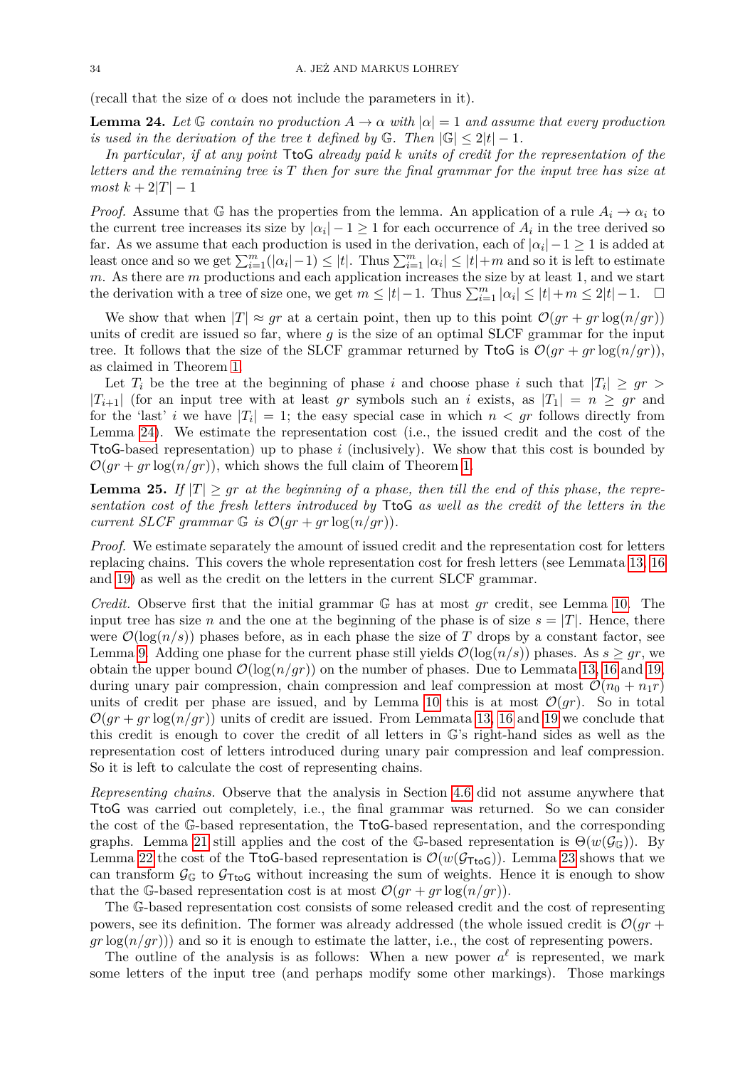(recall that the size of $\alpha$ does not include the parameters in it).

**Lemma 24.** *Let $\mathbb{G}$ contain no production $A \to \alpha$ with $|\alpha| = 1$ and assume that every production is used in the derivation of the tree $t$ defined by $\mathbb{G}$. Then $|\mathbb{G}| \leq 2|t| - 1$.*

*In particular, if at any point* TtoG *already paid $k$ units of credit for the representation of the letters and the remaining tree is $T$ then for sure the final grammar for the input tree has size at most $k + 2|T| - 1$*

*Proof.* Assume that $\mathbb{G}$ has the properties from the lemma. An application of a rule $A_i \to \alpha_i$ to the current tree increases its size by $|\alpha_i| - 1 \geq 1$ for each occurrence of $A_i$ in the tree derived so far. As we assume that each production is used in the derivation, each of $|\alpha_i| - 1 \geq 1$ is added at least once and so we get $\sum_{i=1}^{m}(|\alpha_i| - 1) \leq |t|$. Thus $\sum_{i=1}^{m} |\alpha_i| \leq |t| + m$ and so it is left to estimate $m$. As there are $m$ productions and each application increases the size by at least 1, and we start the derivation with a tree of size one, we get $m \leq |t| - 1$. Thus $\sum_{i=1}^{m} |\alpha_i| \leq |t| + m \leq 2|t| - 1$. $\square$

We show that when $|T| \approx gr$ at a certain point, then up to this point $\mathcal{O}(gr + gr \log(n/gr))$ units of credit are issued so far, where $g$ is the size of an optimal SLCF grammar for the input tree. It follows that the size of the SLCF grammar returned by TtoG is $\mathcal{O}(gr + gr \log(n/gr))$, as claimed in Theorem 1.

Let $T_i$ be the tree at the beginning of phase $i$ and choose phase $i$ such that $|T_i| \geq gr > |T_{i+1}|$ (for an input tree with at least $gr$ symbols such an $i$ exists, as $|T_1| = n \geq gr$ and for the 'last' $i$ we have $|T_i| = 1$; the easy special case in which $n < gr$ follows directly from Lemma 24). We estimate the representation cost (i.e., the issued credit and the cost of the TtoG-based representation) up to phase $i$ (inclusively). We show that this cost is bounded by $\mathcal{O}(gr + gr \log(n/gr))$, which shows the full claim of Theorem 1.

**Lemma 25.** *If $|T| \geq gr$ at the beginning of a phase, then till the end of this phase, the representation cost of the fresh letters introduced by* TtoG *as well as the credit of the letters in the current SLCF grammar $\mathbb{G}$ is $\mathcal{O}(gr + gr \log(n/gr))$.*

*Proof.* We estimate separately the amount of issued credit and the representation cost for letters replacing chains. This covers the whole representation cost for fresh letters (see Lemmata 13, 16 and 19) as well as the credit on the letters in the current SLCF grammar.

*Credit.* Observe first that the initial grammar $\mathbb{G}$ has at most $gr$ credit, see Lemma 10. The input tree has size $n$ and the one at the beginning of the phase is of size $s = |T|$. Hence, there were $\mathcal{O}(\log(n/s))$ phases before, as in each phase the size of $T$ drops by a constant factor, see Lemma 9. Adding one phase for the current phase still yields $\mathcal{O}(\log(n/s))$ phases. As $s \geq gr$, we obtain the upper bound $\mathcal{O}(\log(n/gr))$ on the number of phases. Due to Lemmata 13, 16 and 19, during unary pair compression, chain compression and leaf compression at most $\mathcal{O}(n_0 + n_1 r)$ units of credit per phase are issued, and by Lemma 10 this is at most $\mathcal{O}(gr)$. So in total $\mathcal{O}(gr + gr \log(n/gr))$ units of credit are issued. From Lemmata 13, 16 and 19 we conclude that this credit is enough to cover the credit of all letters in $\mathbb{G}$'s right-hand sides as well as the representation cost of letters introduced during unary pair compression and leaf compression. So it is left to calculate the cost of representing chains.

*Representing chains.* Observe that the analysis in Section 4.6 did not assume anywhere that TtoG was carried out completely, i.e., the final grammar was returned. So we can consider the cost of the $\mathbb{G}$-based representation, the TtoG-based representation, and the corresponding graphs. Lemma 21 still applies and the cost of the $\mathbb{G}$-based representation is $\Theta(w(\mathcal{G}_{\mathbb{G}}))$. By Lemma 22 the cost of the TtoG-based representation is $\mathcal{O}(w(\mathcal{G}_{\mathsf{TtoG}}))$. Lemma 23 shows that we can transform $\mathcal{G}_{\mathbb{G}}$ to $\mathcal{G}_{\mathsf{TtoG}}$ without increasing the sum of weights. Hence it is enough to show that the $\mathbb{G}$-based representation cost is at most $\mathcal{O}(gr + gr \log(n/gr))$.

The $\mathbb{G}$-based representation cost consists of some released credit and the cost of representing powers, see its definition. The former was already addressed (the whole issued credit is $\mathcal{O}(gr + gr \log(n/gr))$) and so it is enough to estimate the latter, i.e., the cost of representing powers.

The outline of the analysis is as follows: When a new power $a^\ell$ is represented, we mark some letters of the input tree (and perhaps modify some other markings). Those markings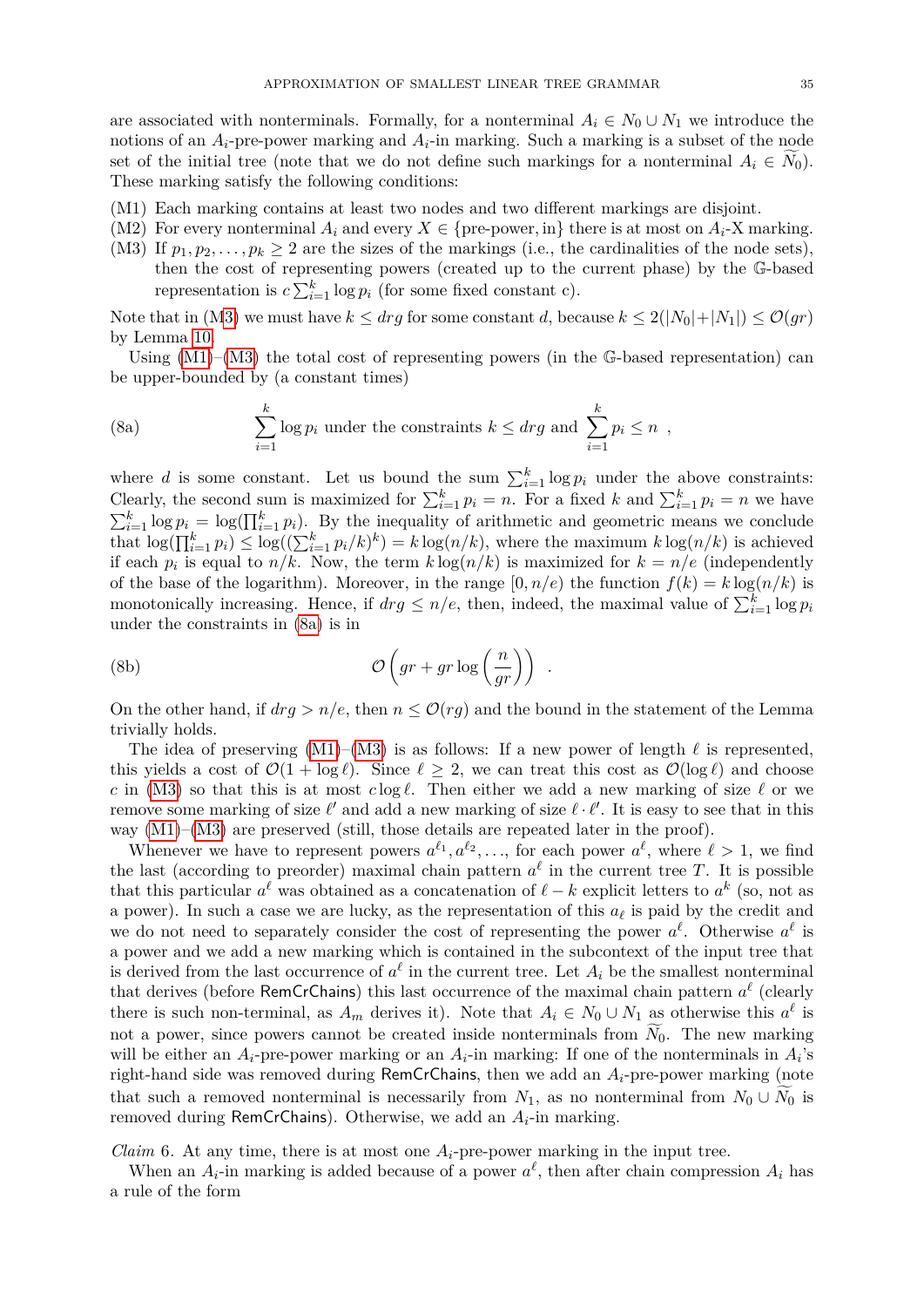are associated with nonterminals. Formally, for a nonterminal $A_i \in N_0 \cup N_1$ we introduce the notions of an $A_i$-pre-power marking and $A_i$-in marking. Such a marking is a subset of the node set of the initial tree (note that we do not define such markings for a nonterminal $A_i \in \widetilde{N_0}$). These marking satisfy the following conditions:

(M1) Each marking contains at least two nodes and two different markings are disjoint.
(M2) For every nonterminal $A_i$ and every $X \in \{\text{pre-power}, \text{in}\}$ there is at most on $A_i$-X marking.
(M3) If $p_1, p_2, \ldots, p_k \geq 2$ are the sizes of the markings (i.e., the cardinalities of the node sets), then the cost of representing powers (created up to the current phase) by the $\mathbb{G}$-based representation is $c \sum_{i=1}^{k} \log p_i$ (for some fixed constant c).

Note that in (M3) we must have $k \leq drg$ for some constant $d$, because $k \leq 2(|N_0|+|N_1|) \leq \mathcal{O}(gr)$ by Lemma 10.

Using (M1)–(M3) the total cost of representing powers (in the $\mathbb{G}$-based representation) can be upper-bounded by (a constant times)

$$\sum_{i=1}^{k} \log p_i \text{ under the constraints } k \leq drg \text{ and } \sum_{i=1}^{k} p_i \leq n \ , \tag{8a}$$

where $d$ is some constant. Let us bound the sum $\sum_{i=1}^{k} \log p_i$ under the above constraints: Clearly, the second sum is maximized for $\sum_{i=1}^{k} p_i = n$. For a fixed $k$ and $\sum_{i=1}^{k} p_i = n$ we have $\sum_{i=1}^{k} \log p_i = \log(\prod_{i=1}^{k} p_i)$. By the inequality of arithmetic and geometric means we conclude that $\log(\prod_{i=1}^{k} p_i) \leq \log((\sum_{i=1}^{k} p_i/k)^k) = k \log(n/k)$, where the maximum $k \log(n/k)$ is achieved if each $p_i$ is equal to $n/k$. Now, the term $k \log(n/k)$ is maximized for $k = n/e$ (independently of the base of the logarithm). Moreover, in the range $[0, n/e)$ the function $f(k) = k \log(n/k)$ is monotonically increasing. Hence, if $drg \leq n/e$, then, indeed, the maximal value of $\sum_{i=1}^{k} \log p_i$ under the constraints in (8a) is in

$$\mathcal{O}\left(gr + gr \log\left(\frac{n}{gr}\right)\right) \ . \tag{8b}$$

On the other hand, if $drg > n/e$, then $n \leq \mathcal{O}(rg)$ and the bound in the statement of the Lemma trivially holds.

The idea of preserving (M1)–(M3) is as follows: If a new power of length $\ell$ is represented, this yields a cost of $\mathcal{O}(1 + \log \ell)$. Since $\ell \geq 2$, we can treat this cost as $\mathcal{O}(\log \ell)$ and choose $c$ in (M3) so that this is at most $c \log \ell$. Then either we add a new marking of size $\ell$ or we remove some marking of size $\ell'$ and add a new marking of size $\ell \cdot \ell'$. It is easy to see that in this way (M1)–(M3) are preserved (still, those details are repeated later in the proof).

Whenever we have to represent powers $a^{\ell_1}, a^{\ell_2}, \ldots$, for each power $a^\ell$, where $\ell > 1$, we find the last (according to preorder) maximal chain pattern $a^\ell$ in the current tree $T$. It is possible that this particular $a^\ell$ was obtained as a concatenation of $\ell - k$ explicit letters to $a^k$ (so, not as a power). In such a case we are lucky, as the representation of this $a_\ell$ is paid by the credit and we do not need to separately consider the cost of representing the power $a^\ell$. Otherwise $a^\ell$ is a power and we add a new marking which is contained in the subcontext of the input tree that is derived from the last occurrence of $a^\ell$ in the current tree. Let $A_i$ be the smallest nonterminal that derives (before RemCrChains) this last occurrence of the maximal chain pattern $a^\ell$ (clearly there is such non-terminal, as $A_m$ derives it). Note that $A_i \in N_0 \cup N_1$ as otherwise this $a^\ell$ is not a power, since powers cannot be created inside nonterminals from $\widetilde{N_0}$. The new marking will be either an $A_i$-pre-power marking or an $A_i$-in marking: If one of the nonterminals in $A_i$'s right-hand side was removed during RemCrChains, then we add an $A_i$-pre-power marking (note that such a removed nonterminal is necessarily from $N_1$, as no nonterminal from $N_0 \cup \widetilde{N_0}$ is removed during RemCrChains). Otherwise, we add an $A_i$-in marking.

*Claim* 6. At any time, there is at most one $A_i$-pre-power marking in the input tree.

When an $A_i$-in marking is added because of a power $a^\ell$, then after chain compression $A_i$ has a rule of the form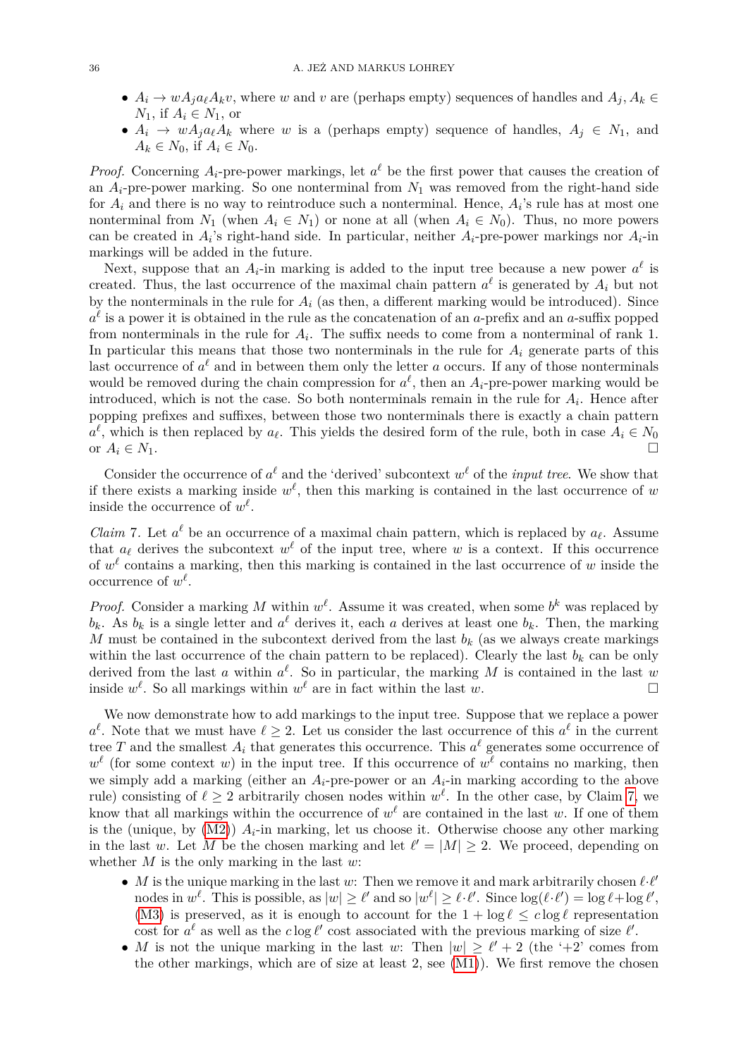- $A_i \to w A_j a_\ell A_k v$, where $w$ and $v$ are (perhaps empty) sequences of handles and $A_j, A_k \in N_1$, if $A_i \in N_1$, or
- $A_i \to w A_j a_\ell A_k$ where $w$ is a (perhaps empty) sequence of handles, $A_j \in N_1$, and $A_k \in N_0$, if $A_i \in N_0$.

*Proof.* Concerning $A_i$-pre-power markings, let $a^\ell$ be the first power that causes the creation of an $A_i$-pre-power marking. So one nonterminal from $N_1$ was removed from the right-hand side for $A_i$ and there is no way to reintroduce such a nonterminal. Hence, $A_i$'s rule has at most one nonterminal from $N_1$ (when $A_i \in N_1$) or none at all (when $A_i \in N_0$). Thus, no more powers can be created in $A_i$'s right-hand side. In particular, neither $A_i$-pre-power markings nor $A_i$-in markings will be added in the future.

Next, suppose that an $A_i$-in marking is added to the input tree because a new power $a^\ell$ is created. Thus, the last occurrence of the maximal chain pattern $a^\ell$ is generated by $A_i$ but not by the nonterminals in the rule for $A_i$ (as then, a different marking would be introduced). Since $a^\ell$ is a power it is obtained in the rule as the concatenation of an $a$-prefix and an $a$-suffix popped from nonterminals in the rule for $A_i$. The suffix needs to come from a nonterminal of rank 1. In particular this means that those two nonterminals in the rule for $A_i$ generate parts of this last occurrence of $a^\ell$ and in between them only the letter $a$ occurs. If any of those nonterminals would be removed during the chain compression for $a^\ell$, then an $A_i$-pre-power marking would be introduced, which is not the case. So both nonterminals remain in the rule for $A_i$. Hence after popping prefixes and suffixes, between those two nonterminals there is exactly a chain pattern $a^\ell$, which is then replaced by $a_\ell$. This yields the desired form of the rule, both in case $A_i \in N_0$ or $A_i \in N_1$. □

Consider the occurrence of $a^\ell$ and the 'derived' subcontext $w^\ell$ of the *input tree*. We show that if there exists a marking inside $w^\ell$, then this marking is contained in the last occurrence of $w$ inside the occurrence of $w^\ell$.

*Claim* 7. Let $a^\ell$ be an occurrence of a maximal chain pattern, which is replaced by $a_\ell$. Assume that $a_\ell$ derives the subcontext $w^\ell$ of the input tree, where $w$ is a context. If this occurrence of $w^\ell$ contains a marking, then this marking is contained in the last occurrence of $w$ inside the occurrence of $w^\ell$.

*Proof.* Consider a marking $M$ within $w^\ell$. Assume it was created, when some $b^k$ was replaced by $b_k$. As $b_k$ is a single letter and $a^\ell$ derives it, each $a$ derives at least one $b_k$. Then, the marking $M$ must be contained in the subcontext derived from the last $b_k$ (as we always create markings within the last occurrence of the chain pattern to be replaced). Clearly the last $b_k$ can be only derived from the last $a$ within $a^\ell$. So in particular, the marking $M$ is contained in the last $w$ inside $w^\ell$. So all markings within $w^\ell$ are in fact within the last $w$. □

We now demonstrate how to add markings to the input tree. Suppose that we replace a power $a^\ell$. Note that we must have $\ell \geq 2$. Let us consider the last occurrence of this $a^\ell$ in the current tree $T$ and the smallest $A_i$ that generates this occurrence. This $a^\ell$ generates some occurrence of $w^\ell$ (for some context $w$) in the input tree. If this occurrence of $w^\ell$ contains no marking, then we simply add a marking (either an $A_i$-pre-power or an $A_i$-in marking according to the above rule) consisting of $\ell \geq 2$ arbitrarily chosen nodes within $w^\ell$. In the other case, by Claim 7, we know that all markings within the occurrence of $w^\ell$ are contained in the last $w$. If one of them is the (unique, by (M2)) $A_i$-in marking, let us choose it. Otherwise choose any other marking in the last $w$. Let $M$ be the chosen marking and let $\ell' = |M| \geq 2$. We proceed, depending on whether $M$ is the only marking in the last $w$:

- $M$ is the unique marking in the last $w$: Then we remove it and mark arbitrarily chosen $\ell \cdot \ell'$ nodes in $w^\ell$. This is possible, as $|w| \geq \ell'$ and so $|w^\ell| \geq \ell \cdot \ell'$. Since $\log(\ell \cdot \ell') = \log \ell + \log \ell'$, (M3) is preserved, as it is enough to account for the $1 + \log \ell \leq c \log \ell$ representation cost for $a^\ell$ as well as the $c \log \ell'$ cost associated with the previous marking of size $\ell'$.
- $M$ is not the unique marking in the last $w$: Then $|w| \geq \ell' + 2$ (the '+2' comes from the other markings, which are of size at least 2, see (M1)). We first remove the chosen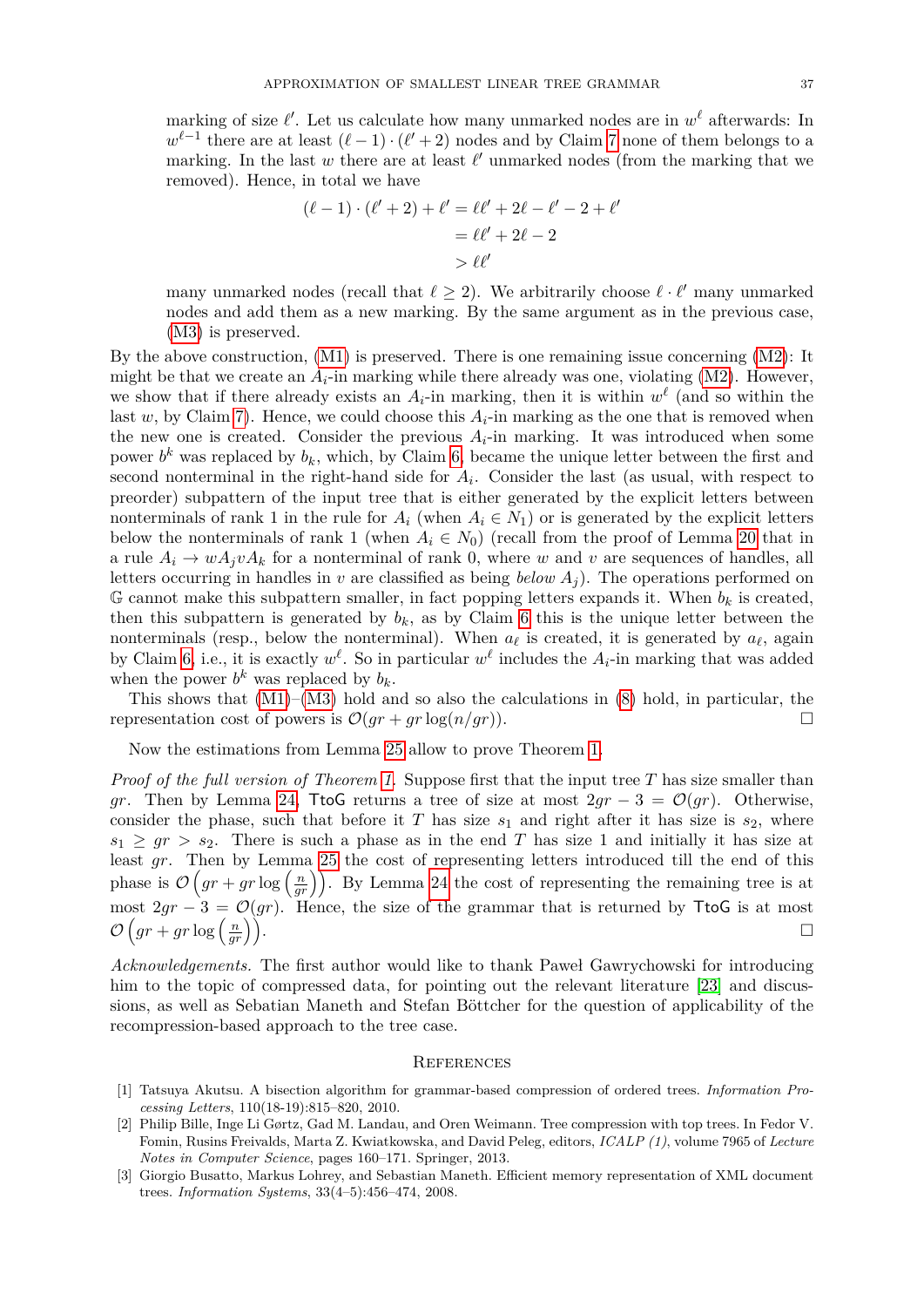marking of size $\ell'$. Let us calculate how many unmarked nodes are in $w^\ell$ afterwards: In $w^{\ell-1}$ there are at least $(\ell-1)\cdot(\ell'+2)$ nodes and by Claim 7 none of them belongs to a marking. In the last $w$ there are at least $\ell'$ unmarked nodes (from the marking that we removed). Hence, in total we have

$$
\begin{aligned}
(\ell-1)\cdot(\ell'+2)+\ell' &= \ell\ell' + 2\ell - \ell' - 2 + \ell' \\
&= \ell\ell' + 2\ell - 2 \\
&> \ell\ell'
\end{aligned}
$$

many unmarked nodes (recall that $\ell \geq 2$). We arbitrarily choose $\ell \cdot \ell'$ many unmarked nodes and add them as a new marking. By the same argument as in the previous case, (M3) is preserved.

By the above construction, (M1) is preserved. There is one remaining issue concerning (M2): It might be that we create an $A_i$-in marking while there already was one, violating (M2). However, we show that if there already exists an $A_i$-in marking, then it is within $w^\ell$ (and so within the last $w$, by Claim 7). Hence, we could choose this $A_i$-in marking as the one that is removed when the new one is created. Consider the previous $A_i$-in marking. It was introduced when some power $b^k$ was replaced by $b_k$, which, by Claim 6, became the unique letter between the first and second nonterminal in the right-hand side for $A_i$. Consider the last (as usual, with respect to preorder) subpattern of the input tree that is either generated by the explicit letters between nonterminals of rank 1 in the rule for $A_i$ (when $A_i \in N_1$) or is generated by the explicit letters below the nonterminals of rank 1 (when $A_i \in N_0$) (recall from the proof of Lemma 20 that in a rule $A_i \to wA_jvA_k$ for a nonterminal of rank 0, where $w$ and $v$ are sequences of handles, all letters occurring in handles in $v$ are classified as being *below* $A_j$). The operations performed on $\mathbb{G}$ cannot make this subpattern smaller, in fact popping letters expands it. When $b_k$ is created, then this subpattern is generated by $b_k$, as by Claim 6 this is the unique letter between the nonterminals (resp., below the nonterminal). When $a_\ell$ is created, it is generated by $a_\ell$, again by Claim 6, i.e., it is exactly $w^\ell$. So in particular $w^\ell$ includes the $A_i$-in marking that was added when the power $b^k$ was replaced by $b_k$.

This shows that (M1)–(M3) hold and so also the calculations in (8) hold, in particular, the representation cost of powers is $\mathcal{O}(gr + gr\log(n/gr))$. ☐

Now the estimations from Lemma 25 allow to prove Theorem 1.

*Proof of the full version of Theorem 1.* Suppose first that the input tree $T$ has size smaller than $gr$. Then by Lemma 24, TtoG returns a tree of size at most $2gr - 3 = \mathcal{O}(gr)$. Otherwise, consider the phase, such that before it $T$ has size $s_1$ and right after it has size is $s_2$, where $s_1 \geq gr > s_2$. There is such a phase as in the end $T$ has size 1 and initially it has size at least $gr$. Then by Lemma 25 the cost of representing letters introduced till the end of this phase is $\mathcal{O}\left(gr + gr\log\left(\frac{n}{gr}\right)\right)$. By Lemma 24 the cost of representing the remaining tree is at most $2gr - 3 = \mathcal{O}(gr)$. Hence, the size of the grammar that is returned by TtoG is at most $\mathcal{O}\left(gr + gr\log\left(\frac{n}{gr}\right)\right)$. ☐

*Acknowledgements.* The first author would like to thank Paweł Gawrychowski for introducing him to the topic of compressed data, for pointing out the relevant literature [23] and discussions, as well as Sebatian Maneth and Stefan Böttcher for the question of applicability of the recompression-based approach to the tree case.

## References

[1] Tatsuya Akutsu. A bisection algorithm for grammar-based compression of ordered trees. *Information Processing Letters*, 110(18-19):815–820, 2010.

[2] Philip Bille, Inge Li Gørtz, Gad M. Landau, and Oren Weimann. Tree compression with top trees. In Fedor V. Fomin, Rusins Freivalds, Marta Z. Kwiatkowska, and David Peleg, editors, *ICALP (1)*, volume 7965 of *Lecture Notes in Computer Science*, pages 160–171. Springer, 2013.

[3] Giorgio Busatto, Markus Lohrey, and Sebastian Maneth. Efficient memory representation of XML document trees. *Information Systems*, 33(4–5):456–474, 2008.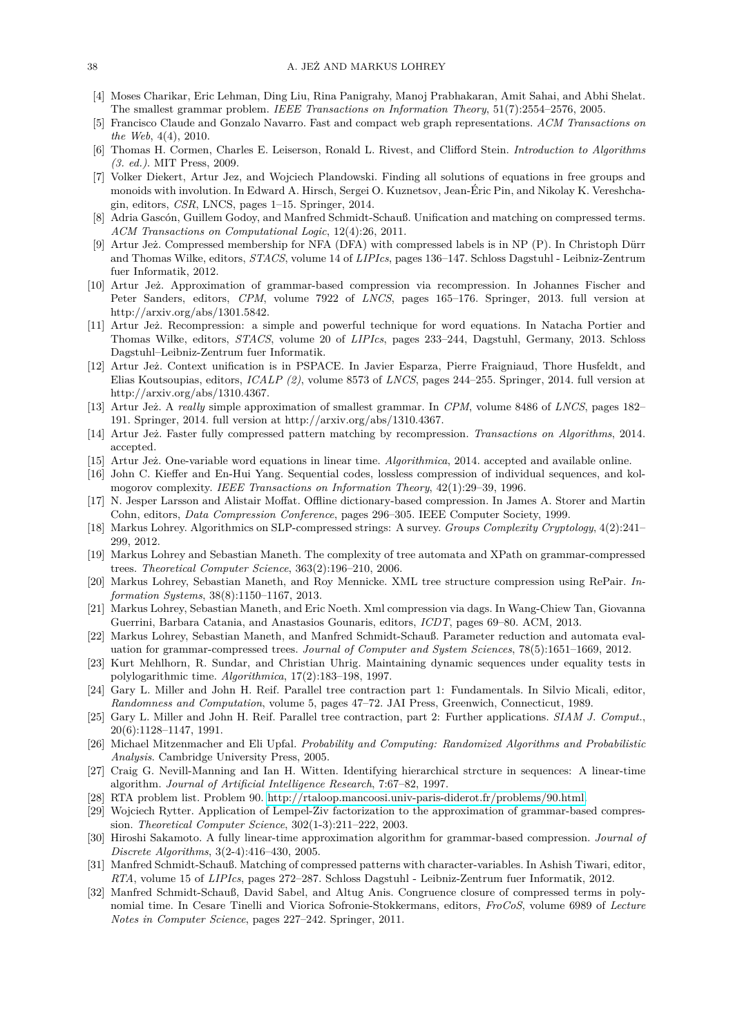[4] Moses Charikar, Eric Lehman, Ding Liu, Rina Panigrahy, Manoj Prabhakaran, Amit Sahai, and Abhi Shelat. The smallest grammar problem. *IEEE Transactions on Information Theory*, 51(7):2554–2576, 2005.

[5] Francisco Claude and Gonzalo Navarro. Fast and compact web graph representations. *ACM Transactions on the Web*, 4(4), 2010.

[6] Thomas H. Cormen, Charles E. Leiserson, Ronald L. Rivest, and Clifford Stein. *Introduction to Algorithms (3. ed.)*. MIT Press, 2009.

[7] Volker Diekert, Artur Jez, and Wojciech Plandowski. Finding all solutions of equations in free groups and monoids with involution. In Edward A. Hirsch, Sergei O. Kuznetsov, Jean-Éric Pin, and Nikolay K. Vereshchagin, editors, *CSR*, LNCS, pages 1–15. Springer, 2014.

[8] Adria Gascón, Guillem Godoy, and Manfred Schmidt-Schauß. Unification and matching on compressed terms. *ACM Transactions on Computational Logic*, 12(4):26, 2011.

[9] Artur Jeż. Compressed membership for NFA (DFA) with compressed labels is in NP (P). In Christoph Dürr and Thomas Wilke, editors, *STACS*, volume 14 of *LIPIcs*, pages 136–147. Schloss Dagstuhl - Leibniz-Zentrum fuer Informatik, 2012.

[10] Artur Jeż. Approximation of grammar-based compression via recompression. In Johannes Fischer and Peter Sanders, editors, *CPM*, volume 7922 of *LNCS*, pages 165–176. Springer, 2013. full version at http://arxiv.org/abs/1301.5842.

[11] Artur Jeż. Recompression: a simple and powerful technique for word equations. In Natacha Portier and Thomas Wilke, editors, *STACS*, volume 20 of *LIPIcs*, pages 233–244, Dagstuhl, Germany, 2013. Schloss Dagstuhl–Leibniz-Zentrum fuer Informatik.

[12] Artur Jeż. Context unification is in PSPACE. In Javier Esparza, Pierre Fraigniaud, Thore Husfeldt, and Elias Koutsoupias, editors, *ICALP (2)*, volume 8573 of *LNCS*, pages 244–255. Springer, 2014. full version at http://arxiv.org/abs/1310.4367.

[13] Artur Jeż. A *really* simple approximation of smallest grammar. In *CPM*, volume 8486 of *LNCS*, pages 182–191. Springer, 2014. full version at http://arxiv.org/abs/1310.4367.

[14] Artur Jeż. Faster fully compressed pattern matching by recompression. *Transactions on Algorithms*, 2014. accepted.

[15] Artur Jeż. One-variable word equations in linear time. *Algorithmica*, 2014. accepted and available online.

[16] John C. Kieffer and En-Hui Yang. Sequential codes, lossless compression of individual sequences, and kolmogorov complexity. *IEEE Transactions on Information Theory*, 42(1):29–39, 1996.

[17] N. Jesper Larsson and Alistair Moffat. Offline dictionary-based compression. In James A. Storer and Martin Cohn, editors, *Data Compression Conference*, pages 296–305. IEEE Computer Society, 1999.

[18] Markus Lohrey. Algorithmics on SLP-compressed strings: A survey. *Groups Complexity Cryptology*, 4(2):241–299, 2012.

[19] Markus Lohrey and Sebastian Maneth. The complexity of tree automata and XPath on grammar-compressed trees. *Theoretical Computer Science*, 363(2):196–210, 2006.

[20] Markus Lohrey, Sebastian Maneth, and Roy Mennicke. XML tree structure compression using RePair. *Information Systems*, 38(8):1150–1167, 2013.

[21] Markus Lohrey, Sebastian Maneth, and Eric Noeth. Xml compression via dags. In Wang-Chiew Tan, Giovanna Guerrini, Barbara Catania, and Anastasios Gounaris, editors, *ICDT*, pages 69–80. ACM, 2013.

[22] Markus Lohrey, Sebastian Maneth, and Manfred Schmidt-Schauß. Parameter reduction and automata evaluation for grammar-compressed trees. *Journal of Computer and System Sciences*, 78(5):1651–1669, 2012.

[23] Kurt Mehlhorn, R. Sundar, and Christian Uhrig. Maintaining dynamic sequences under equality tests in polylogarithmic time. *Algorithmica*, 17(2):183–198, 1997.

[24] Gary L. Miller and John H. Reif. Parallel tree contraction part 1: Fundamentals. In Silvio Micali, editor, *Randomness and Computation*, volume 5, pages 47–72. JAI Press, Greenwich, Connecticut, 1989.

[25] Gary L. Miller and John H. Reif. Parallel tree contraction, part 2: Further applications. *SIAM J. Comput.*, 20(6):1128–1147, 1991.

[26] Michael Mitzenmacher and Eli Upfal. *Probability and Computing: Randomized Algorithms and Probabilistic Analysis*. Cambridge University Press, 2005.

[27] Craig G. Nevill-Manning and Ian H. Witten. Identifying hierarchical strcture in sequences: A linear-time algorithm. *Journal of Artificial Intelligence Research*, 7:67–82, 1997.

[28] RTA problem list. Problem 90. http://rtaloop.mancoosi.univ-paris-diderot.fr/problems/90.html.

[29] Wojciech Rytter. Application of Lempel-Ziv factorization to the approximation of grammar-based compression. *Theoretical Computer Science*, 302(1-3):211–222, 2003.

[30] Hiroshi Sakamoto. A fully linear-time approximation algorithm for grammar-based compression. *Journal of Discrete Algorithms*, 3(2-4):416–430, 2005.

[31] Manfred Schmidt-Schauß. Matching of compressed patterns with character-variables. In Ashish Tiwari, editor, *RTA*, volume 15 of *LIPIcs*, pages 272–287. Schloss Dagstuhl - Leibniz-Zentrum fuer Informatik, 2012.

[32] Manfred Schmidt-Schauß, David Sabel, and Altug Anis. Congruence closure of compressed terms in polynomial time. In Cesare Tinelli and Viorica Sofronie-Stokkermans, editors, *FroCoS*, volume 6989 of *Lecture Notes in Computer Science*, pages 227–242. Springer, 2011.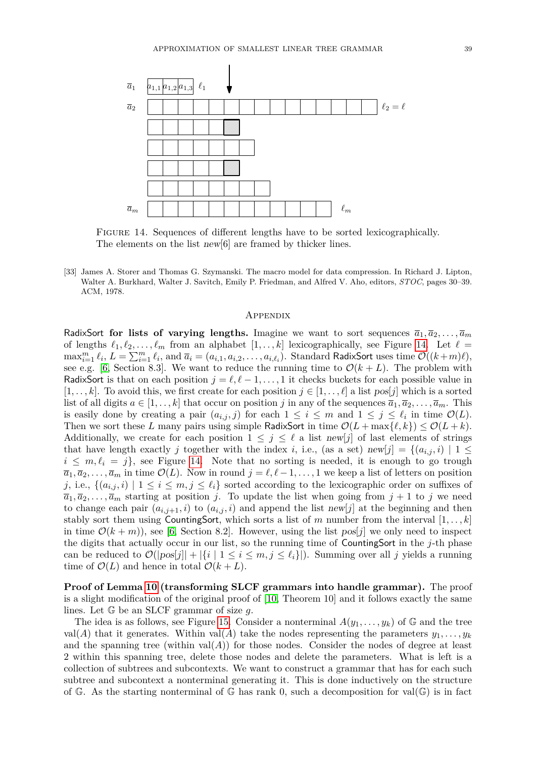Figure 14. Sequences of different lengths have to be sorted lexicographically. The elements on the list *new*[6] are framed by thicker lines.

[33] James A. Storer and Thomas G. Szymanski. The macro model for data compression. In Richard J. Lipton, Walter A. Burkhard, Walter J. Savitch, Emily P. Friedman, and Alfred V. Aho, editors, *STOC*, pages 30–39. ACM, 1978.

## Appendix

**RadixSort for lists of varying lengths.** Imagine we want to sort sequences $\overline{a}_1, \overline{a}_2, \ldots, \overline{a}_m$ of lengths $\ell_1, \ell_2, \ldots, \ell_m$ from an alphabet $[1, \ldots, k]$ lexicographically, see Figure 14. Let $\ell = \max_{i=1}^m \ell_i$, $L = \sum_{i=1}^m \ell_i$, and $\overline{a}_i = (a_{i,1}, a_{i,2}, \ldots, a_{i,\ell_i})$. Standard RadixSort uses time $\mathcal{O}((k+m)\ell)$, see e.g. [6, Section 8.3]. We want to reduce the running time to $\mathcal{O}(k + L)$. The problem with RadixSort is that on each position $j = \ell, \ell-1, \ldots, 1$ it checks buckets for each possible value in $[1, \ldots, k]$. To avoid this, we first create for each position $j \in [1, \ldots, \ell]$ a list $pos[j]$ which is a sorted list of all digits $a \in [1, \ldots, k]$ that occur on position $j$ in any of the sequences $\overline{a}_1, \overline{a}_2, \ldots, \overline{a}_m$. This is easily done by creating a pair $(a_{i,j}, j)$ for each $1 \leq i \leq m$ and $1 \leq j \leq \ell_i$ in time $\mathcal{O}(L)$. Then we sort these $L$ many pairs using simple RadixSort in time $\mathcal{O}(L + \max\{\ell, k\}) \leq \mathcal{O}(L + k)$. Additionally, we create for each position $1 \leq j \leq \ell$ a list $new[j]$ of last elements of strings that have length exactly $j$ together with the index $i$, i.e., (as a set) $new[j] = \{(a_{i,j}, i) \mid 1 \leq i \leq m, \ell_i = j\}$, see Figure 14. Note that no sorting is needed, it is enough to go trough $\overline{a}_1, \overline{a}_2, \ldots, \overline{a}_m$ in time $\mathcal{O}(L)$. Now in round $j = \ell, \ell-1, \ldots, 1$ we keep a list of letters on position $j$, i.e., $\{(a_{i,j}, i) \mid 1 \leq i \leq m, j \leq \ell_i\}$ sorted according to the lexicographic order on suffixes of $\overline{a}_1, \overline{a}_2, \ldots, \overline{a}_m$ starting at position $j$. To update the list when going from $j+1$ to $j$ we need to change each pair $(a_{i,j+1}, i)$ to $(a_{i,j}, i)$ and append the list $new[j]$ at the beginning and then stably sort them using CountingSort, which sorts a list of $m$ number from the interval $[1, \ldots, k]$ in time $\mathcal{O}(k + m)$), see [6, Section 8.2]. However, using the list $pos[j]$ we only need to inspect the digits that actually occur in our list, so the running time of CountingSort in the $j$-th phase can be reduced to $\mathcal{O}(|pos[j]| + |\{i \mid 1 \leq i \leq m, j \leq \ell_i\}|)$. Summing over all $j$ yields a running time of $\mathcal{O}(L)$ and hence in total $\mathcal{O}(k + L)$.

**Proof of Lemma 10 (transforming SLCF grammars into handle grammar).** The proof is a slight modification of the original proof of [10, Theorem 10] and it follows exactly the same lines. Let $\mathbb{G}$ be an SLCF grammar of size $g$.

The idea is as follows, see Figure 15. Consider a nonterminal $A(y_1, \ldots, y_k)$ of $\mathbb{G}$ and the tree $\mathrm{val}(A)$ that it generates. Within $\mathrm{val}(A)$ take the nodes representing the parameters $y_1, \ldots, y_k$ and the spanning tree (within $\mathrm{val}(A)$) for those nodes. Consider the nodes of degree at least 2 within this spanning tree, delete those nodes and delete the parameters. What is left is a collection of subtrees and subcontexts. We want to construct a grammar that has for each such subtree and subcontext a nonterminal generating it. This is done inductively on the structure of $\mathbb{G}$. As the starting nonterminal of $\mathbb{G}$ has rank 0, such a decomposition for $\mathrm{val}(\mathbb{G})$ is in fact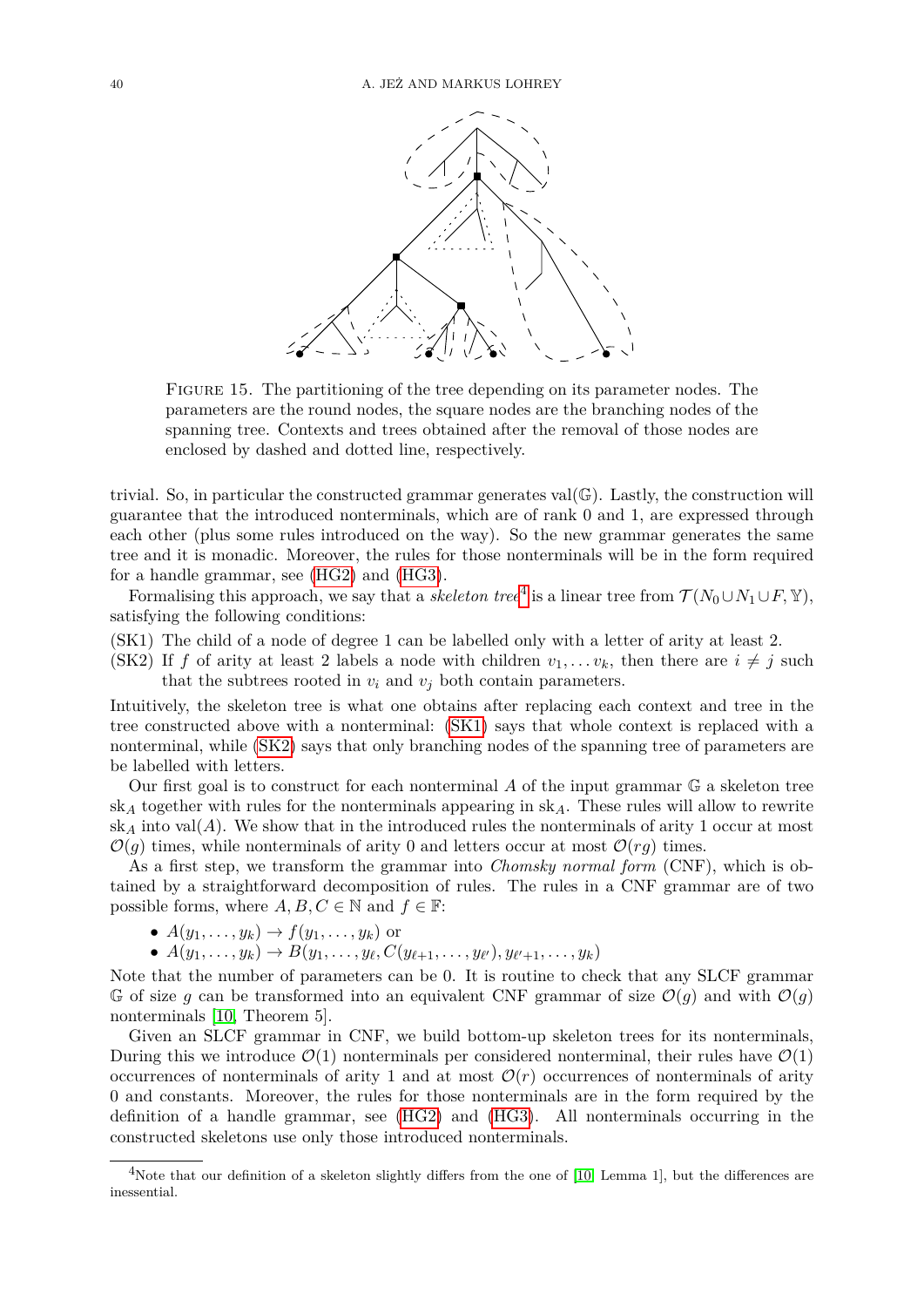Figure 15. The partitioning of the tree depending on its parameter nodes. The parameters are the round nodes, the square nodes are the branching nodes of the spanning tree. Contexts and trees obtained after the removal of those nodes are enclosed by dashed and dotted line, respectively.

trivial. So, in particular the constructed grammar generates $\mathrm{val}(\mathbb{G})$. Lastly, the construction will guarantee that the introduced nonterminals, which are of rank 0 and 1, are expressed through each other (plus some rules introduced on the way). So the new grammar generates the same tree and it is monadic. Moreover, the rules for those nonterminals will be in the form required for a handle grammar, see (HG2) and (HG3).

Formalising this approach, we say that a *skeleton tree*[4] is a linear tree from $\mathcal{T}(N_0 \cup N_1 \cup F, \mathbb{Y})$, satisfying the following conditions:

(SK1) The child of a node of degree 1 can be labelled only with a letter of arity at least 2.

(SK2) If $f$ of arity at least 2 labels a node with children $v_1, \ldots v_k$, then there are $i \neq j$ such that the subtrees rooted in $v_i$ and $v_j$ both contain parameters.

Intuitively, the skeleton tree is what one obtains after replacing each context and tree in the tree constructed above with a nonterminal: (SK1) says that whole context is replaced with a nonterminal, while (SK2) says that only branching nodes of the spanning tree of parameters are be labelled with letters.

Our first goal is to construct for each nonterminal $A$ of the input grammar $\mathbb{G}$ a skeleton tree $\mathrm{sk}_A$ together with rules for the nonterminals appearing in $\mathrm{sk}_A$. These rules will allow to rewrite $\mathrm{sk}_A$ into $\mathrm{val}(A)$. We show that in the introduced rules the nonterminals of arity 1 occur at most $\mathcal{O}(g)$ times, while nonterminals of arity 0 and letters occur at most $\mathcal{O}(rg)$ times.

As a first step, we transform the grammar into *Chomsky normal form* (CNF), which is obtained by a straightforward decomposition of rules. The rules in a CNF grammar are of two possible forms, where $A, B, C \in \mathbb{N}$ and $f \in \mathbb{F}$:

- $A(y_1, \ldots, y_k) \to f(y_1, \ldots, y_k)$ or
- $A(y_1, \ldots, y_k) \to B(y_1, \ldots, y_\ell, C(y_{\ell+1}, \ldots, y_{\ell'}), y_{\ell'+1}, \ldots, y_k)$

Note that the number of parameters can be 0. It is routine to check that any SLCF grammar $\mathbb{G}$ of size $g$ can be transformed into an equivalent CNF grammar of size $\mathcal{O}(g)$ and with $\mathcal{O}(g)$ nonterminals [10, Theorem 5].

Given an SLCF grammar in CNF, we build bottom-up skeleton trees for its nonterminals, During this we introduce $\mathcal{O}(1)$ nonterminals per considered nonterminal, their rules have $\mathcal{O}(1)$ occurrences of nonterminals of arity 1 and at most $\mathcal{O}(r)$ occurrences of nonterminals of arity 0 and constants. Moreover, the rules for those nonterminals are in the form required by the definition of a handle grammar, see (HG2) and (HG3). All nonterminals occurring in the constructed skeletons use only those introduced nonterminals.

[4]Note that our definition of a skeleton slightly differs from the one of [10, Lemma 1], but the differences are inessential.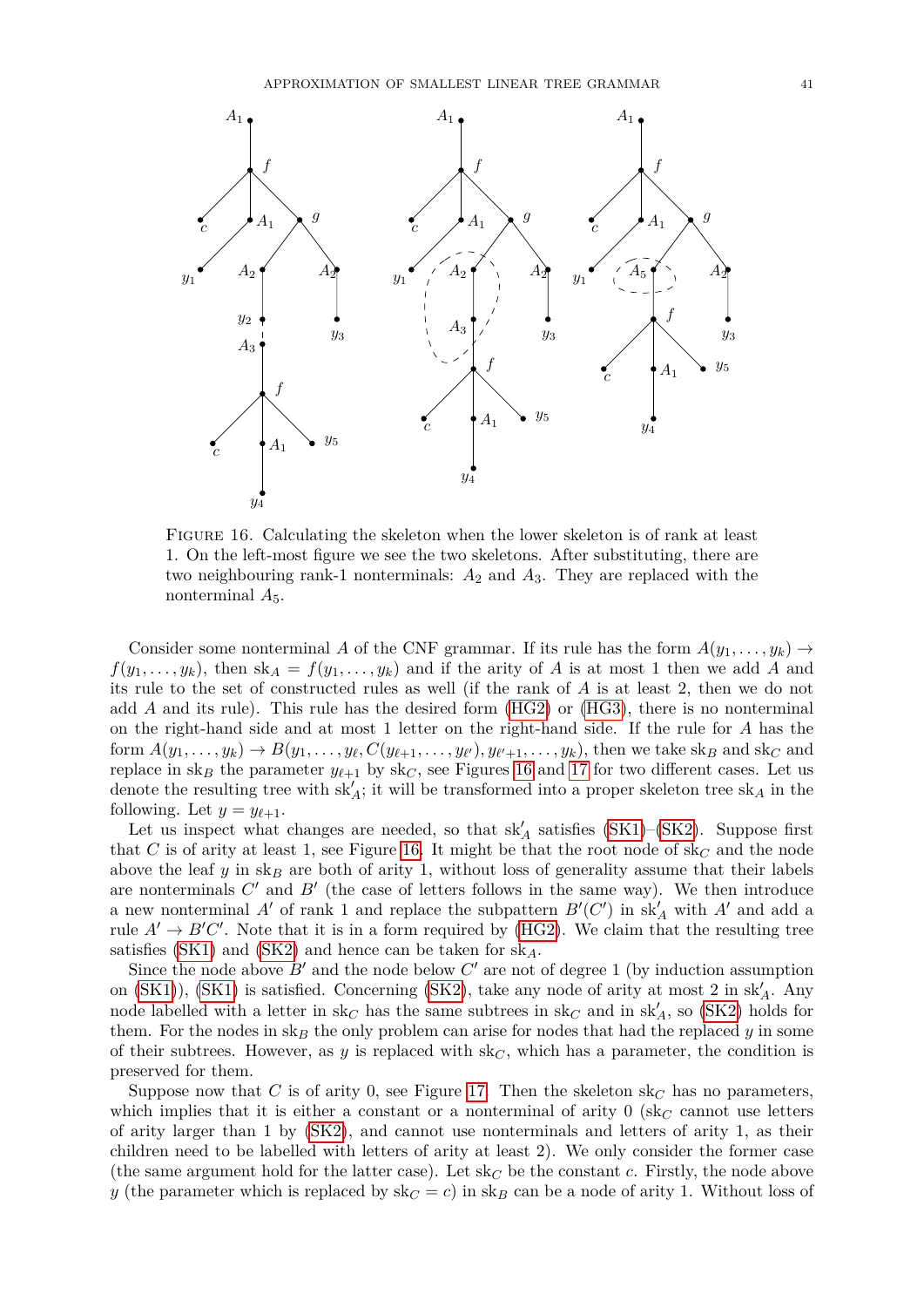Figure 16. Calculating the skeleton when the lower skeleton is of rank at least 1. On the left-most figure we see the two skeletons. After substituting, there are two neighbouring rank-1 nonterminals: $A_2$ and $A_3$. They are replaced with the nonterminal $A_5$.

Consider some nonterminal $A$ of the CNF grammar. If its rule has the form $A(y_1, \dots, y_k) \to f(y_1, \dots, y_k)$, then $\mathrm{sk}_A = f(y_1, \dots, y_k)$ and if the arity of $A$ is at most 1 then we add $A$ and its rule to the set of constructed rules as well (if the rank of $A$ is at least 2, then we do not add $A$ and its rule). This rule has the desired form (HG2) or (HG3), there is no nonterminal on the right-hand side and at most 1 letter on the right-hand side. If the rule for $A$ has the form $A(y_1, \dots, y_k) \to B(y_1, \dots, y_\ell, C(y_{\ell+1}, \dots, y_{\ell'}), y_{\ell'+1}, \dots, y_k)$, then we take $\mathrm{sk}_B$ and $\mathrm{sk}_C$ and replace in $\mathrm{sk}_B$ the parameter $y_{\ell+1}$ by $\mathrm{sk}_C$, see Figures 16 and 17 for two different cases. Let us denote the resulting tree with $\mathrm{sk}'_A$; it will be transformed into a proper skeleton tree $\mathrm{sk}_A$ in the following. Let $y = y_{\ell+1}$.

Let us inspect what changes are needed, so that $\mathrm{sk}'_A$ satisfies (SK1)–(SK2). Suppose first that $C$ is of arity at least 1, see Figure 16. It might be that the root node of $\mathrm{sk}_C$ and the node above the leaf $y$ in $\mathrm{sk}_B$ are both of arity 1, without loss of generality assume that their labels are nonterminals $C'$ and $B'$ (the case of letters follows in the same way). We then introduce a new nonterminal $A'$ of rank 1 and replace the subpattern $B'(C')$ in $\mathrm{sk}'_A$ with $A'$ and add a rule $A' \to B'C'$. Note that it is in a form required by (HG2). We claim that the resulting tree satisfies (SK1) and (SK2) and hence can be taken for $\mathrm{sk}_A$.

Since the node above $B'$ and the node below $C'$ are not of degree 1 (by induction assumption on (SK1)), (SK1) is satisfied. Concerning (SK2), take any node of arity at most 2 in $\mathrm{sk}'_A$. Any node labelled with a letter in $\mathrm{sk}_C$ has the same subtrees in $\mathrm{sk}_C$ and in $\mathrm{sk}'_A$, so (SK2) holds for them. For the nodes in $\mathrm{sk}_B$ the only problem can arise for nodes that had the replaced $y$ in some of their subtrees. However, as $y$ is replaced with $\mathrm{sk}_C$, which has a parameter, the condition is preserved for them.

Suppose now that $C$ is of arity 0, see Figure 17. Then the skeleton $\mathrm{sk}_C$ has no parameters, which implies that it is either a constant or a nonterminal of arity 0 ($\mathrm{sk}_C$ cannot use letters of arity larger than 1 by (SK2), and cannot use nonterminals and letters of arity 1, as their children need to be labelled with letters of arity at least 2). We only consider the former case (the same argument hold for the latter case). Let $\mathrm{sk}_C$ be the constant $c$. Firstly, the node above $y$ (the parameter which is replaced by $\mathrm{sk}_C = c$) in $\mathrm{sk}_B$ can be a node of arity 1. Without loss of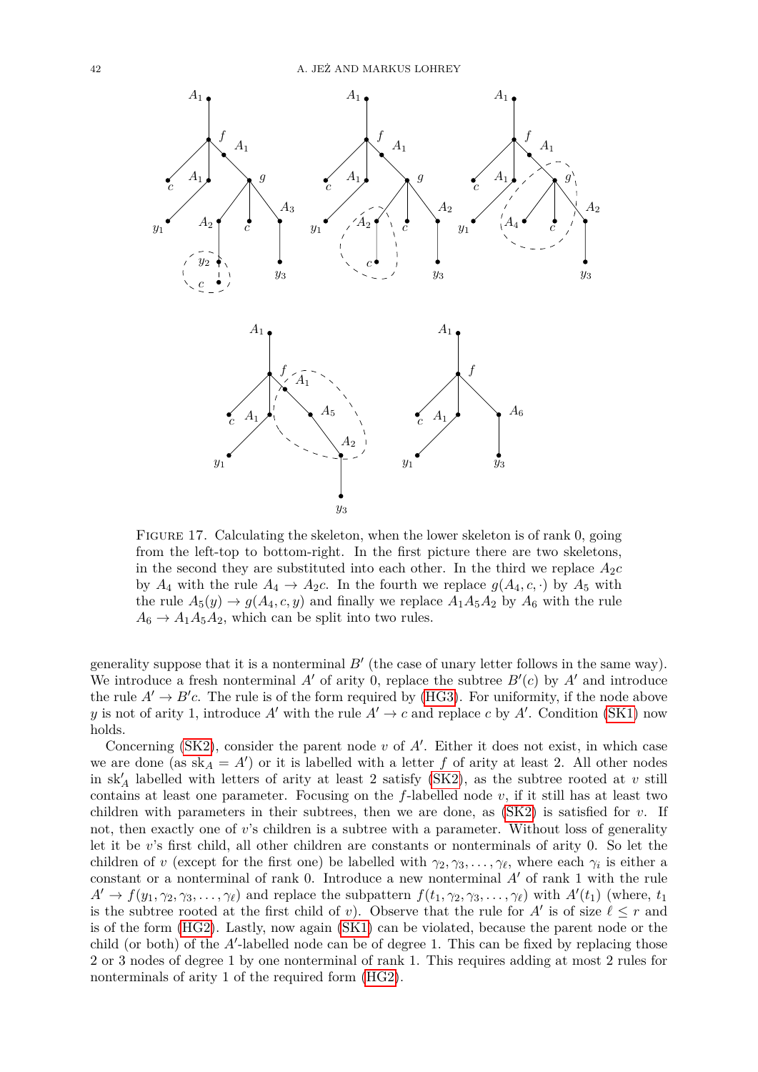Figure 17. Calculating the skeleton, when the lower skeleton is of rank 0, going from the left-top to bottom-right. In the first picture there are two skeletons, in the second they are substituted into each other. In the third we replace $A_2c$ by $A_4$ with the rule $A_4 \to A_2c$. In the fourth we replace $g(A_4, c, \cdot)$ by $A_5$ with the rule $A_5(y) \to g(A_4, c, y)$ and finally we replace $A_1A_5A_2$ by $A_6$ with the rule $A_6 \to A_1A_5A_2$, which can be split into two rules.

generality suppose that it is a nonterminal $B'$ (the case of unary letter follows in the same way). We introduce a fresh nonterminal $A'$ of arity 0, replace the subtree $B'(c)$ by $A'$ and introduce the rule $A' \to B'c$. The rule is of the form required by (HG3). For uniformity, if the node above $y$ is not of arity 1, introduce $A'$ with the rule $A' \to c$ and replace $c$ by $A'$. Condition (SK1) now holds.

Concerning (SK2), consider the parent node $v$ of $A'$. Either it does not exist, in which case we are done (as $\mathrm{sk}_A = A'$) or it is labelled with a letter $f$ of arity at least 2. All other nodes in $\mathrm{sk}'_A$ labelled with letters of arity at least 2 satisfy (SK2), as the subtree rooted at $v$ still contains at least one parameter. Focusing on the $f$-labelled node $v$, if it still has at least two children with parameters in their subtrees, then we are done, as (SK2) is satisfied for $v$. If not, then exactly one of $v$'s children is a subtree with a parameter. Without loss of generality let it be $v$'s first child, all other children are constants or nonterminals of arity 0. So let the children of $v$ (except for the first one) be labelled with $\gamma_2, \gamma_3, \dots, \gamma_\ell$, where each $\gamma_i$ is either a constant or a nonterminal of rank 0. Introduce a new nonterminal $A'$ of rank 1 with the rule $A' \to f(y_1, \gamma_2, \gamma_3, \dots, \gamma_\ell)$ and replace the subpattern $f(t_1, \gamma_2, \gamma_3, \dots, \gamma_\ell)$ with $A'(t_1)$ (where, $t_1$ is the subtree rooted at the first child of $v$). Observe that the rule for $A'$ is of size $\ell \leq r$ and is of the form (HG2). Lastly, now again (SK1) can be violated, because the parent node or the child (or both) of the $A'$-labelled node can be of degree 1. This can be fixed by replacing those 2 or 3 nodes of degree 1 by one nonterminal of rank 1. This requires adding at most 2 rules for nonterminals of arity 1 of the required form (HG2).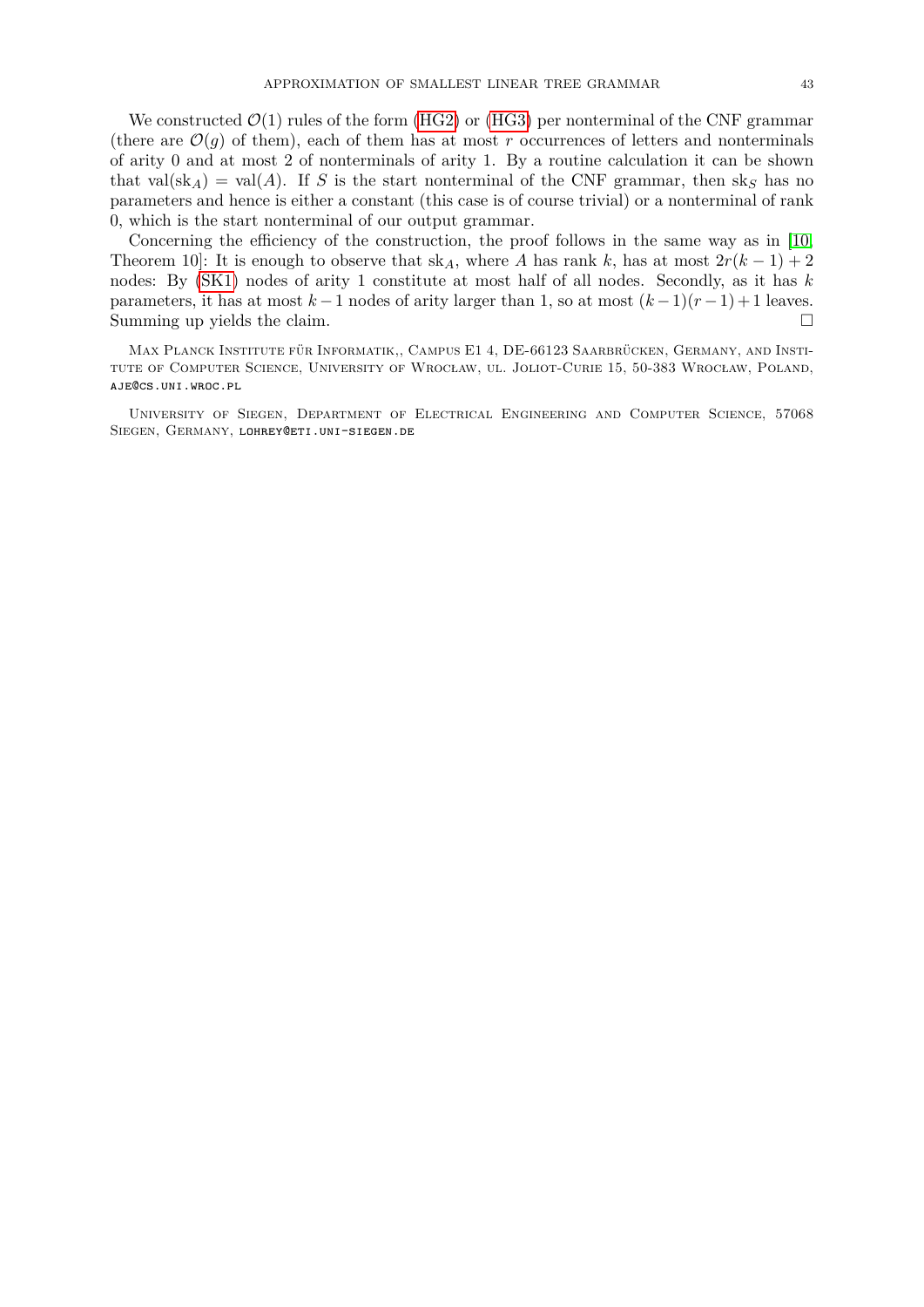We constructed $\mathcal{O}(1)$ rules of the form (HG2) or (HG3) per nonterminal of the CNF grammar (there are $\mathcal{O}(g)$ of them), each of them has at most $r$ occurrences of letters and nonterminals of arity 0 and at most 2 of nonterminals of arity 1. By a routine calculation it can be shown that $\mathrm{val}(\mathrm{sk}_A) = \mathrm{val}(A)$. If $S$ is the start nonterminal of the CNF grammar, then $\mathrm{sk}_S$ has no parameters and hence is either a constant (this case is of course trivial) or a nonterminal of rank 0, which is the start nonterminal of our output grammar.

Concerning the efficiency of the construction, the proof follows in the same way as in [10, Theorem 10]: It is enough to observe that $\mathrm{sk}_A$, where $A$ has rank $k$, has at most $2r(k-1)+2$ nodes: By (SK1) nodes of arity 1 constitute at most half of all nodes. Secondly, as it has $k$ parameters, it has at most $k-1$ nodes of arity larger than 1, so at most $(k-1)(r-1)+1$ leaves. Summing up yields the claim. □

Max Planck Institute für Informatik,, Campus E1 4, DE-66123 Saarbrücken, Germany, and Institute of Computer Science, University of Wrocław, ul. Joliot-Curie 15, 50-383 Wrocław, Poland, aje@cs.uni.wroc.pl

University of Siegen, Department of Electrical Engineering and Computer Science, 57068 Siegen, Germany, lohrey@eti.uni-siegen.de